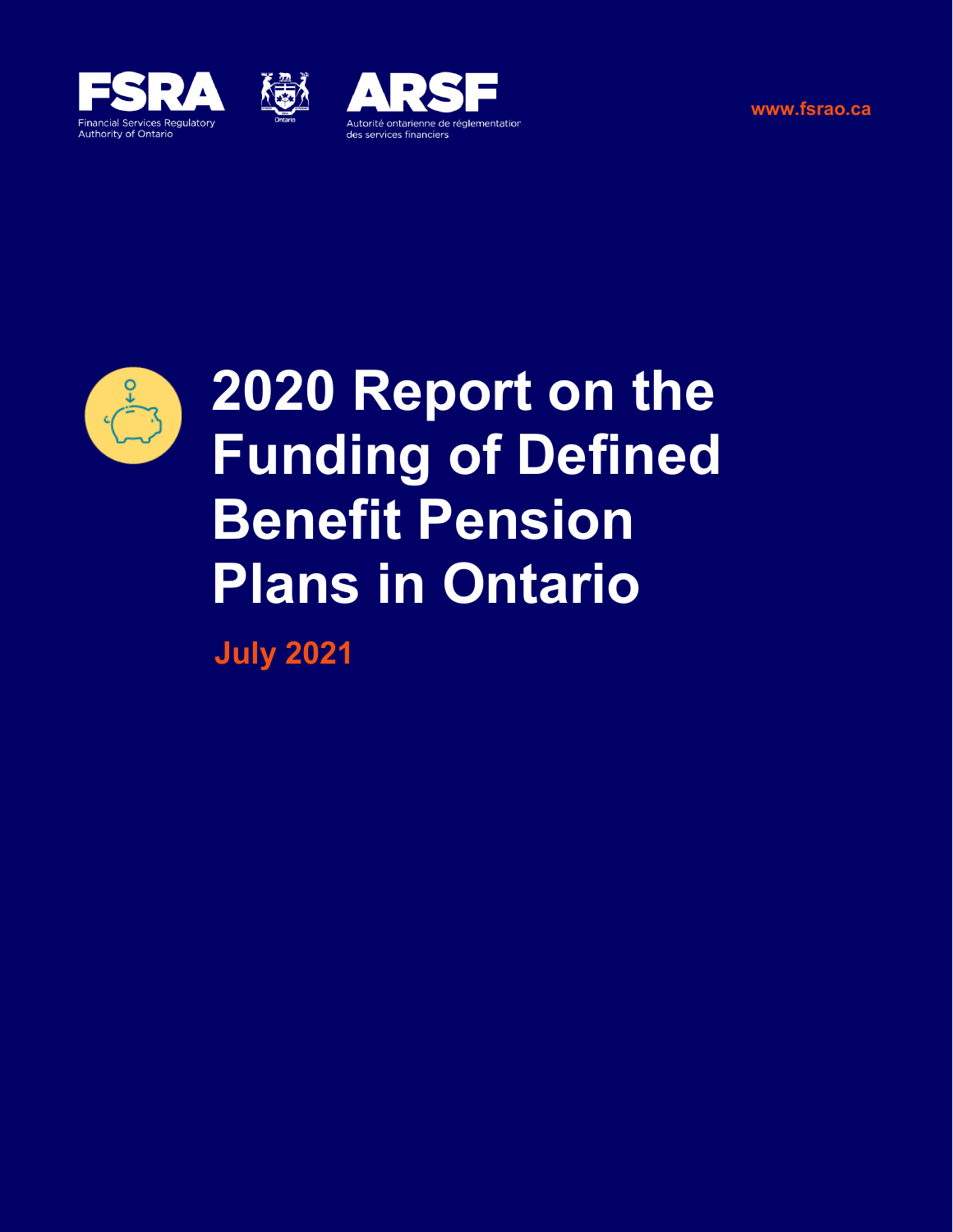FSRA

Financial Services Regulatory Authority of Ontario

ARSF

Autorité ontarienne de réglementation des services financiers

www.fsrao.ca

# 2020 Report on the Funding of Defined Benefit Pension Plans in Ontario

**July 2021**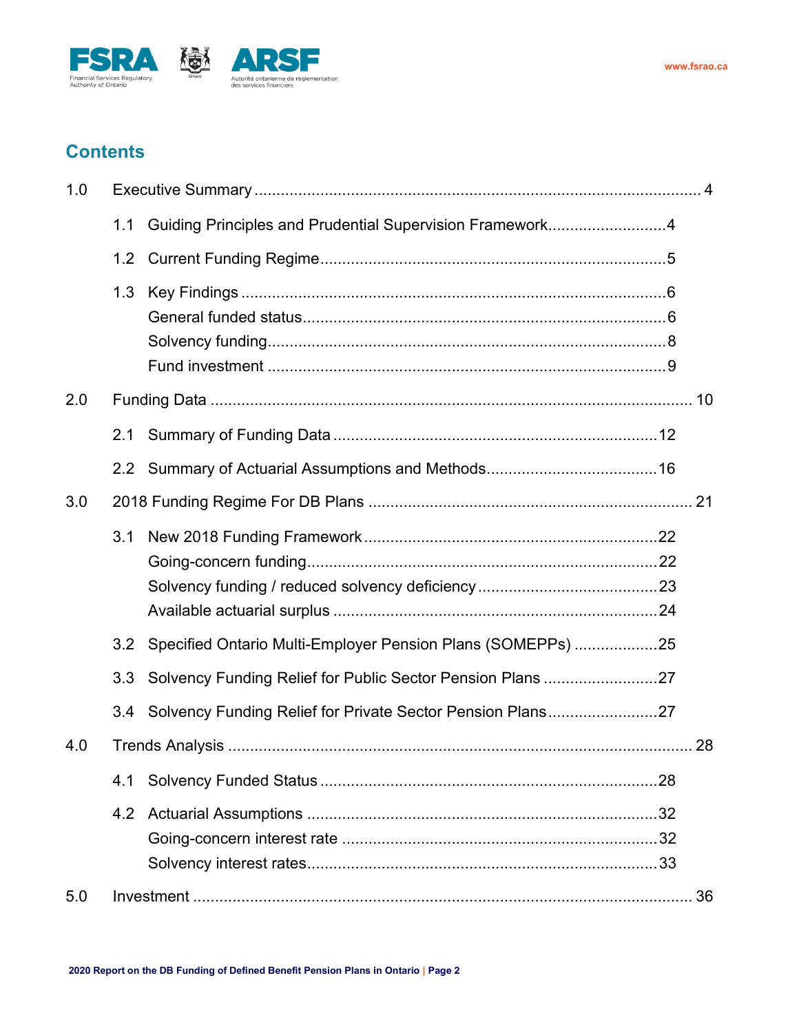## Contents

| | | |
|---|---|---|
| 1.0 | Executive Summary | 4 |
| | 1.1 Guiding Principles and Prudential Supervision Framework | 4 |
| | 1.2 Current Funding Regime | 5 |
| | 1.3 Key Findings | 6 |
| | General funded status | 6 |
| | Solvency funding | 8 |
| | Fund investment | 9 |
| 2.0 | Funding Data | 10 |
| | 2.1 Summary of Funding Data | 12 |
| | 2.2 Summary of Actuarial Assumptions and Methods | 16 |
| 3.0 | 2018 Funding Regime For DB Plans | 21 |
| | 3.1 New 2018 Funding Framework | 22 |
| | Going-concern funding | 22 |
| | Solvency funding / reduced solvency deficiency | 23 |
| | Available actuarial surplus | 24 |
| | 3.2 Specified Ontario Multi-Employer Pension Plans (SOMEPPs) | 25 |
| | 3.3 Solvency Funding Relief for Public Sector Pension Plans | 27 |
| | 3.4 Solvency Funding Relief for Private Sector Pension Plans | 27 |
| 4.0 | Trends Analysis | 28 |
| | 4.1 Solvency Funded Status | 28 |
| | 4.2 Actuarial Assumptions | 32 |
| | Going-concern interest rate | 32 |
| | Solvency interest rates | 33 |
| 5.0 | Investment | 36 |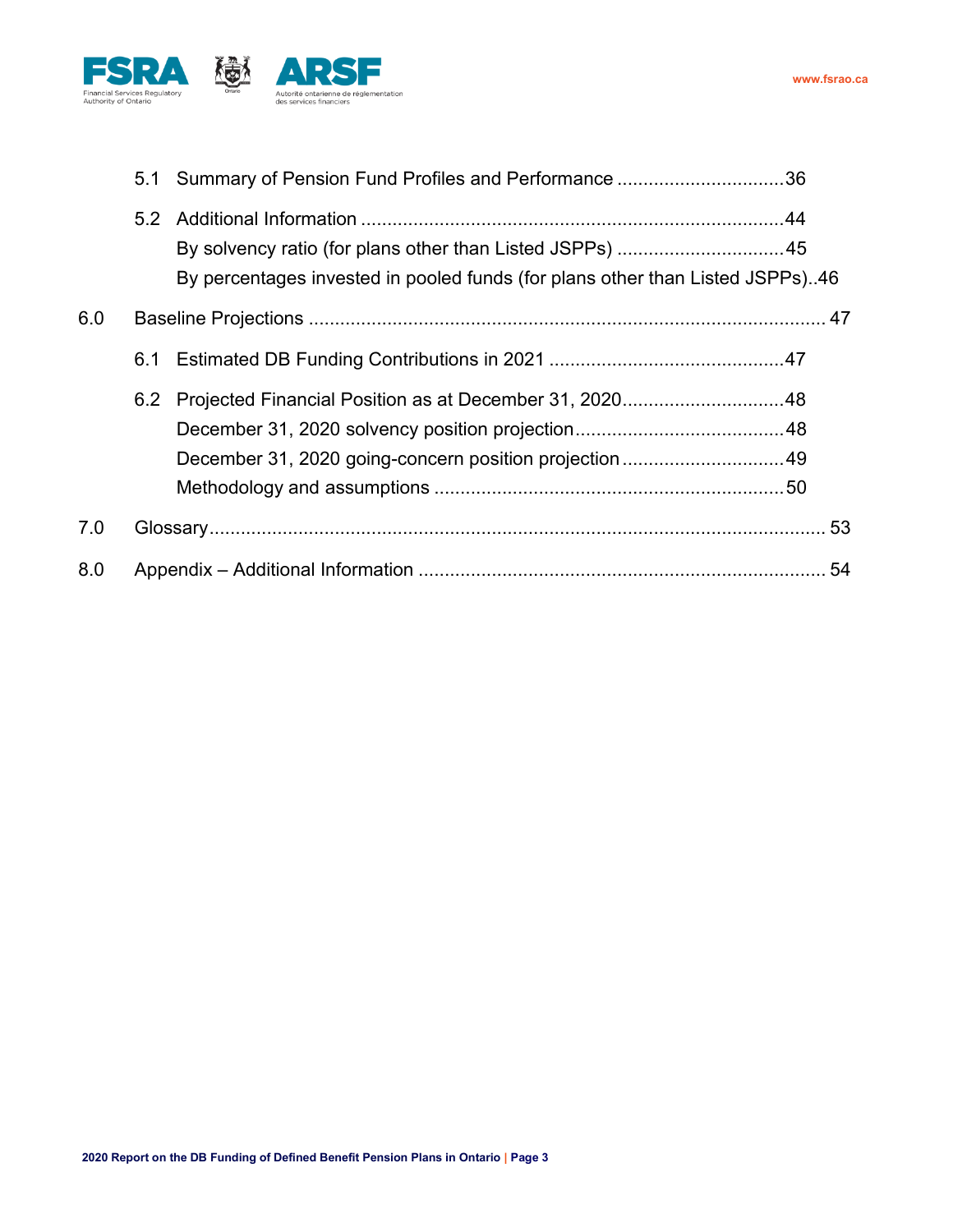5.1 Summary of Pension Fund Profiles and Performance ................................36

5.2 Additional Information ................................................................................44

By solvency ratio (for plans other than Listed JSPPs) ................................45

By percentages invested in pooled funds (for plans other than Listed JSPPs)..46

6.0 Baseline Projections .................................................................................................. 47

6.1 Estimated DB Funding Contributions in 2021 ............................................47

6.2 Projected Financial Position as at December 31, 2020...............................48

December 31, 2020 solvency position projection........................................48

December 31, 2020 going-concern position projection ...............................49

Methodology and assumptions ..................................................................50

7.0 Glossary..................................................................................................................... 53

8.0 Appendix – Additional Information ............................................................................. 54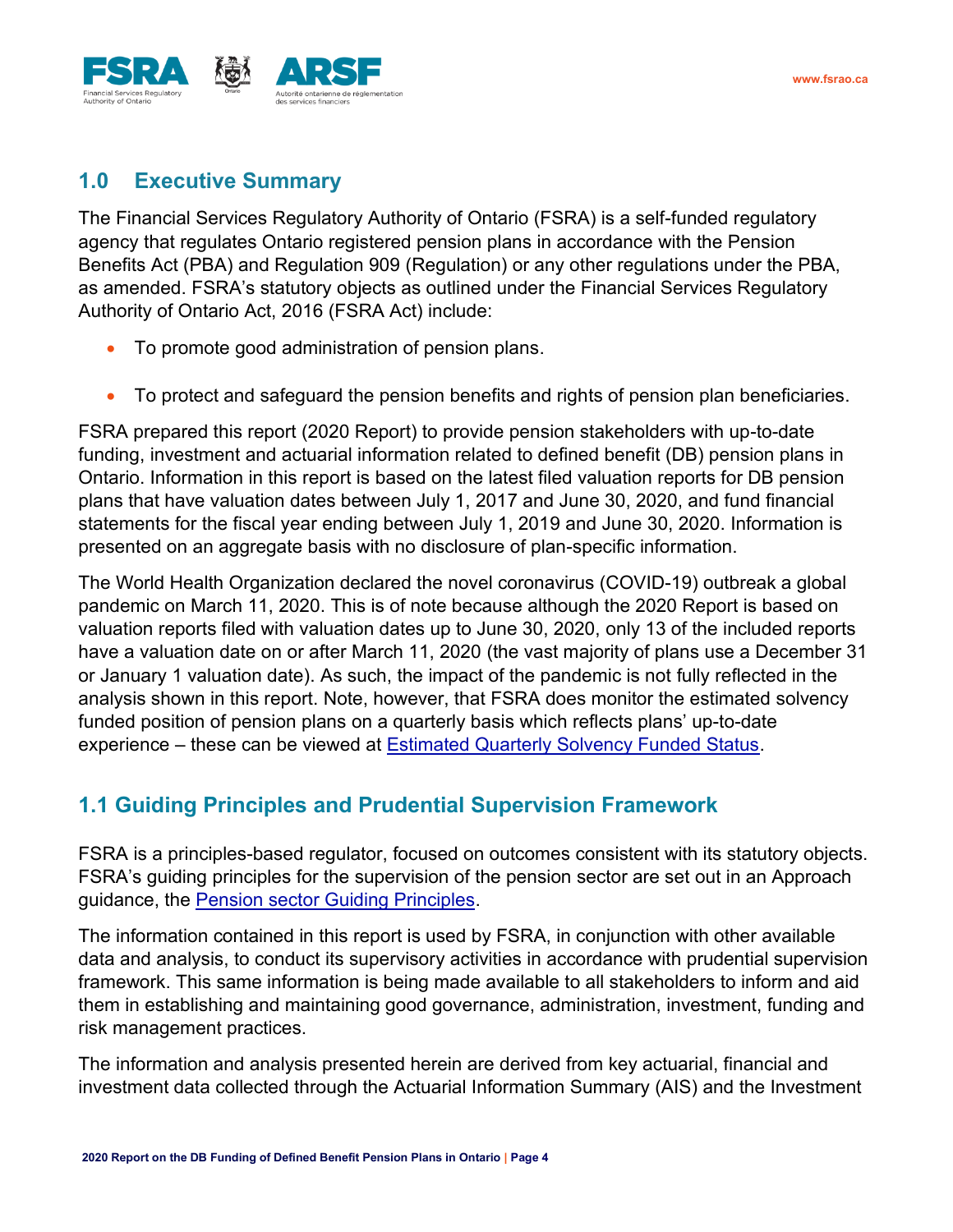## 1.0 Executive Summary

The Financial Services Regulatory Authority of Ontario (FSRA) is a self-funded regulatory agency that regulates Ontario registered pension plans in accordance with the Pension Benefits Act (PBA) and Regulation 909 (Regulation) or any other regulations under the PBA, as amended. FSRA's statutory objects as outlined under the Financial Services Regulatory Authority of Ontario Act, 2016 (FSRA Act) include:

- To promote good administration of pension plans.
- To protect and safeguard the pension benefits and rights of pension plan beneficiaries.

FSRA prepared this report (2020 Report) to provide pension stakeholders with up-to-date funding, investment and actuarial information related to defined benefit (DB) pension plans in Ontario. Information in this report is based on the latest filed valuation reports for DB pension plans that have valuation dates between July 1, 2017 and June 30, 2020, and fund financial statements for the fiscal year ending between July 1, 2019 and June 30, 2020. Information is presented on an aggregate basis with no disclosure of plan-specific information.

The World Health Organization declared the novel coronavirus (COVID-19) outbreak a global pandemic on March 11, 2020. This is of note because although the 2020 Report is based on valuation reports filed with valuation dates up to June 30, 2020, only 13 of the included reports have a valuation date on or after March 11, 2020 (the vast majority of plans use a December 31 or January 1 valuation date). As such, the impact of the pandemic is not fully reflected in the analysis shown in this report. Note, however, that FSRA does monitor the estimated solvency funded position of pension plans on a quarterly basis which reflects plans' up-to-date experience – these can be viewed at Estimated Quarterly Solvency Funded Status.

## 1.1 Guiding Principles and Prudential Supervision Framework

FSRA is a principles-based regulator, focused on outcomes consistent with its statutory objects. FSRA's guiding principles for the supervision of the pension sector are set out in an Approach guidance, the Pension sector Guiding Principles.

The information contained in this report is used by FSRA, in conjunction with other available data and analysis, to conduct its supervisory activities in accordance with prudential supervision framework. This same information is being made available to all stakeholders to inform and aid them in establishing and maintaining good governance, administration, investment, funding and risk management practices.

The information and analysis presented herein are derived from key actuarial, financial and investment data collected through the Actuarial Information Summary (AIS) and the Investment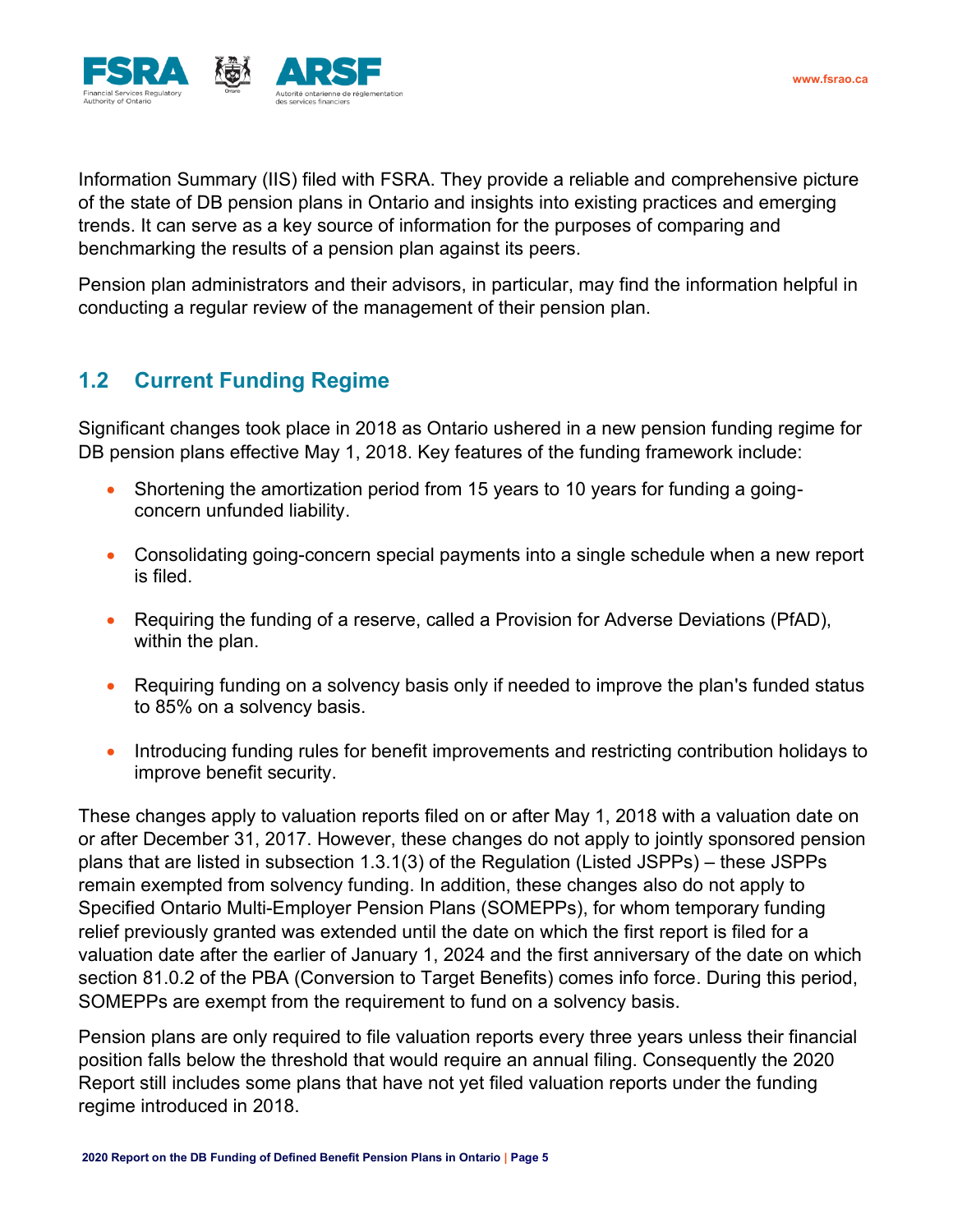Information Summary (IIS) filed with FSRA. They provide a reliable and comprehensive picture of the state of DB pension plans in Ontario and insights into existing practices and emerging trends. It can serve as a key source of information for the purposes of comparing and benchmarking the results of a pension plan against its peers.

Pension plan administrators and their advisors, in particular, may find the information helpful in conducting a regular review of the management of their pension plan.

## 1.2 Current Funding Regime

Significant changes took place in 2018 as Ontario ushered in a new pension funding regime for DB pension plans effective May 1, 2018. Key features of the funding framework include:

- Shortening the amortization period from 15 years to 10 years for funding a going-concern unfunded liability.
- Consolidating going-concern special payments into a single schedule when a new report is filed.
- Requiring the funding of a reserve, called a Provision for Adverse Deviations (PfAD), within the plan.
- Requiring funding on a solvency basis only if needed to improve the plan's funded status to 85% on a solvency basis.
- Introducing funding rules for benefit improvements and restricting contribution holidays to improve benefit security.

These changes apply to valuation reports filed on or after May 1, 2018 with a valuation date on or after December 31, 2017. However, these changes do not apply to jointly sponsored pension plans that are listed in subsection 1.3.1(3) of the Regulation (Listed JSPPs) – these JSPPs remain exempted from solvency funding. In addition, these changes also do not apply to Specified Ontario Multi-Employer Pension Plans (SOMEPPs), for whom temporary funding relief previously granted was extended until the date on which the first report is filed for a valuation date after the earlier of January 1, 2024 and the first anniversary of the date on which section 81.0.2 of the PBA (Conversion to Target Benefits) comes info force. During this period, SOMEPPs are exempt from the requirement to fund on a solvency basis.

Pension plans are only required to file valuation reports every three years unless their financial position falls below the threshold that would require an annual filing. Consequently the 2020 Report still includes some plans that have not yet filed valuation reports under the funding regime introduced in 2018.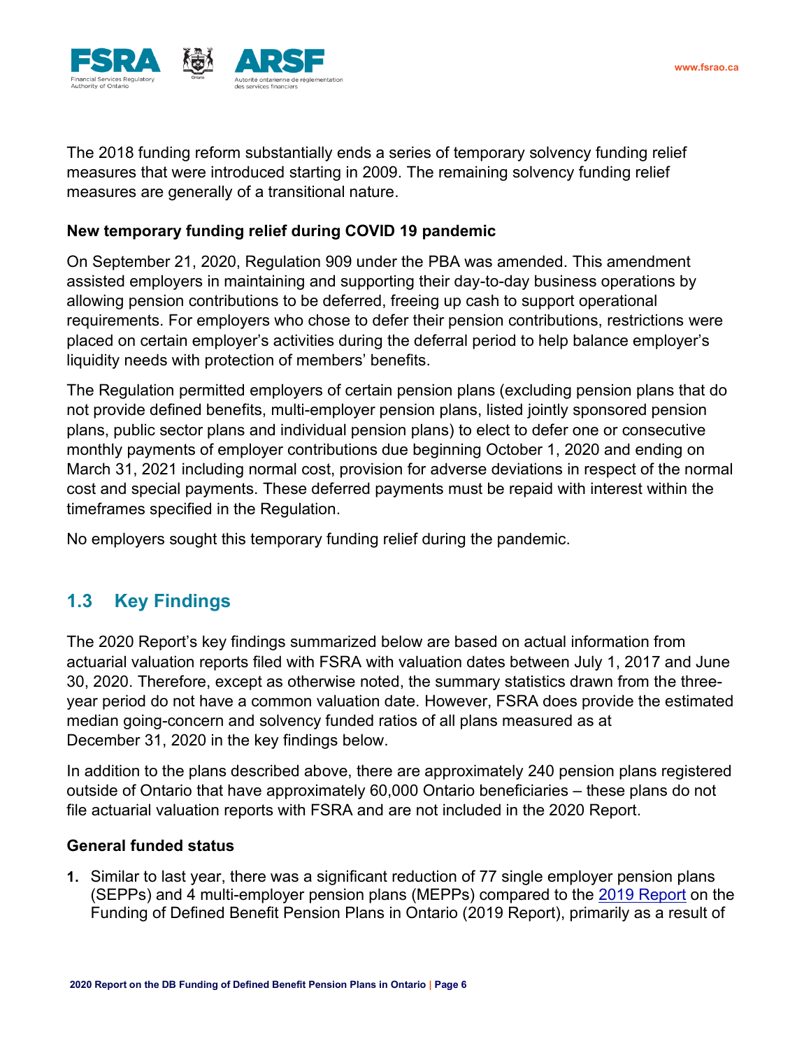The 2018 funding reform substantially ends a series of temporary solvency funding relief measures that were introduced starting in 2009. The remaining solvency funding relief measures are generally of a transitional nature.

**New temporary funding relief during COVID 19 pandemic**

On September 21, 2020, Regulation 909 under the PBA was amended. This amendment assisted employers in maintaining and supporting their day-to-day business operations by allowing pension contributions to be deferred, freeing up cash to support operational requirements. For employers who chose to defer their pension contributions, restrictions were placed on certain employer's activities during the deferral period to help balance employer's liquidity needs with protection of members' benefits.

The Regulation permitted employers of certain pension plans (excluding pension plans that do not provide defined benefits, multi-employer pension plans, listed jointly sponsored pension plans, public sector plans and individual pension plans) to elect to defer one or consecutive monthly payments of employer contributions due beginning October 1, 2020 and ending on March 31, 2021 including normal cost, provision for adverse deviations in respect of the normal cost and special payments. These deferred payments must be repaid with interest within the timeframes specified in the Regulation.

No employers sought this temporary funding relief during the pandemic.

## 1.3 Key Findings

The 2020 Report's key findings summarized below are based on actual information from actuarial valuation reports filed with FSRA with valuation dates between July 1, 2017 and June 30, 2020. Therefore, except as otherwise noted, the summary statistics drawn from the three-year period do not have a common valuation date. However, FSRA does provide the estimated median going-concern and solvency funded ratios of all plans measured as at December 31, 2020 in the key findings below.

In addition to the plans described above, there are approximately 240 pension plans registered outside of Ontario that have approximately 60,000 Ontario beneficiaries – these plans do not file actuarial valuation reports with FSRA and are not included in the 2020 Report.

**General funded status**

1. Similar to last year, there was a significant reduction of 77 single employer pension plans (SEPPs) and 4 multi-employer pension plans (MEPPs) compared to the 2019 Report on the Funding of Defined Benefit Pension Plans in Ontario (2019 Report), primarily as a result of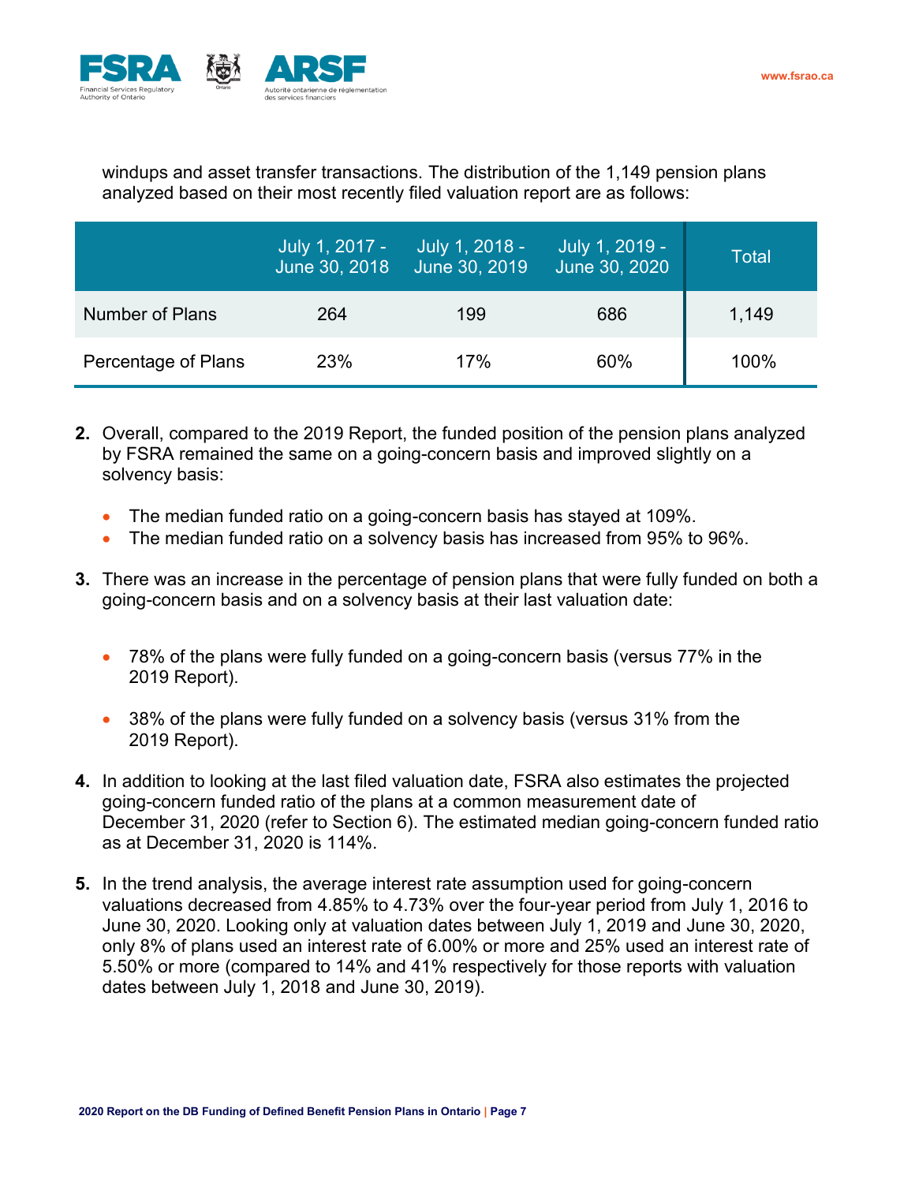windups and asset transfer transactions. The distribution of the 1,149 pension plans analyzed based on their most recently filed valuation report are as follows:

| | July 1, 2017 - June 30, 2018 | July 1, 2018 - June 30, 2019 | July 1, 2019 - June 30, 2020 | Total |
|---|---|---|---|---|
| Number of Plans | 264 | 199 | 686 | 1,149 |
| Percentage of Plans | 23% | 17% | 60% | 100% |

2. Overall, compared to the 2019 Report, the funded position of the pension plans analyzed by FSRA remained the same on a going-concern basis and improved slightly on a solvency basis:

   - The median funded ratio on a going-concern basis has stayed at 109%.
   - The median funded ratio on a solvency basis has increased from 95% to 96%.

3. There was an increase in the percentage of pension plans that were fully funded on both a going-concern basis and on a solvency basis at their last valuation date:

   - 78% of the plans were fully funded on a going-concern basis (versus 77% in the 2019 Report).
   - 38% of the plans were fully funded on a solvency basis (versus 31% from the 2019 Report).

4. In addition to looking at the last filed valuation date, FSRA also estimates the projected going-concern funded ratio of the plans at a common measurement date of December 31, 2020 (refer to Section 6). The estimated median going-concern funded ratio as at December 31, 2020 is 114%.

5. In the trend analysis, the average interest rate assumption used for going-concern valuations decreased from 4.85% to 4.73% over the four-year period from July 1, 2016 to June 30, 2020. Looking only at valuation dates between July 1, 2019 and June 30, 2020, only 8% of plans used an interest rate of 6.00% or more and 25% used an interest rate of 5.50% or more (compared to 14% and 41% respectively for those reports with valuation dates between July 1, 2018 and June 30, 2019).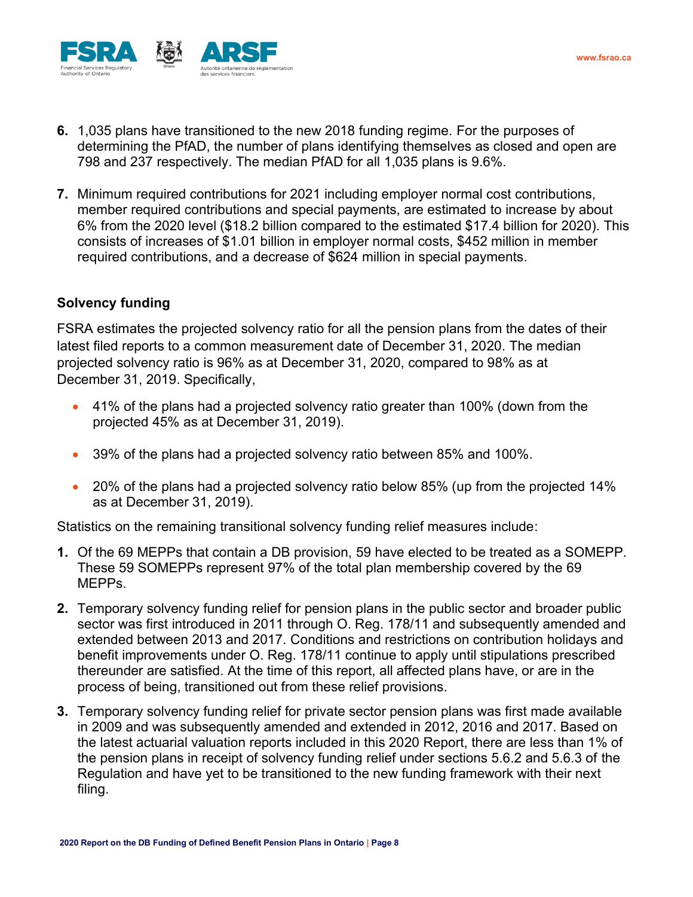6. 1,035 plans have transitioned to the new 2018 funding regime. For the purposes of determining the PfAD, the number of plans identifying themselves as closed and open are 798 and 237 respectively. The median PfAD for all 1,035 plans is 9.6%.

7. Minimum required contributions for 2021 including employer normal cost contributions, member required contributions and special payments, are estimated to increase by about 6% from the 2020 level ($18.2 billion compared to the estimated $17.4 billion for 2020). This consists of increases of $1.01 billion in employer normal costs, $452 million in member required contributions, and a decrease of $624 million in special payments.

**Solvency funding**

FSRA estimates the projected solvency ratio for all the pension plans from the dates of their latest filed reports to a common measurement date of December 31, 2020. The median projected solvency ratio is 96% as at December 31, 2020, compared to 98% as at December 31, 2019. Specifically,

- 41% of the plans had a projected solvency ratio greater than 100% (down from the projected 45% as at December 31, 2019).
- 39% of the plans had a projected solvency ratio between 85% and 100%.
- 20% of the plans had a projected solvency ratio below 85% (up from the projected 14% as at December 31, 2019).

Statistics on the remaining transitional solvency funding relief measures include:

1. Of the 69 MEPPs that contain a DB provision, 59 have elected to be treated as a SOMEPP. These 59 SOMEPPs represent 97% of the total plan membership covered by the 69 MEPPs.
2. Temporary solvency funding relief for pension plans in the public sector and broader public sector was first introduced in 2011 through O. Reg. 178/11 and subsequently amended and extended between 2013 and 2017. Conditions and restrictions on contribution holidays and benefit improvements under O. Reg. 178/11 continue to apply until stipulations prescribed thereunder are satisfied. At the time of this report, all affected plans have, or are in the process of being, transitioned out from these relief provisions.
3. Temporary solvency funding relief for private sector pension plans was first made available in 2009 and was subsequently amended and extended in 2012, 2016 and 2017. Based on the latest actuarial valuation reports included in this 2020 Report, there are less than 1% of the pension plans in receipt of solvency funding relief under sections 5.6.2 and 5.6.3 of the Regulation and have yet to be transitioned to the new funding framework with their next filing.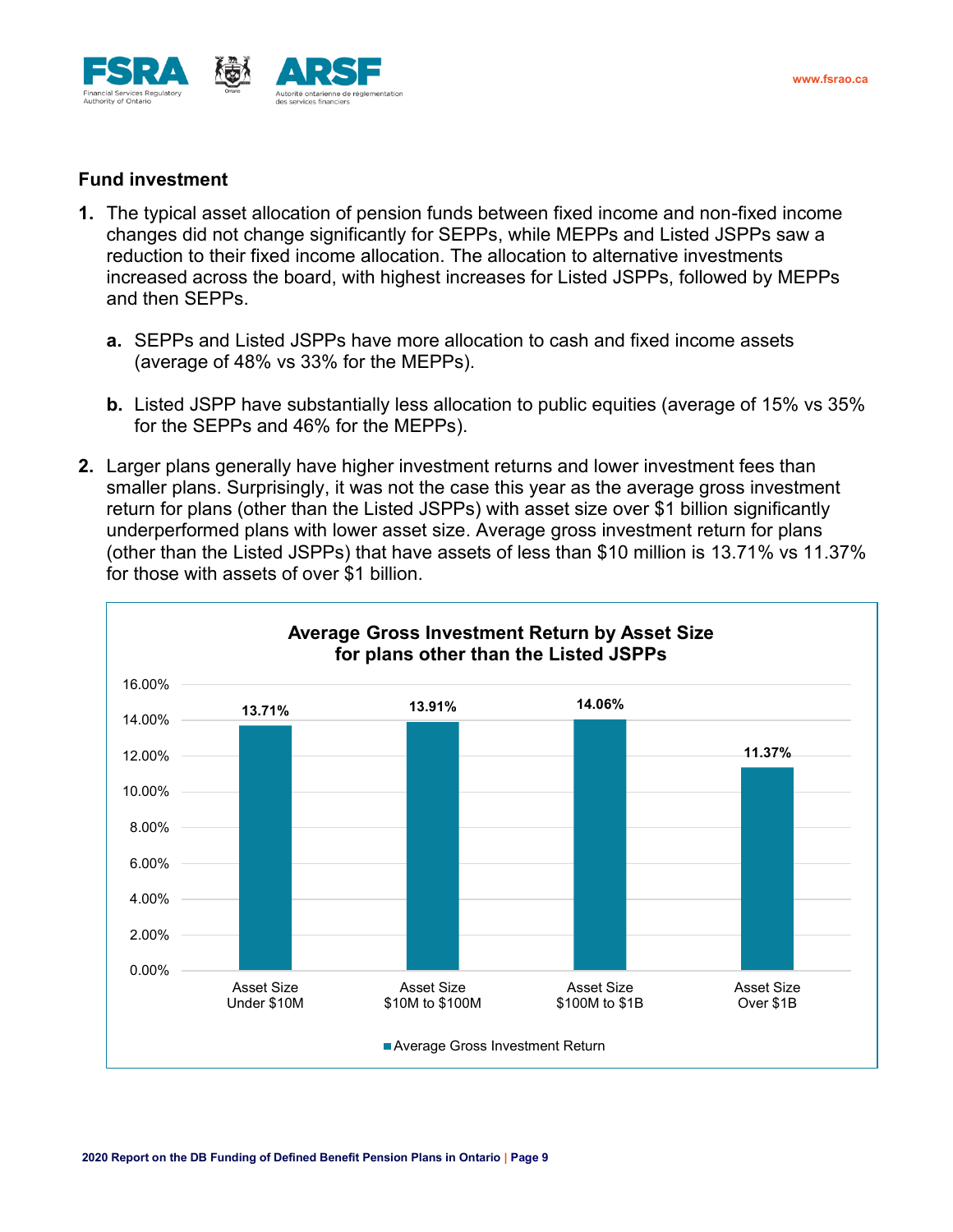## Fund investment

1. The typical asset allocation of pension funds between fixed income and non-fixed income changes did not change significantly for SEPPs, while MEPPs and Listed JSPPs saw a reduction to their fixed income allocation. The allocation to alternative investments increased across the board, with highest increases for Listed JSPPs, followed by MEPPs and then SEPPs.

   a. SEPPs and Listed JSPPs have more allocation to cash and fixed income assets (average of 48% vs 33% for the MEPPs).

   b. Listed JSPP have substantially less allocation to public equities (average of 15% vs 35% for the SEPPs and 46% for the MEPPs).

2. Larger plans generally have higher investment returns and lower investment fees than smaller plans. Surprisingly, it was not the case this year as the average gross investment return for plans (other than the Listed JSPPs) with asset size over $1 billion significantly underperformed plans with lower asset size. Average gross investment return for plans (other than the Listed JSPPs) that have assets of less than $10 million is 13.71% vs 11.37% for those with assets of over $1 billion.

**Average Gross Investment Return by Asset Size for plans other than the Listed JSPPs**

| Asset Size | Average Gross Investment Return |
|---|---|
| Asset Size Under $10M | 13.71% |
| Asset Size $10M to $100M | 13.91% |
| Asset Size $100M to $1B | 14.06% |
| Asset Size Over $1B | 11.37% |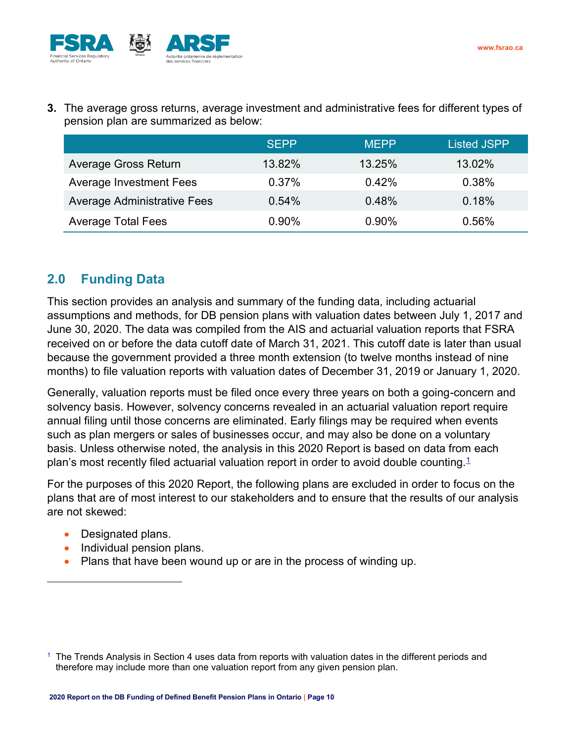3. The average gross returns, average investment and administrative fees for different types of pension plan are summarized as below:

| | SEPP | MEPP | Listed JSPP |
|---|---|---|---|
| Average Gross Return | 13.82% | 13.25% | 13.02% |
| Average Investment Fees | 0.37% | 0.42% | 0.38% |
| Average Administrative Fees | 0.54% | 0.48% | 0.18% |
| Average Total Fees | 0.90% | 0.90% | 0.56% |

## 2.0 Funding Data

This section provides an analysis and summary of the funding data, including actuarial assumptions and methods, for DB pension plans with valuation dates between July 1, 2017 and June 30, 2020. The data was compiled from the AIS and actuarial valuation reports that FSRA received on or before the data cutoff date of March 31, 2021. This cutoff date is later than usual because the government provided a three month extension (to twelve months instead of nine months) to file valuation reports with valuation dates of December 31, 2019 or January 1, 2020.

Generally, valuation reports must be filed once every three years on both a going-concern and solvency basis. However, solvency concerns revealed in an actuarial valuation report require annual filing until those concerns are eliminated. Early filings may be required when events such as plan mergers or sales of businesses occur, and may also be done on a voluntary basis. Unless otherwise noted, the analysis in this 2020 Report is based on data from each plan's most recently filed actuarial valuation report in order to avoid double counting.[1]

For the purposes of this 2020 Report, the following plans are excluded in order to focus on the plans that are of most interest to our stakeholders and to ensure that the results of our analysis are not skewed:

- Designated plans.
- Individual pension plans.
- Plans that have been wound up or are in the process of winding up.

[1] The Trends Analysis in Section 4 uses data from reports with valuation dates in the different periods and therefore may include more than one valuation report from any given pension plan.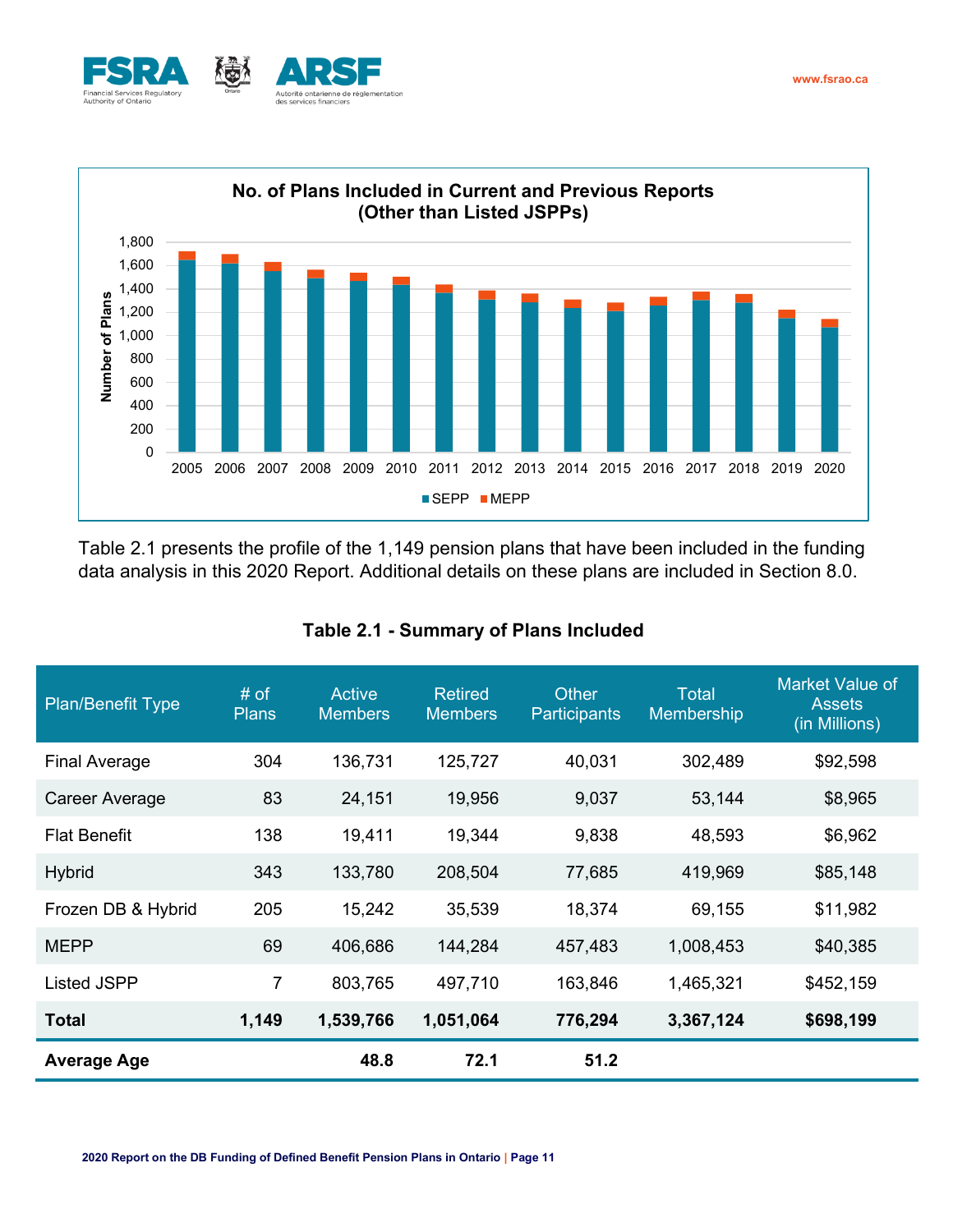**No. of Plans Included in Current and Previous Reports (Other than Listed JSPPs)**

Table 2.1 presents the profile of the 1,149 pension plans that have been included in the funding data analysis in this 2020 Report. Additional details on these plans are included in Section 8.0.

**Table 2.1 - Summary of Plans Included**

| Plan/Benefit Type | # of Plans | Active Members | Retired Members | Other Participants | Total Membership | Market Value of Assets (in Millions) |
|---|---|---|---|---|---|---|
| Final Average | 304 | 136,731 | 125,727 | 40,031 | 302,489 | $92,598 |
| Career Average | 83 | 24,151 | 19,956 | 9,037 | 53,144 | $8,965 |
| Flat Benefit | 138 | 19,411 | 19,344 | 9,838 | 48,593 | $6,962 |
| Hybrid | 343 | 133,780 | 208,504 | 77,685 | 419,969 | $85,148 |
| Frozen DB & Hybrid | 205 | 15,242 | 35,539 | 18,374 | 69,155 | $11,982 |
| MEPP | 69 | 406,686 | 144,284 | 457,483 | 1,008,453 | $40,385 |
| Listed JSPP | 7 | 803,765 | 497,710 | 163,846 | 1,465,321 | $452,159 |
| **Total** | **1,149** | **1,539,766** | **1,051,064** | **776,294** | **3,367,124** | **$698,199** |
| **Average Age** | | **48.8** | **72.1** | **51.2** | | |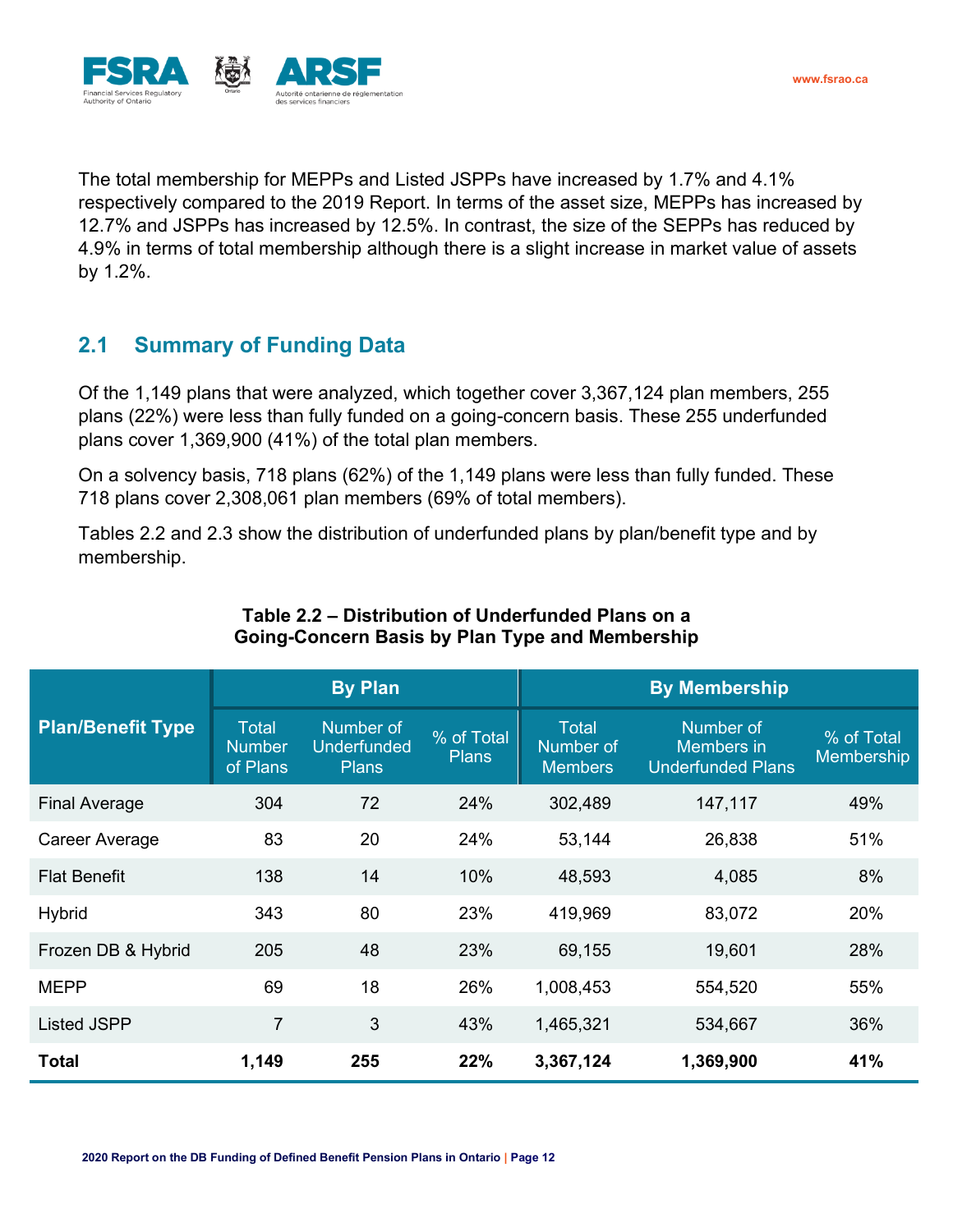The total membership for MEPPs and Listed JSPPs have increased by 1.7% and 4.1% respectively compared to the 2019 Report. In terms of the asset size, MEPPs has increased by 12.7% and JSPPs has increased by 12.5%. In contrast, the size of the SEPPs has reduced by 4.9% in terms of total membership although there is a slight increase in market value of assets by 1.2%.

## 2.1 Summary of Funding Data

Of the 1,149 plans that were analyzed, which together cover 3,367,124 plan members, 255 plans (22%) were less than fully funded on a going-concern basis. These 255 underfunded plans cover 1,369,900 (41%) of the total plan members.

On a solvency basis, 718 plans (62%) of the 1,149 plans were less than fully funded. These 718 plans cover 2,308,061 plan members (69% of total members).

Tables 2.2 and 2.3 show the distribution of underfunded plans by plan/benefit type and by membership.

**Table 2.2 – Distribution of Underfunded Plans on a Going-Concern Basis by Plan Type and Membership**

| Plan/Benefit Type | By Plan | | | By Membership | | |
|---|---|---|---|---|---|---|
| | Total Number of Plans | Number of Underfunded Plans | % of Total Plans | Total Number of Members | Number of Members in Underfunded Plans | % of Total Membership |
| Final Average | 304 | 72 | 24% | 302,489 | 147,117 | 49% |
| Career Average | 83 | 20 | 24% | 53,144 | 26,838 | 51% |
| Flat Benefit | 138 | 14 | 10% | 48,593 | 4,085 | 8% |
| Hybrid | 343 | 80 | 23% | 419,969 | 83,072 | 20% |
| Frozen DB & Hybrid | 205 | 48 | 23% | 69,155 | 19,601 | 28% |
| MEPP | 69 | 18 | 26% | 1,008,453 | 554,520 | 55% |
| Listed JSPP | 7 | 3 | 43% | 1,465,321 | 534,667 | 36% |
| **Total** | **1,149** | **255** | **22%** | **3,367,124** | **1,369,900** | **41%** |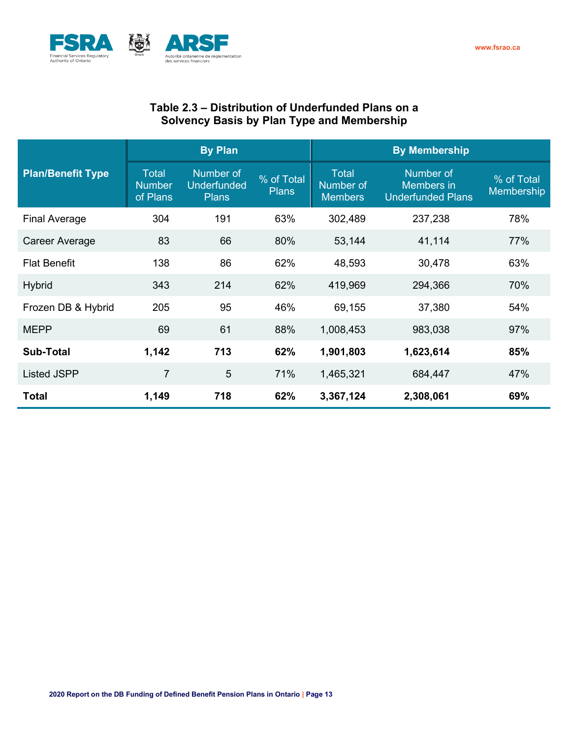### Table 2.3 – Distribution of Underfunded Plans on a Solvency Basis by Plan Type and Membership

| Plan/Benefit Type | By Plan | | | By Membership | | |
|---|---|---|---|---|---|---|
| | Total Number of Plans | Number of Underfunded Plans | % of Total Plans | Total Number of Members | Number of Members in Underfunded Plans | % of Total Membership |
| Final Average | 304 | 191 | 63% | 302,489 | 237,238 | 78% |
| Career Average | 83 | 66 | 80% | 53,144 | 41,114 | 77% |
| Flat Benefit | 138 | 86 | 62% | 48,593 | 30,478 | 63% |
| Hybrid | 343 | 214 | 62% | 419,969 | 294,366 | 70% |
| Frozen DB & Hybrid | 205 | 95 | 46% | 69,155 | 37,380 | 54% |
| MEPP | 69 | 61 | 88% | 1,008,453 | 983,038 | 97% |
| **Sub-Total** | **1,142** | **713** | **62%** | **1,901,803** | **1,623,614** | **85%** |
| Listed JSPP | 7 | 5 | 71% | 1,465,321 | 684,447 | 47% |
| **Total** | **1,149** | **718** | **62%** | **3,367,124** | **2,308,061** | **69%** |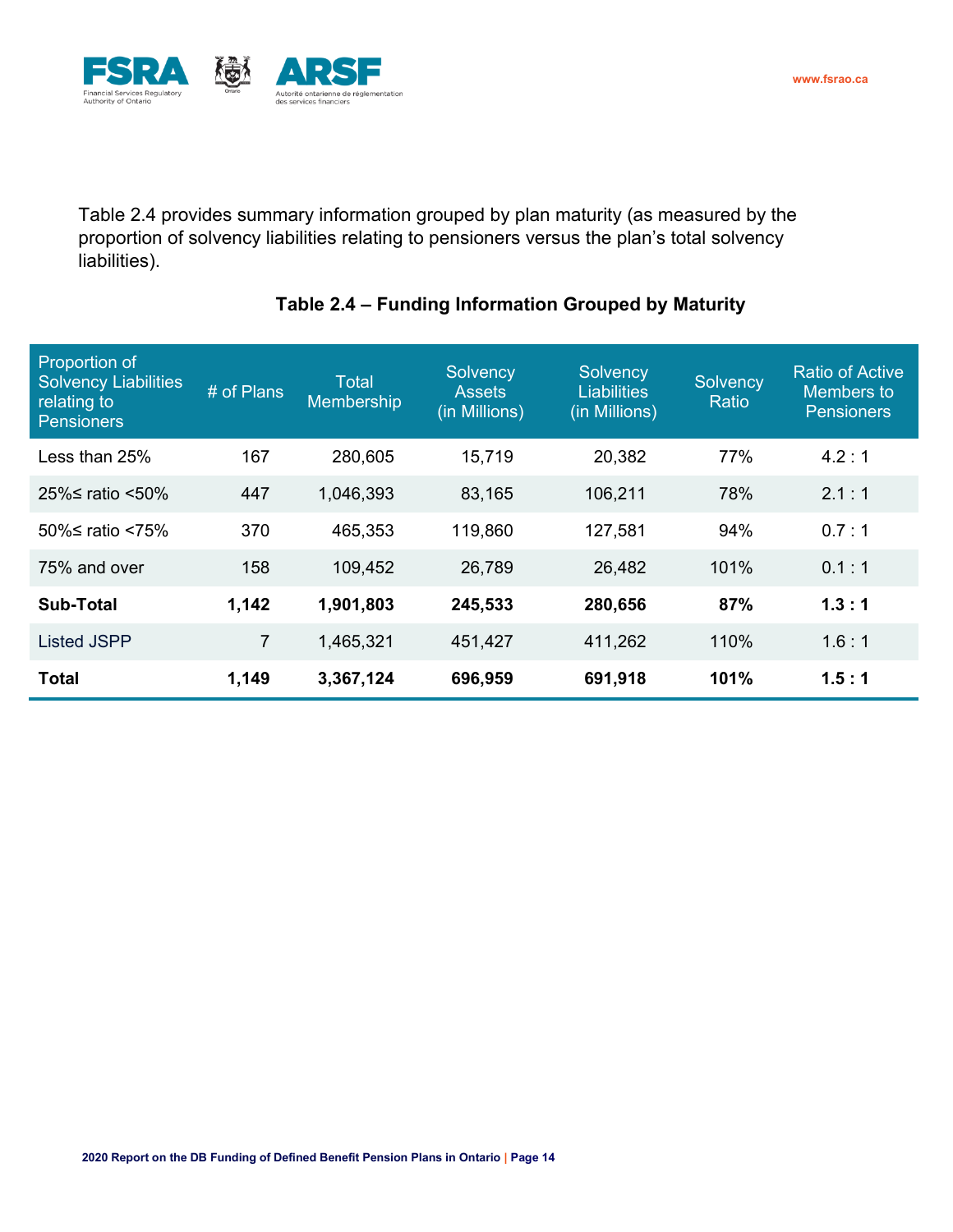Table 2.4 provides summary information grouped by plan maturity (as measured by the proportion of solvency liabilities relating to pensioners versus the plan's total solvency liabilities).

**Table 2.4 – Funding Information Grouped by Maturity**

| Proportion of Solvency Liabilities relating to Pensioners | # of Plans | Total Membership | Solvency Assets (in Millions) | Solvency Liabilities (in Millions) | Solvency Ratio | Ratio of Active Members to Pensioners |
|---|---|---|---|---|---|---|
| Less than 25% | 167 | 280,605 | 15,719 | 20,382 | 77% | 4.2 : 1 |
| 25%≤ ratio <50% | 447 | 1,046,393 | 83,165 | 106,211 | 78% | 2.1 : 1 |
| 50%≤ ratio <75% | 370 | 465,353 | 119,860 | 127,581 | 94% | 0.7 : 1 |
| 75% and over | 158 | 109,452 | 26,789 | 26,482 | 101% | 0.1 : 1 |
| **Sub-Total** | **1,142** | **1,901,803** | **245,533** | **280,656** | **87%** | **1.3 : 1** |
| Listed JSPP | 7 | 1,465,321 | 451,427 | 411,262 | 110% | 1.6 : 1 |
| **Total** | **1,149** | **3,367,124** | **696,959** | **691,918** | **101%** | **1.5 : 1** |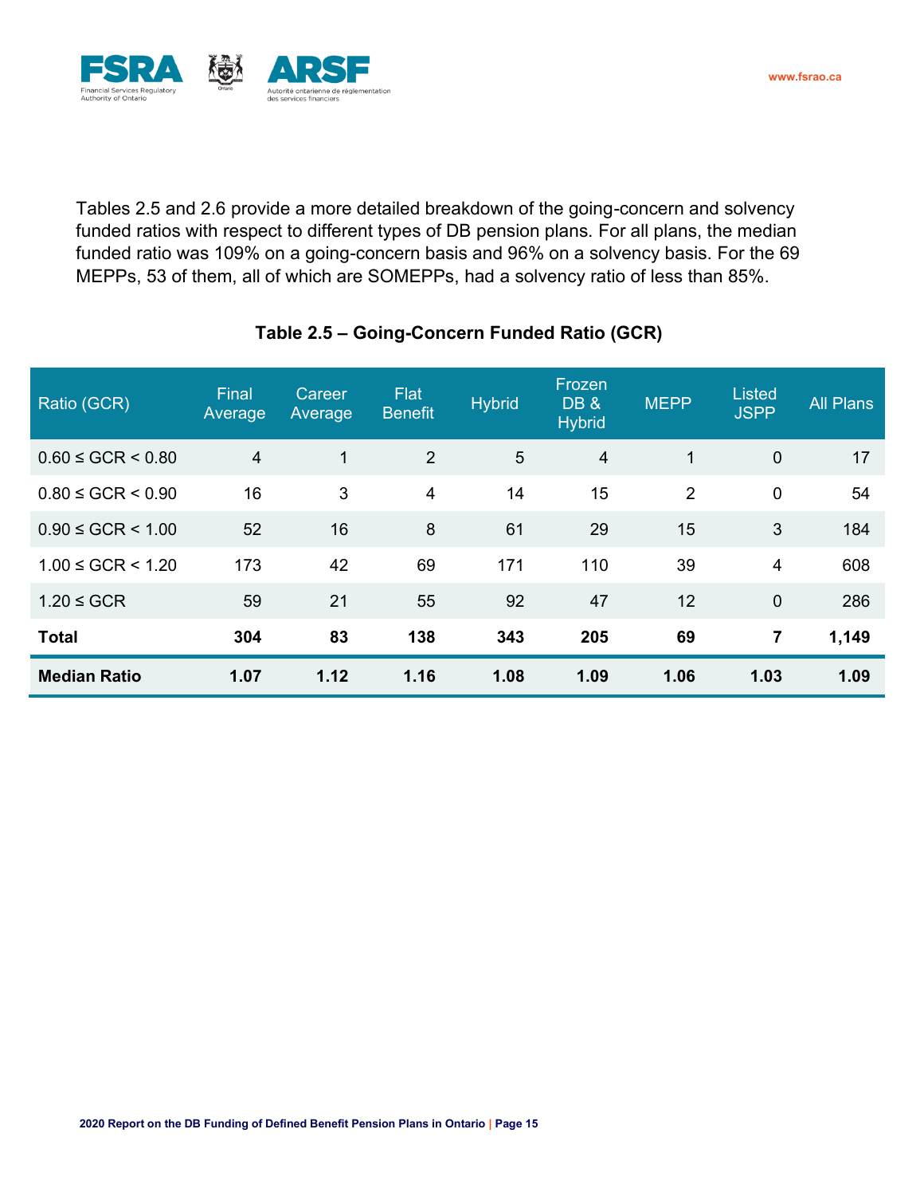Tables 2.5 and 2.6 provide a more detailed breakdown of the going-concern and solvency funded ratios with respect to different types of DB pension plans. For all plans, the median funded ratio was 109% on a going-concern basis and 96% on a solvency basis. For the 69 MEPPs, 53 of them, all of which are SOMEPPs, had a solvency ratio of less than 85%.

### Table 2.5 – Going-Concern Funded Ratio (GCR)

| Ratio (GCR) | Final Average | Career Average | Flat Benefit | Hybrid | Frozen DB & Hybrid | MEPP | Listed JSPP | All Plans |
|---|---|---|---|---|---|---|---|---|
| 0.60 ≤ GCR < 0.80 | 4 | 1 | 2 | 5 | 4 | 1 | 0 | 17 |
| 0.80 ≤ GCR < 0.90 | 16 | 3 | 4 | 14 | 15 | 2 | 0 | 54 |
| 0.90 ≤ GCR < 1.00 | 52 | 16 | 8 | 61 | 29 | 15 | 3 | 184 |
| 1.00 ≤ GCR < 1.20 | 173 | 42 | 69 | 171 | 110 | 39 | 4 | 608 |
| 1.20 ≤ GCR | 59 | 21 | 55 | 92 | 47 | 12 | 0 | 286 |
| **Total** | **304** | **83** | **138** | **343** | **205** | **69** | **7** | **1,149** |
| **Median Ratio** | **1.07** | **1.12** | **1.16** | **1.08** | **1.09** | **1.06** | **1.03** | **1.09** |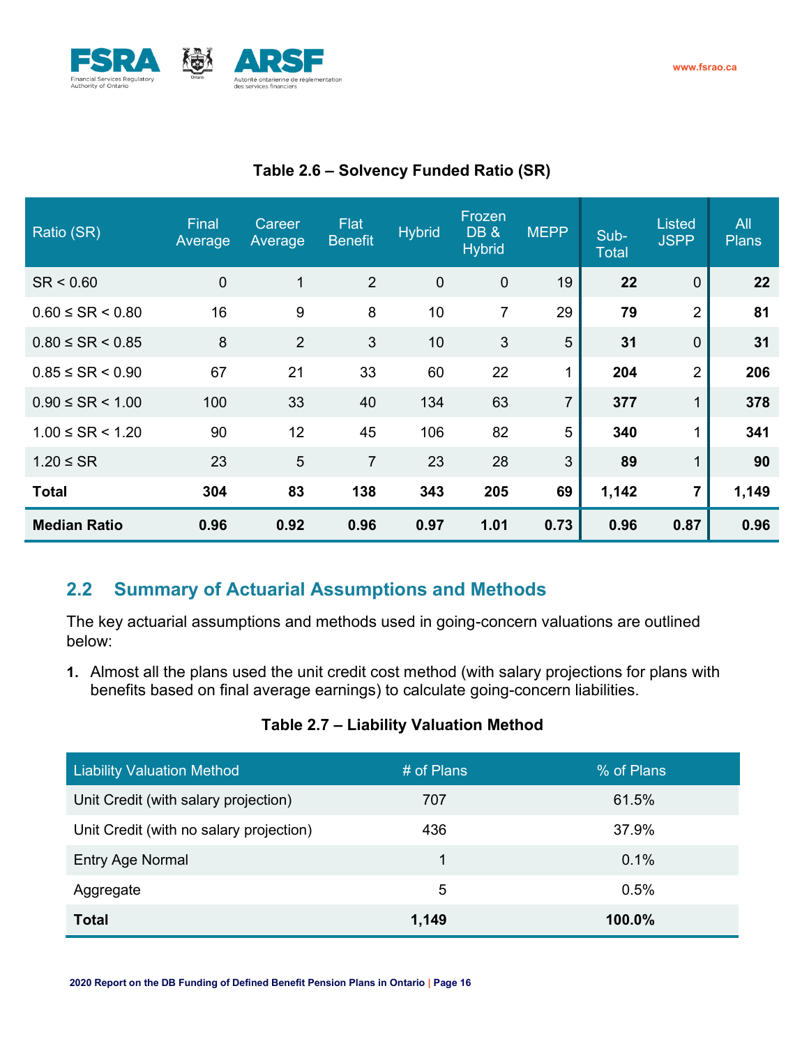**Table 2.6 – Solvency Funded Ratio (SR)**

| Ratio (SR) | Final Average | Career Average | Flat Benefit | Hybrid | Frozen DB & Hybrid | MEPP | Sub-Total | Listed JSPP | All Plans |
|---|---|---|---|---|---|---|---|---|---|
| SR < 0.60 | 0 | 1 | 2 | 0 | 0 | 19 | **22** | 0 | **22** |
| 0.60 ≤ SR < 0.80 | 16 | 9 | 8 | 10 | 7 | 29 | **79** | 2 | **81** |
| 0.80 ≤ SR < 0.85 | 8 | 2 | 3 | 10 | 3 | 5 | **31** | 0 | **31** |
| 0.85 ≤ SR < 0.90 | 67 | 21 | 33 | 60 | 22 | 1 | **204** | 2 | **206** |
| 0.90 ≤ SR < 1.00 | 100 | 33 | 40 | 134 | 63 | 7 | **377** | 1 | **378** |
| 1.00 ≤ SR < 1.20 | 90 | 12 | 45 | 106 | 82 | 5 | **340** | 1 | **341** |
| 1.20 ≤ SR | 23 | 5 | 7 | 23 | 28 | 3 | **89** | 1 | **90** |
| **Total** | **304** | **83** | **138** | **343** | **205** | **69** | **1,142** | **7** | **1,149** |
| **Median Ratio** | **0.96** | **0.92** | **0.96** | **0.97** | **1.01** | **0.73** | **0.96** | **0.87** | **0.96** |

## 2.2 Summary of Actuarial Assumptions and Methods

The key actuarial assumptions and methods used in going-concern valuations are outlined below:

1. Almost all the plans used the unit credit cost method (with salary projections for plans with benefits based on final average earnings) to calculate going-concern liabilities.

**Table 2.7 – Liability Valuation Method**

| Liability Valuation Method | # of Plans | % of Plans |
|---|---|---|
| Unit Credit (with salary projection) | 707 | 61.5% |
| Unit Credit (with no salary projection) | 436 | 37.9% |
| Entry Age Normal | 1 | 0.1% |
| Aggregate | 5 | 0.5% |
| **Total** | **1,149** | **100.0%** |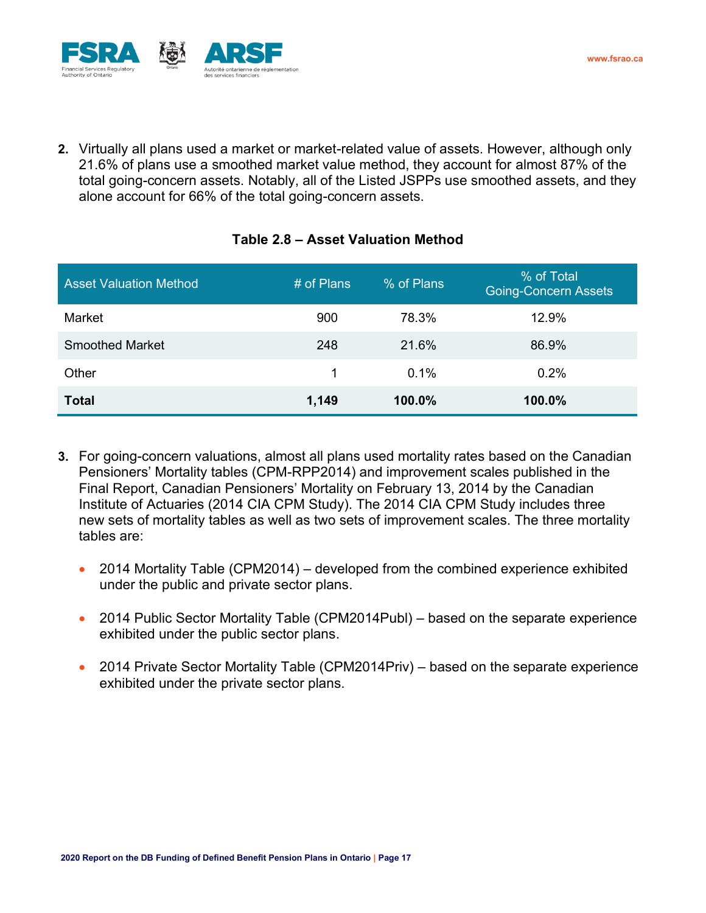2. Virtually all plans used a market or market-related value of assets. However, although only 21.6% of plans use a smoothed market value method, they account for almost 87% of the total going-concern assets. Notably, all of the Listed JSPPs use smoothed assets, and they alone account for 66% of the total going-concern assets.

**Table 2.8 – Asset Valuation Method**

| Asset Valuation Method | # of Plans | % of Plans | % of Total Going-Concern Assets |
|---|---|---|---|
| Market | 900 | 78.3% | 12.9% |
| Smoothed Market | 248 | 21.6% | 86.9% |
| Other | 1 | 0.1% | 0.2% |
| **Total** | **1,149** | **100.0%** | **100.0%** |

3. For going-concern valuations, almost all plans used mortality rates based on the Canadian Pensioners' Mortality tables (CPM-RPP2014) and improvement scales published in the Final Report, Canadian Pensioners' Mortality on February 13, 2014 by the Canadian Institute of Actuaries (2014 CIA CPM Study). The 2014 CIA CPM Study includes three new sets of mortality tables as well as two sets of improvement scales. The three mortality tables are:

   - 2014 Mortality Table (CPM2014) – developed from the combined experience exhibited under the public and private sector plans.
   - 2014 Public Sector Mortality Table (CPM2014Publ) – based on the separate experience exhibited under the public sector plans.
   - 2014 Private Sector Mortality Table (CPM2014Priv) – based on the separate experience exhibited under the private sector plans.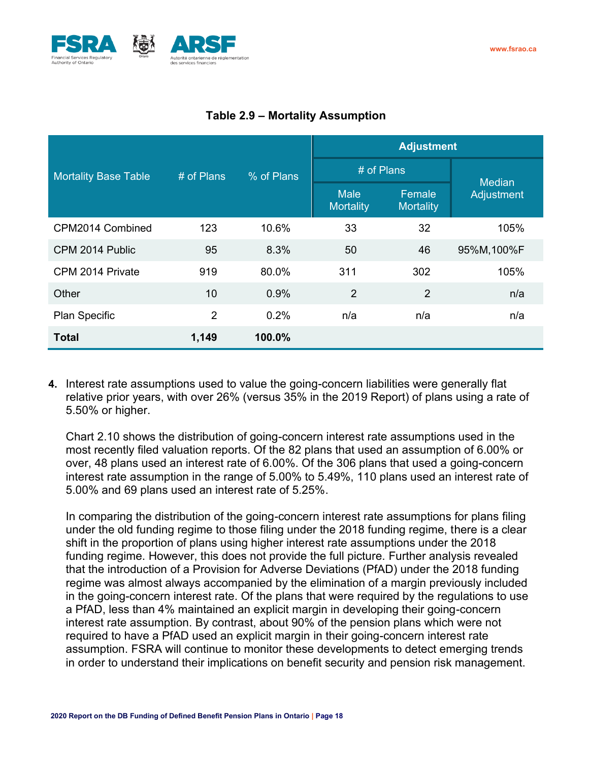**Table 2.9 – Mortality Assumption**

| Mortality Base Table | # of Plans | % of Plans | Adjustment | | |
|---|---|---|---|---|---|
| | | | # of Plans | | Median Adjustment |
| | | | Male Mortality | Female Mortality | |
| CPM2014 Combined | 123 | 10.6% | 33 | 32 | 105% |
| CPM 2014 Public | 95 | 8.3% | 50 | 46 | 95%M,100%F |
| CPM 2014 Private | 919 | 80.0% | 311 | 302 | 105% |
| Other | 10 | 0.9% | 2 | 2 | n/a |
| Plan Specific | 2 | 0.2% | n/a | n/a | n/a |
| **Total** | **1,149** | **100.0%** | | | |

4. Interest rate assumptions used to value the going-concern liabilities were generally flat relative prior years, with over 26% (versus 35% in the 2019 Report) of plans using a rate of 5.50% or higher.

   Chart 2.10 shows the distribution of going-concern interest rate assumptions used in the most recently filed valuation reports. Of the 82 plans that used an assumption of 6.00% or over, 48 plans used an interest rate of 6.00%. Of the 306 plans that used a going-concern interest rate assumption in the range of 5.00% to 5.49%, 110 plans used an interest rate of 5.00% and 69 plans used an interest rate of 5.25%.

   In comparing the distribution of the going-concern interest rate assumptions for plans filing under the old funding regime to those filing under the 2018 funding regime, there is a clear shift in the proportion of plans using higher interest rate assumptions under the 2018 funding regime. However, this does not provide the full picture. Further analysis revealed that the introduction of a Provision for Adverse Deviations (PfAD) under the 2018 funding regime was almost always accompanied by the elimination of a margin previously included in the going-concern interest rate. Of the plans that were required by the regulations to use a PfAD, less than 4% maintained an explicit margin in developing their going-concern interest rate assumption. By contrast, about 90% of the pension plans which were not required to have a PfAD used an explicit margin in their going-concern interest rate assumption. FSRA will continue to monitor these developments to detect emerging trends in order to understand their implications on benefit security and pension risk management.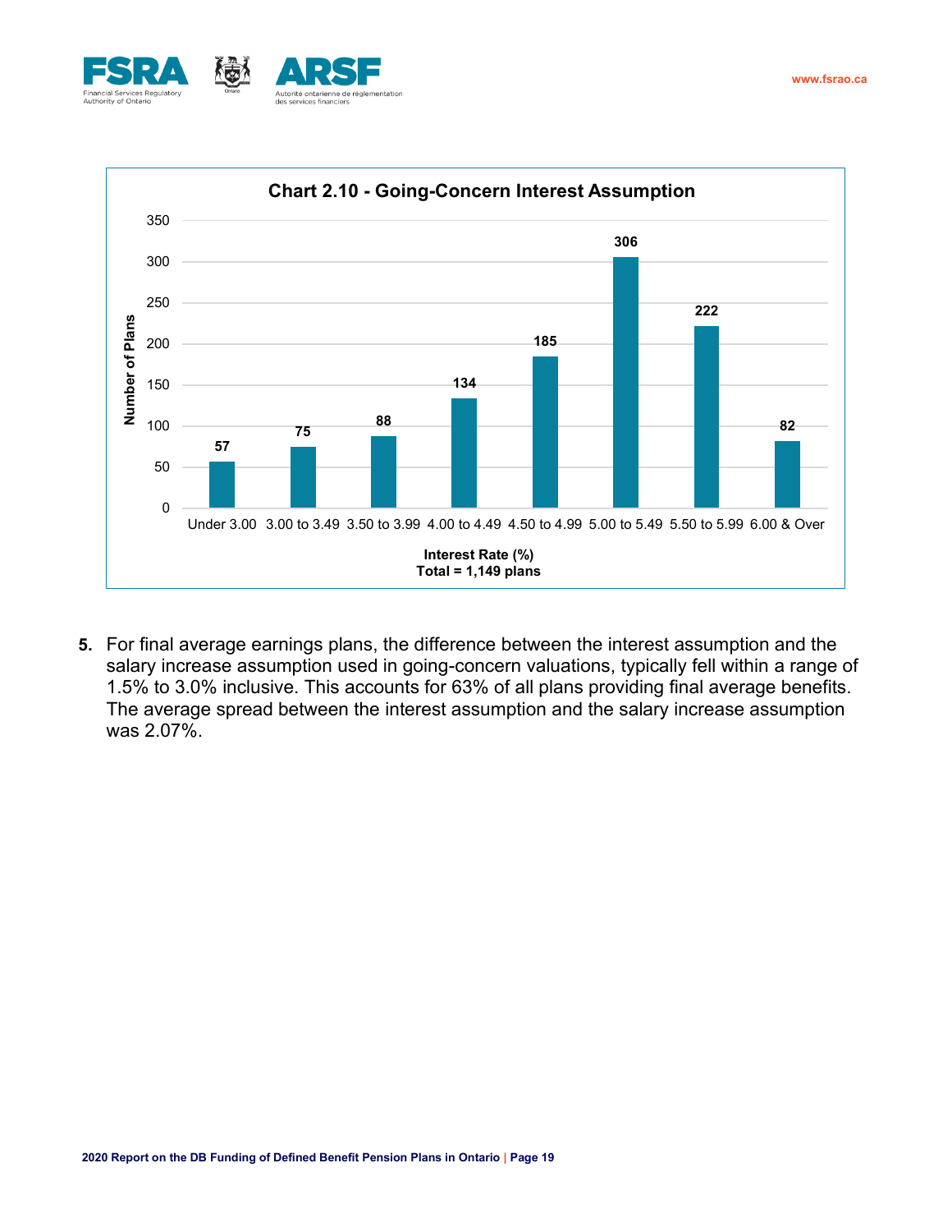**Chart 2.10 - Going-Concern Interest Assumption**

| Interest Rate (%) | Number of Plans |
|---|---|
| Under 3.00 | 57 |
| 3.00 to 3.49 | 75 |
| 3.50 to 3.99 | 88 |
| 4.00 to 4.49 | 134 |
| 4.50 to 4.99 | 185 |
| 5.00 to 5.49 | 306 |
| 5.50 to 5.99 | 222 |
| 6.00 & Over | 82 |

Total = 1,149 plans

5. For final average earnings plans, the difference between the interest assumption and the salary increase assumption used in going-concern valuations, typically fell within a range of 1.5% to 3.0% inclusive. This accounts for 63% of all plans providing final average benefits. The average spread between the interest assumption and the salary increase assumption was 2.07%.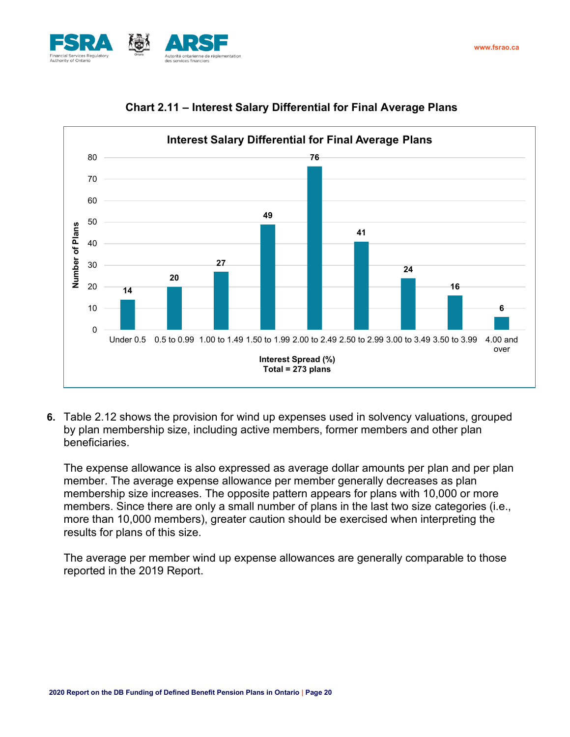**Chart 2.11 – Interest Salary Differential for Final Average Plans**

| Interest Spread (%) | Number of Plans |
|---|---|
| Under 0.5 | 14 |
| 0.5 to 0.99 | 20 |
| 1.00 to 1.49 | 27 |
| 1.50 to 1.99 | 49 |
| 2.00 to 2.49 | 76 |
| 2.50 to 2.99 | 41 |
| 3.00 to 3.49 | 24 |
| 3.50 to 3.99 | 16 |
| 4.00 and over | 6 |

Total = 273 plans

6. Table 2.12 shows the provision for wind up expenses used in solvency valuations, grouped by plan membership size, including active members, former members and other plan beneficiaries.

   The expense allowance is also expressed as average dollar amounts per plan and per plan member. The average expense allowance per member generally decreases as plan membership size increases. The opposite pattern appears for plans with 10,000 or more members. Since there are only a small number of plans in the last two size categories (i.e., more than 10,000 members), greater caution should be exercised when interpreting the results for plans of this size.

   The average per member wind up expense allowances are generally comparable to those reported in the 2019 Report.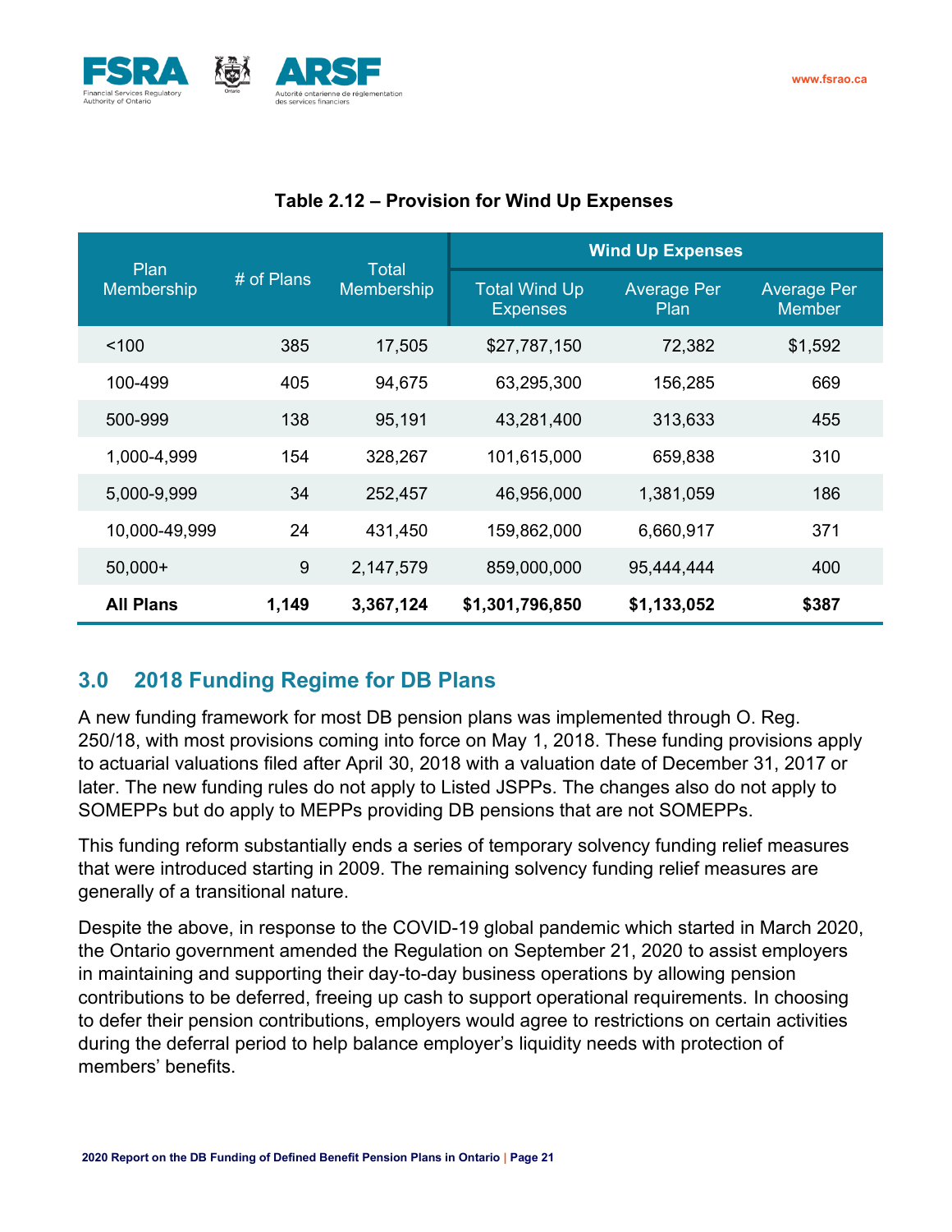**Table 2.12 – Provision for Wind Up Expenses**

| Plan Membership | # of Plans | Total Membership | Wind Up Expenses | | |
|---|---|---|---|---|---|
| | | | Total Wind Up Expenses | Average Per Plan | Average Per Member |
| <100 | 385 | 17,505 | $27,787,150 | 72,382 | $1,592 |
| 100-499 | 405 | 94,675 | 63,295,300 | 156,285 | 669 |
| 500-999 | 138 | 95,191 | 43,281,400 | 313,633 | 455 |
| 1,000-4,999 | 154 | 328,267 | 101,615,000 | 659,838 | 310 |
| 5,000-9,999 | 34 | 252,457 | 46,956,000 | 1,381,059 | 186 |
| 10,000-49,999 | 24 | 431,450 | 159,862,000 | 6,660,917 | 371 |
| 50,000+ | 9 | 2,147,579 | 859,000,000 | 95,444,444 | 400 |
| **All Plans** | **1,149** | **3,367,124** | **$1,301,796,850** | **$1,133,052** | **$387** |

## 3.0 2018 Funding Regime for DB Plans

A new funding framework for most DB pension plans was implemented through O. Reg. 250/18, with most provisions coming into force on May 1, 2018. These funding provisions apply to actuarial valuations filed after April 30, 2018 with a valuation date of December 31, 2017 or later. The new funding rules do not apply to Listed JSPPs. The changes also do not apply to SOMEPPs but do apply to MEPPs providing DB pensions that are not SOMEPPs.

This funding reform substantially ends a series of temporary solvency funding relief measures that were introduced starting in 2009. The remaining solvency funding relief measures are generally of a transitional nature.

Despite the above, in response to the COVID-19 global pandemic which started in March 2020, the Ontario government amended the Regulation on September 21, 2020 to assist employers in maintaining and supporting their day-to-day business operations by allowing pension contributions to be deferred, freeing up cash to support operational requirements. In choosing to defer their pension contributions, employers would agree to restrictions on certain activities during the deferral period to help balance employer's liquidity needs with protection of members' benefits.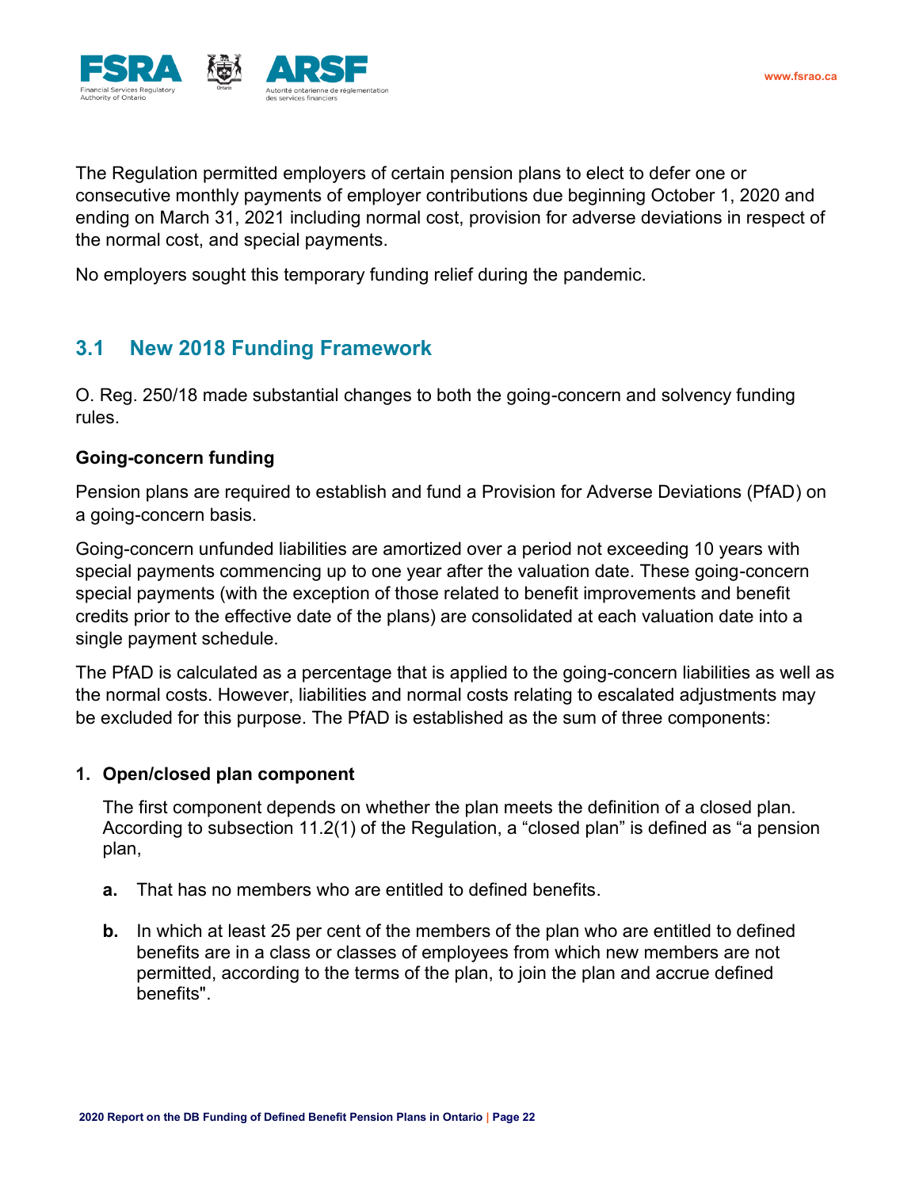The Regulation permitted employers of certain pension plans to elect to defer one or consecutive monthly payments of employer contributions due beginning October 1, 2020 and ending on March 31, 2021 including normal cost, provision for adverse deviations in respect of the normal cost, and special payments.

No employers sought this temporary funding relief during the pandemic.

## 3.1 New 2018 Funding Framework

O. Reg. 250/18 made substantial changes to both the going-concern and solvency funding rules.

### Going-concern funding

Pension plans are required to establish and fund a Provision for Adverse Deviations (PfAD) on a going-concern basis.

Going-concern unfunded liabilities are amortized over a period not exceeding 10 years with special payments commencing up to one year after the valuation date. These going-concern special payments (with the exception of those related to benefit improvements and benefit credits prior to the effective date of the plans) are consolidated at each valuation date into a single payment schedule.

The PfAD is calculated as a percentage that is applied to the going-concern liabilities as well as the normal costs. However, liabilities and normal costs relating to escalated adjustments may be excluded for this purpose. The PfAD is established as the sum of three components:

1. **Open/closed plan component**

   The first component depends on whether the plan meets the definition of a closed plan. According to subsection 11.2(1) of the Regulation, a "closed plan" is defined as "a pension plan,

   **a.** That has no members who are entitled to defined benefits.

   **b.** In which at least 25 per cent of the members of the plan who are entitled to defined benefits are in a class or classes of employees from which new members are not permitted, according to the terms of the plan, to join the plan and accrue defined benefits".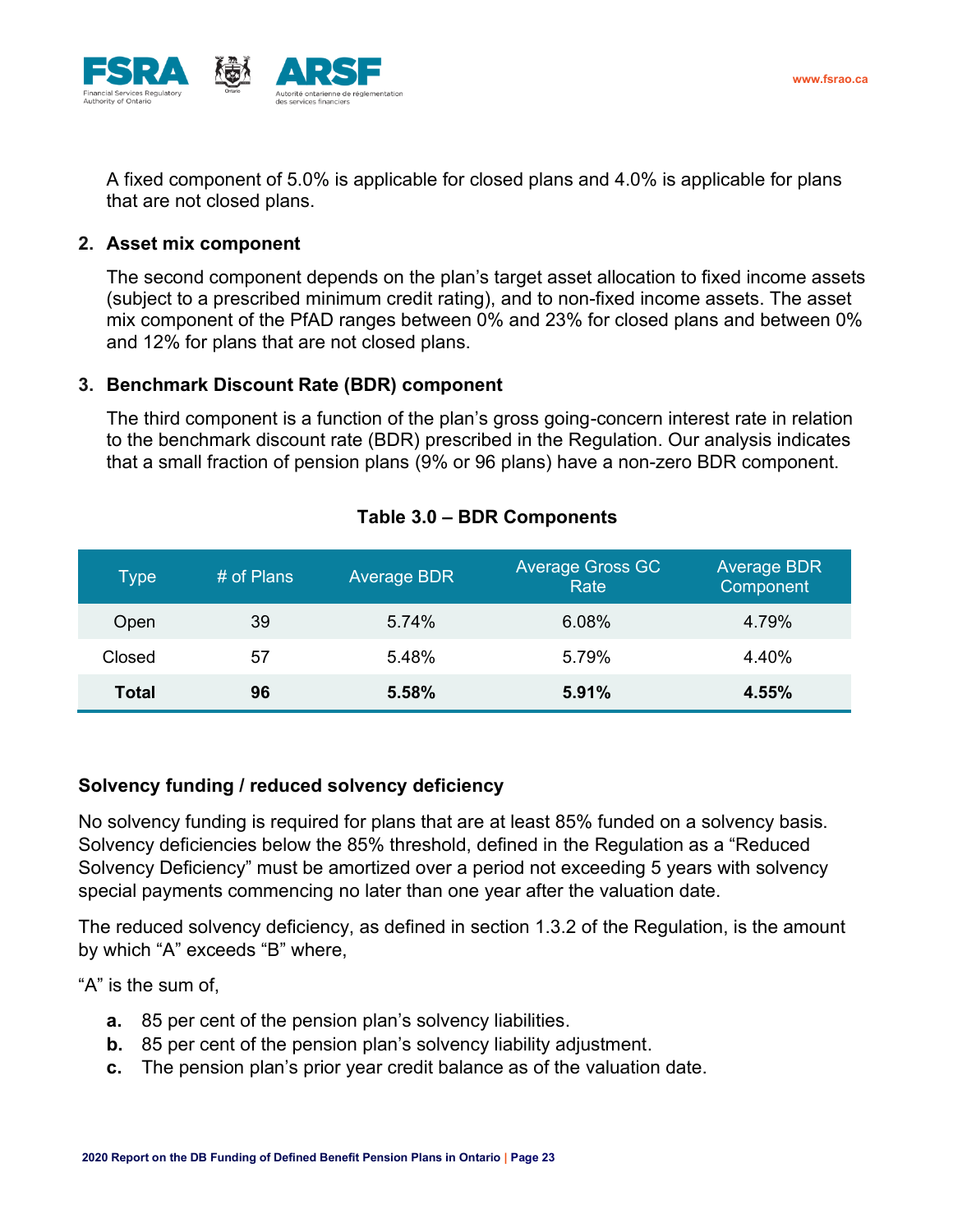A fixed component of 5.0% is applicable for closed plans and 4.0% is applicable for plans that are not closed plans.

2. **Asset mix component**

   The second component depends on the plan's target asset allocation to fixed income assets (subject to a prescribed minimum credit rating), and to non-fixed income assets. The asset mix component of the PfAD ranges between 0% and 23% for closed plans and between 0% and 12% for plans that are not closed plans.

3. **Benchmark Discount Rate (BDR) component**

   The third component is a function of the plan's gross going-concern interest rate in relation to the benchmark discount rate (BDR) prescribed in the Regulation. Our analysis indicates that a small fraction of pension plans (9% or 96 plans) have a non-zero BDR component.

**Table 3.0 – BDR Components**

| Type | # of Plans | Average BDR | Average Gross GC Rate | Average BDR Component |
|---|---|---|---|---|
| Open | 39 | 5.74% | 6.08% | 4.79% |
| Closed | 57 | 5.48% | 5.79% | 4.40% |
| **Total** | **96** | **5.58%** | **5.91%** | **4.55%** |

### Solvency funding / reduced solvency deficiency

No solvency funding is required for plans that are at least 85% funded on a solvency basis. Solvency deficiencies below the 85% threshold, defined in the Regulation as a "Reduced Solvency Deficiency" must be amortized over a period not exceeding 5 years with solvency special payments commencing no later than one year after the valuation date.

The reduced solvency deficiency, as defined in section 1.3.2 of the Regulation, is the amount by which "A" exceeds "B" where,

"A" is the sum of,

- **a.** 85 per cent of the pension plan's solvency liabilities.
- **b.** 85 per cent of the pension plan's solvency liability adjustment.
- **c.** The pension plan's prior year credit balance as of the valuation date.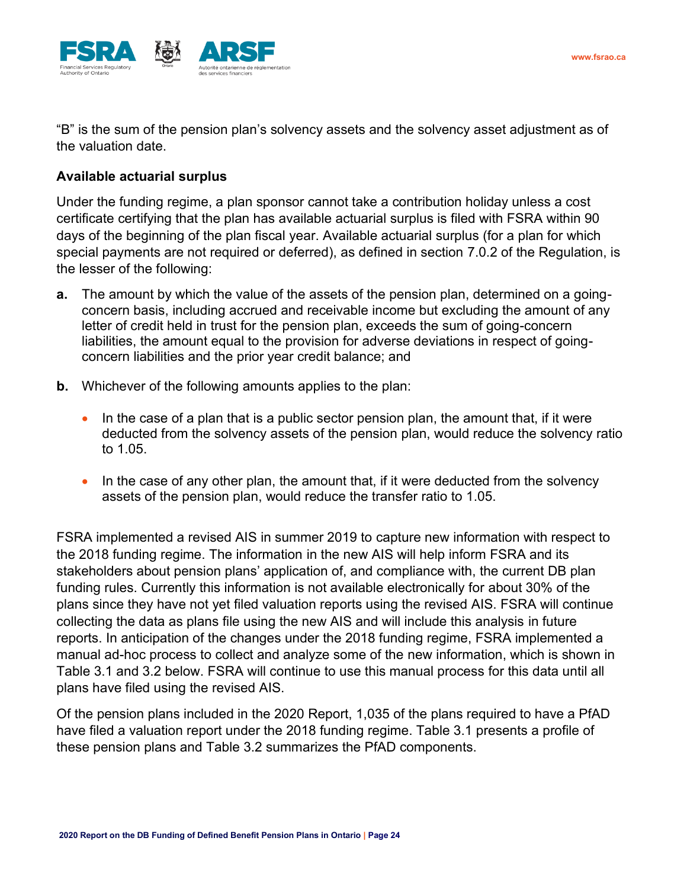"B" is the sum of the pension plan's solvency assets and the solvency asset adjustment as of the valuation date.

### Available actuarial surplus

Under the funding regime, a plan sponsor cannot take a contribution holiday unless a cost certificate certifying that the plan has available actuarial surplus is filed with FSRA within 90 days of the beginning of the plan fiscal year. Available actuarial surplus (for a plan for which special payments are not required or deferred), as defined in section 7.0.2 of the Regulation, is the lesser of the following:

**a.** The amount by which the value of the assets of the pension plan, determined on a going-concern basis, including accrued and receivable income but excluding the amount of any letter of credit held in trust for the pension plan, exceeds the sum of going-concern liabilities, the amount equal to the provision for adverse deviations in respect of going-concern liabilities and the prior year credit balance; and

**b.** Whichever of the following amounts applies to the plan:

- In the case of a plan that is a public sector pension plan, the amount that, if it were deducted from the solvency assets of the pension plan, would reduce the solvency ratio to 1.05.
- In the case of any other plan, the amount that, if it were deducted from the solvency assets of the pension plan, would reduce the transfer ratio to 1.05.

FSRA implemented a revised AIS in summer 2019 to capture new information with respect to the 2018 funding regime. The information in the new AIS will help inform FSRA and its stakeholders about pension plans' application of, and compliance with, the current DB plan funding rules. Currently this information is not available electronically for about 30% of the plans since they have not yet filed valuation reports using the revised AIS. FSRA will continue collecting the data as plans file using the new AIS and will include this analysis in future reports. In anticipation of the changes under the 2018 funding regime, FSRA implemented a manual ad-hoc process to collect and analyze some of the new information, which is shown in Table 3.1 and 3.2 below. FSRA will continue to use this manual process for this data until all plans have filed using the revised AIS.

Of the pension plans included in the 2020 Report, 1,035 of the plans required to have a PfAD have filed a valuation report under the 2018 funding regime. Table 3.1 presents a profile of these pension plans and Table 3.2 summarizes the PfAD components.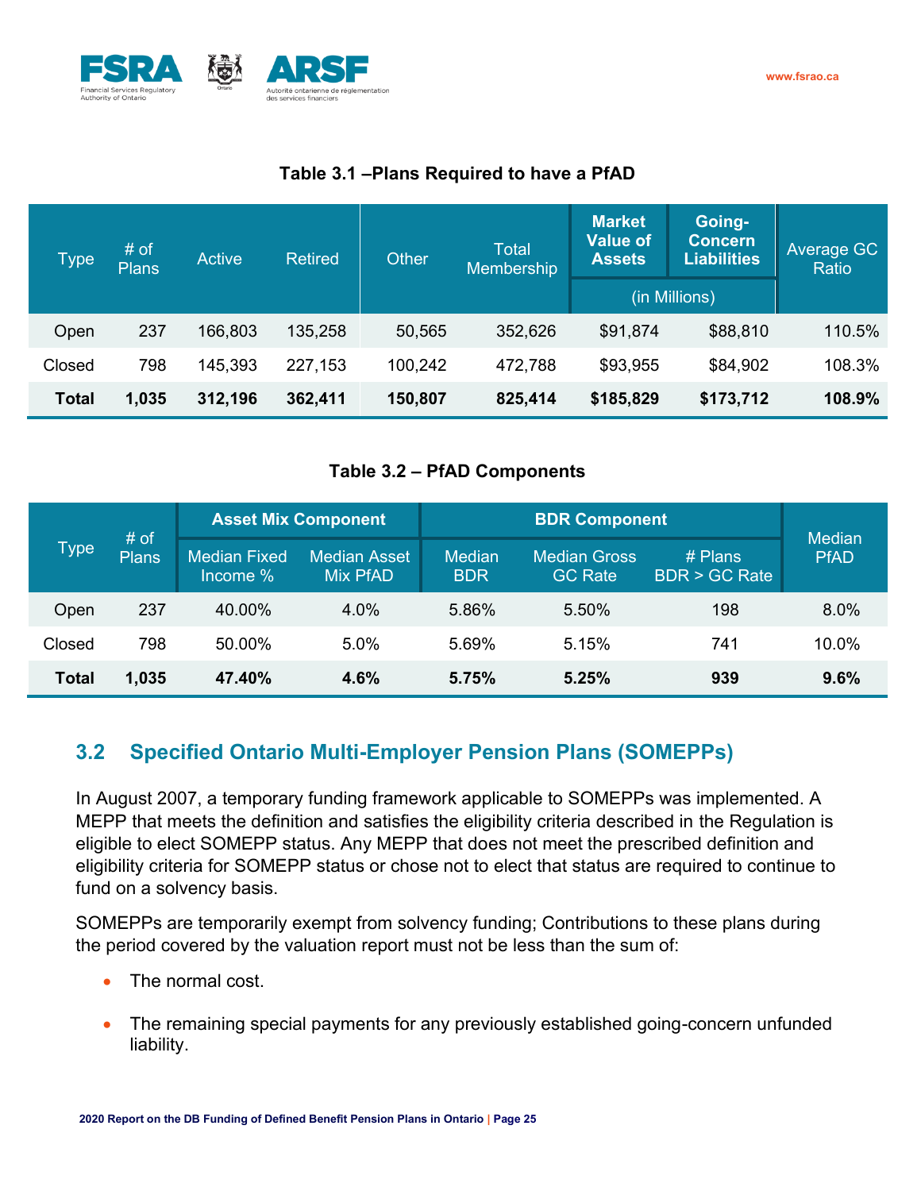**Table 3.1 –Plans Required to have a PfAD**

| Type | # of Plans | Active | Retired | Other | Total Membership | Market Value of Assets | Going-Concern Liabilities | Average GC Ratio |
|---|---|---|---|---|---|---|---|---|
| | | | | | | (in Millions) | | |
| Open | 237 | 166,803 | 135,258 | 50,565 | 352,626 | $91,874 | $88,810 | 110.5% |
| Closed | 798 | 145,393 | 227,153 | 100,242 | 472,788 | $93,955 | $84,902 | 108.3% |
| **Total** | **1,035** | **312,196** | **362,411** | **150,807** | **825,414** | **$185,829** | **$173,712** | **108.9%** |

**Table 3.2 – PfAD Components**

| Type | # of Plans | Asset Mix Component | | BDR Component | | | Median PfAD |
|---|---|---|---|---|---|---|---|
| | | Median Fixed Income % | Median Asset Mix PfAD | Median BDR | Median Gross GC Rate | # Plans BDR > GC Rate | |
| Open | 237 | 40.00% | 4.0% | 5.86% | 5.50% | 198 | 8.0% |
| Closed | 798 | 50.00% | 5.0% | 5.69% | 5.15% | 741 | 10.0% |
| **Total** | **1,035** | **47.40%** | **4.6%** | **5.75%** | **5.25%** | **939** | **9.6%** |

## 3.2 Specified Ontario Multi-Employer Pension Plans (SOMEPPs)

In August 2007, a temporary funding framework applicable to SOMEPPs was implemented. A MEPP that meets the definition and satisfies the eligibility criteria described in the Regulation is eligible to elect SOMEPP status. Any MEPP that does not meet the prescribed definition and eligibility criteria for SOMEPP status or chose not to elect that status are required to continue to fund on a solvency basis.

SOMEPPs are temporarily exempt from solvency funding; Contributions to these plans during the period covered by the valuation report must not be less than the sum of:

- The normal cost.
- The remaining special payments for any previously established going-concern unfunded liability.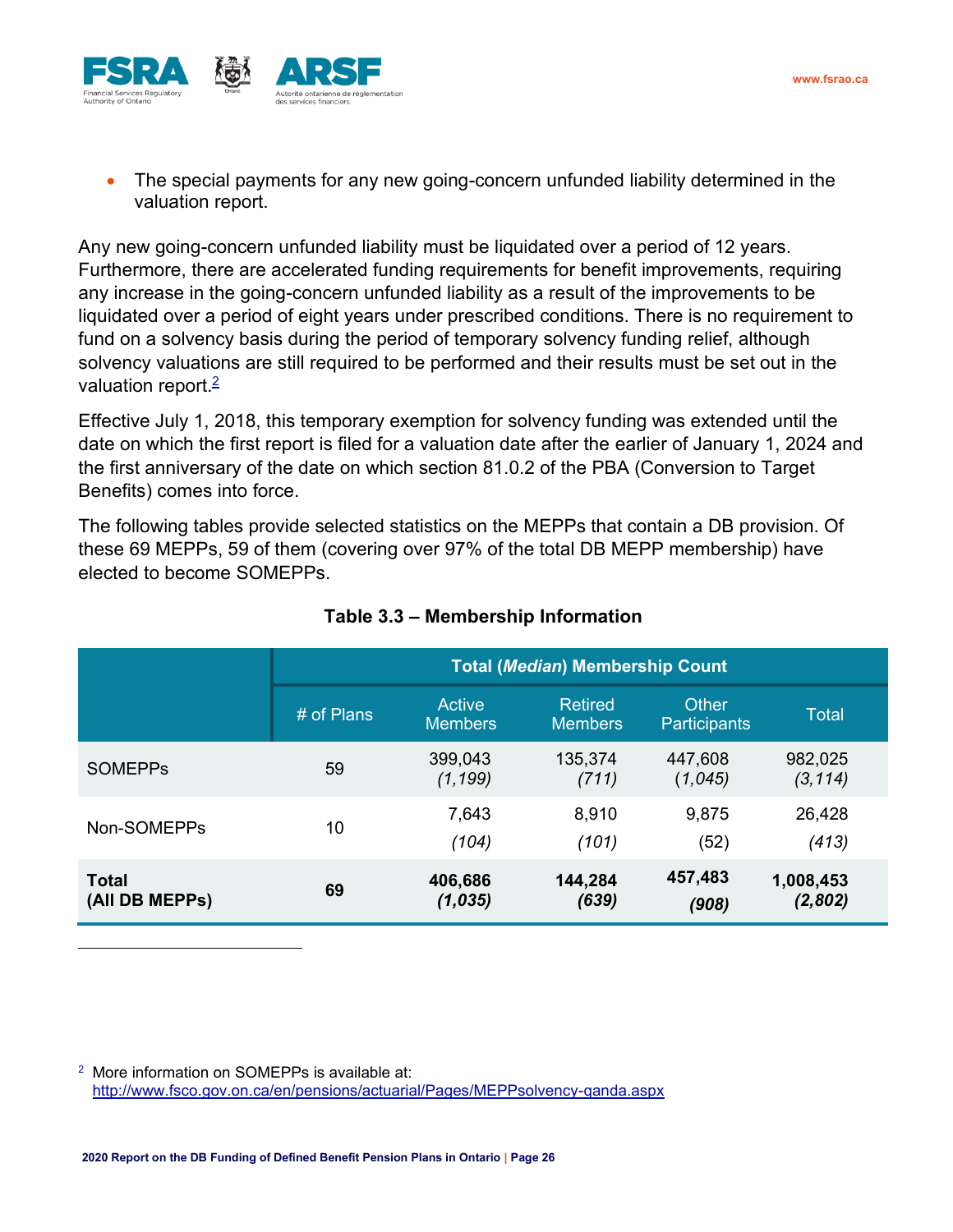- The special payments for any new going-concern unfunded liability determined in the valuation report.

Any new going-concern unfunded liability must be liquidated over a period of 12 years. Furthermore, there are accelerated funding requirements for benefit improvements, requiring any increase in the going-concern unfunded liability as a result of the improvements to be liquidated over a period of eight years under prescribed conditions. There is no requirement to fund on a solvency basis during the period of temporary solvency funding relief, although solvency valuations are still required to be performed and their results must be set out in the valuation report.[2]

Effective July 1, 2018, this temporary exemption for solvency funding was extended until the date on which the first report is filed for a valuation date after the earlier of January 1, 2024 and the first anniversary of the date on which section 81.0.2 of the PBA (Conversion to Target Benefits) comes into force.

The following tables provide selected statistics on the MEPPs that contain a DB provision. Of these 69 MEPPs, 59 of them (covering over 97% of the total DB MEPP membership) have elected to become SOMEPPs.

**Table 3.3 – Membership Information**

| | Total (*Median*) Membership Count | | | | |
|---|---|---|---|---|---|
| | # of Plans | Active Members | Retired Members | Other Participants | Total |
| SOMEPPs | 59 | 399,043 *(1,199)* | 135,374 *(711)* | 447,608 *(1,045)* | 982,025 *(3,114)* |
| Non-SOMEPPs | 10 | 7,643 *(104)* | 8,910 *(101)* | 9,875 (52) | 26,428 *(413)* |
| **Total (All DB MEPPs)** | **69** | **406,686** ***(1,035)*** | **144,284** ***(639)*** | **457,483** ***(908)*** | **1,008,453** ***(2,802)*** |

[2] More information on SOMEPPs is available at: http://www.fsco.gov.on.ca/en/pensions/actuarial/Pages/MEPPsolvency-qanda.aspx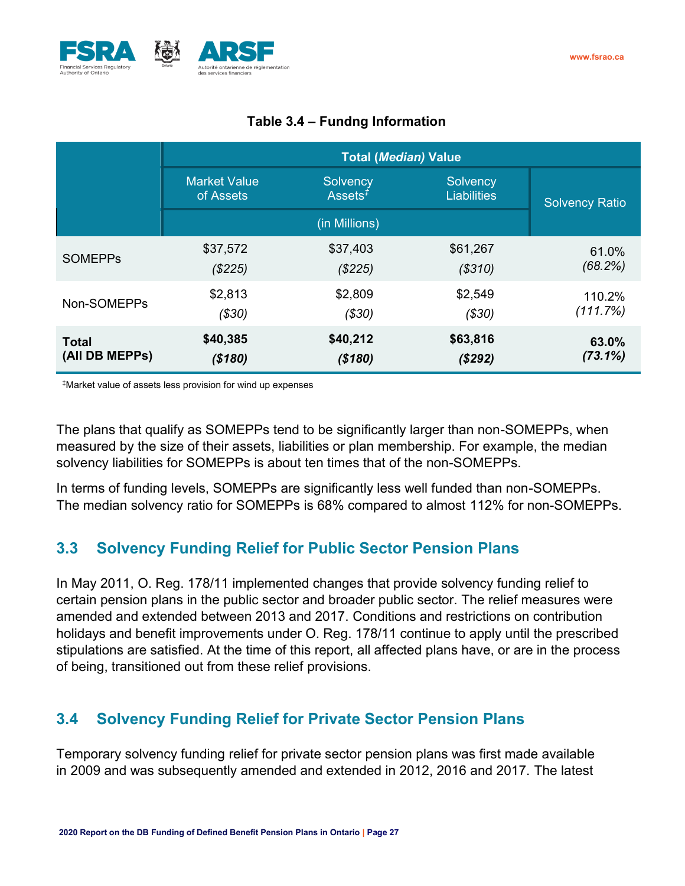**Table 3.4 – Fundng Information**

| | Total *(Median)* Value | | | |
|---|---|---|---|---|
| | Market Value of Assets | Solvency Assets‡ | Solvency Liabilities | Solvency Ratio |
| | (in Millions) | | | |
| SOMEPPs | $37,572 *($225)* | $37,403 *($225)* | $61,267 *($310)* | 61.0% *(68.2%)* |
| Non-SOMEPPs | $2,813 *($30)* | $2,809 *($30)* | $2,549 *($30)* | 110.2% *(111.7%)* |
| **Total (All DB MEPPs)** | **$40,385** ***($180)*** | **$40,212** ***($180)*** | **$63,816** ***($292)*** | **63.0%** ***(73.1%)*** |

‡Market value of assets less provision for wind up expenses

The plans that qualify as SOMEPPs tend to be significantly larger than non-SOMEPPs, when measured by the size of their assets, liabilities or plan membership. For example, the median solvency liabilities for SOMEPPs is about ten times that of the non-SOMEPPs.

In terms of funding levels, SOMEPPs are significantly less well funded than non-SOMEPPs. The median solvency ratio for SOMEPPs is 68% compared to almost 112% for non-SOMEPPs.

## 3.3 Solvency Funding Relief for Public Sector Pension Plans

In May 2011, O. Reg. 178/11 implemented changes that provide solvency funding relief to certain pension plans in the public sector and broader public sector. The relief measures were amended and extended between 2013 and 2017. Conditions and restrictions on contribution holidays and benefit improvements under O. Reg. 178/11 continue to apply until the prescribed stipulations are satisfied. At the time of this report, all affected plans have, or are in the process of being, transitioned out from these relief provisions.

## 3.4 Solvency Funding Relief for Private Sector Pension Plans

Temporary solvency funding relief for private sector pension plans was first made available in 2009 and was subsequently amended and extended in 2012, 2016 and 2017. The latest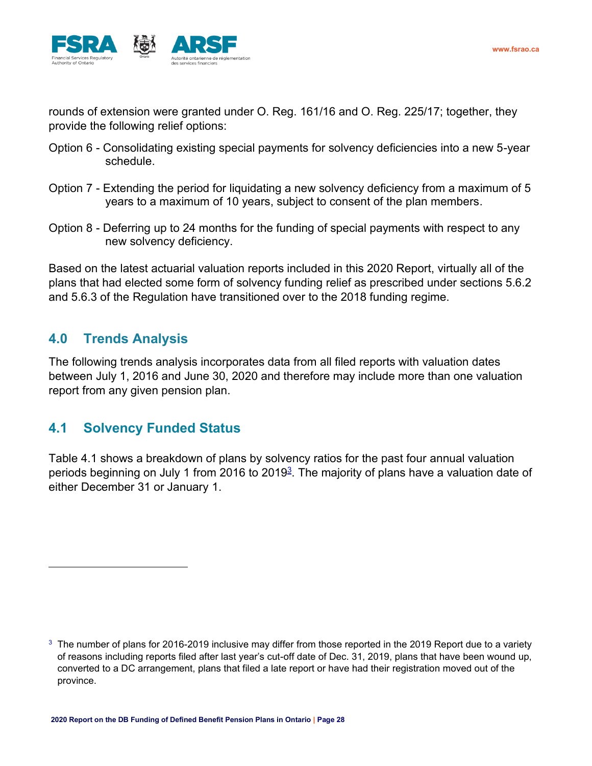rounds of extension were granted under O. Reg. 161/16 and O. Reg. 225/17; together, they provide the following relief options:

Option 6 - Consolidating existing special payments for solvency deficiencies into a new 5-year schedule.

Option 7 - Extending the period for liquidating a new solvency deficiency from a maximum of 5 years to a maximum of 10 years, subject to consent of the plan members.

Option 8 - Deferring up to 24 months for the funding of special payments with respect to any new solvency deficiency.

Based on the latest actuarial valuation reports included in this 2020 Report, virtually all of the plans that had elected some form of solvency funding relief as prescribed under sections 5.6.2 and 5.6.3 of the Regulation have transitioned over to the 2018 funding regime.

## 4.0 Trends Analysis

The following trends analysis incorporates data from all filed reports with valuation dates between July 1, 2016 and June 30, 2020 and therefore may include more than one valuation report from any given pension plan.

## 4.1 Solvency Funded Status

Table 4.1 shows a breakdown of plans by solvency ratios for the past four annual valuation periods beginning on July 1 from 2016 to 2019[3]. The majority of plans have a valuation date of either December 31 or January 1.

---

[3] The number of plans for 2016-2019 inclusive may differ from those reported in the 2019 Report due to a variety of reasons including reports filed after last year's cut-off date of Dec. 31, 2019, plans that have been wound up, converted to a DC arrangement, plans that filed a late report or have had their registration moved out of the province.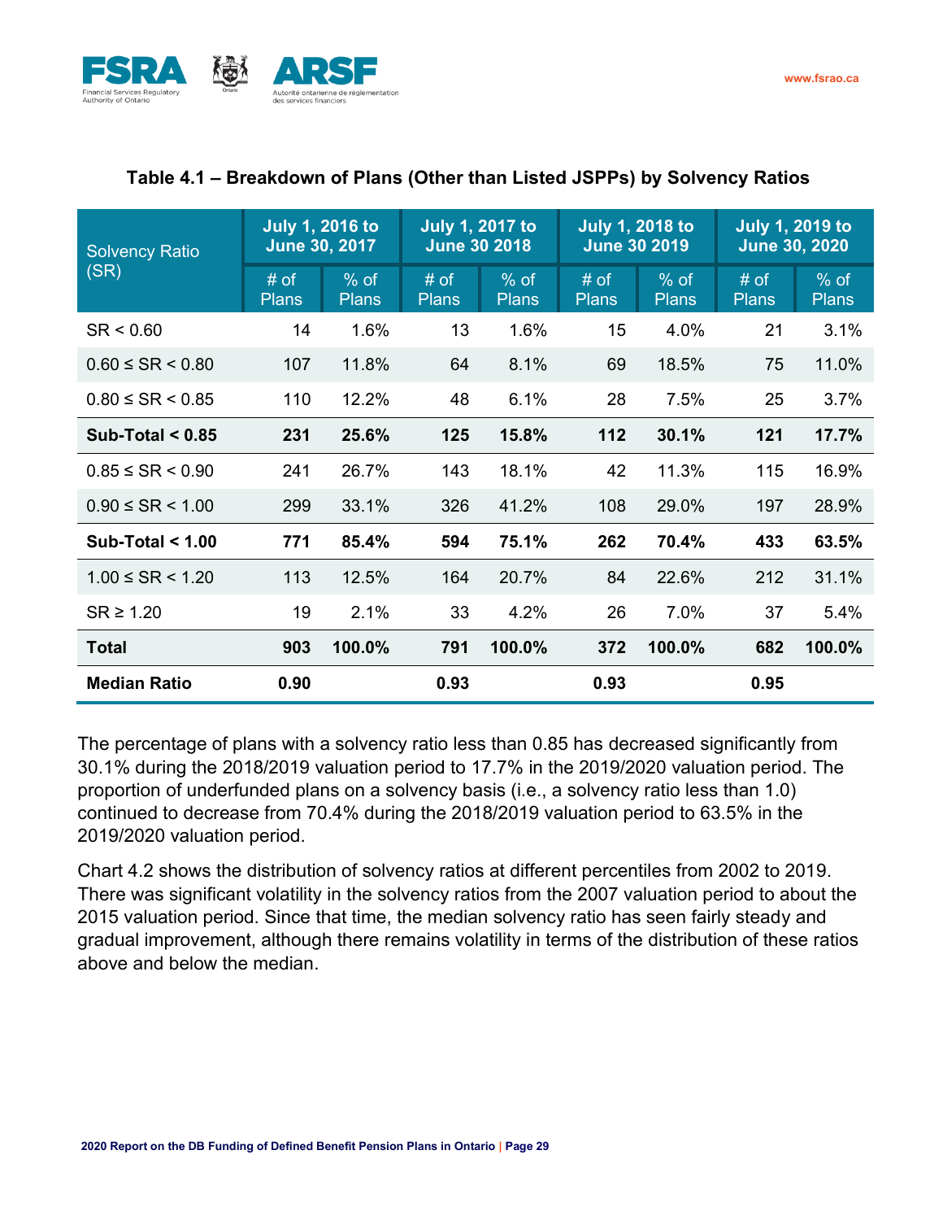### Table 4.1 – Breakdown of Plans (Other than Listed JSPPs) by Solvency Ratios

| Solvency Ratio (SR) | July 1, 2016 to June 30, 2017 | | July 1, 2017 to June 30 2018 | | July 1, 2018 to June 30 2019 | | July 1, 2019 to June 30, 2020 | |
|---|---|---|---|---|---|---|---|---|
| | # of Plans | % of Plans | # of Plans | % of Plans | # of Plans | % of Plans | # of Plans | % of Plans |
| SR < 0.60 | 14 | 1.6% | 13 | 1.6% | 15 | 4.0% | 21 | 3.1% |
| 0.60 ≤ SR < 0.80 | 107 | 11.8% | 64 | 8.1% | 69 | 18.5% | 75 | 11.0% |
| 0.80 ≤ SR < 0.85 | 110 | 12.2% | 48 | 6.1% | 28 | 7.5% | 25 | 3.7% |
| **Sub-Total < 0.85** | **231** | **25.6%** | **125** | **15.8%** | **112** | **30.1%** | **121** | **17.7%** |
| 0.85 ≤ SR < 0.90 | 241 | 26.7% | 143 | 18.1% | 42 | 11.3% | 115 | 16.9% |
| 0.90 ≤ SR < 1.00 | 299 | 33.1% | 326 | 41.2% | 108 | 29.0% | 197 | 28.9% |
| **Sub-Total < 1.00** | **771** | **85.4%** | **594** | **75.1%** | **262** | **70.4%** | **433** | **63.5%** |
| 1.00 ≤ SR < 1.20 | 113 | 12.5% | 164 | 20.7% | 84 | 22.6% | 212 | 31.1% |
| SR ≥ 1.20 | 19 | 2.1% | 33 | 4.2% | 26 | 7.0% | 37 | 5.4% |
| **Total** | **903** | **100.0%** | **791** | **100.0%** | **372** | **100.0%** | **682** | **100.0%** |
| **Median Ratio** | **0.90** | | **0.93** | | **0.93** | | **0.95** | |

The percentage of plans with a solvency ratio less than 0.85 has decreased significantly from 30.1% during the 2018/2019 valuation period to 17.7% in the 2019/2020 valuation period. The proportion of underfunded plans on a solvency basis (i.e., a solvency ratio less than 1.0) continued to decrease from 70.4% during the 2018/2019 valuation period to 63.5% in the 2019/2020 valuation period.

Chart 4.2 shows the distribution of solvency ratios at different percentiles from 2002 to 2019. There was significant volatility in the solvency ratios from the 2007 valuation period to about the 2015 valuation period. Since that time, the median solvency ratio has seen fairly steady and gradual improvement, although there remains volatility in terms of the distribution of these ratios above and below the median.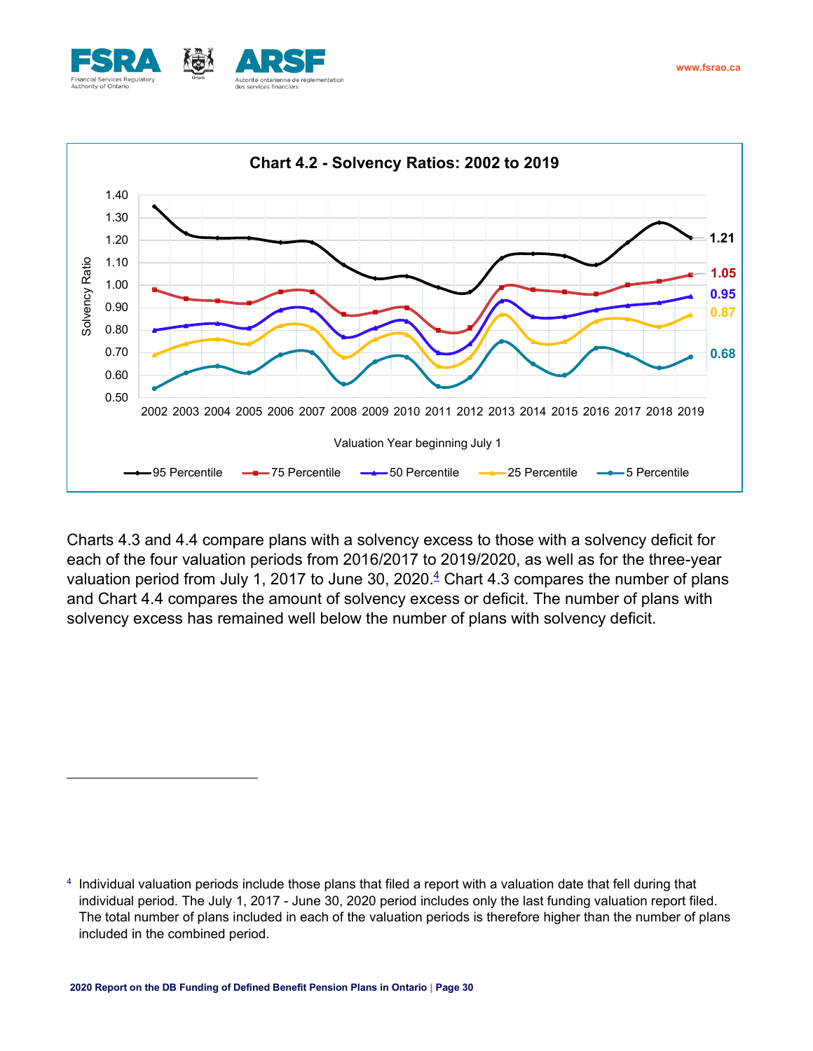**Chart 4.2 - Solvency Ratios: 2002 to 2019**

Charts 4.3 and 4.4 compare plans with a solvency excess to those with a solvency deficit for each of the four valuation periods from 2016/2017 to 2019/2020, as well as for the three-year valuation period from July 1, 2017 to June 30, 2020.[4] Chart 4.3 compares the number of plans and Chart 4.4 compares the amount of solvency excess or deficit. The number of plans with solvency excess has remained well below the number of plans with solvency deficit.

[4] Individual valuation periods include those plans that filed a report with a valuation date that fell during that individual period. The July 1, 2017 - June 30, 2020 period includes only the last funding valuation report filed. The total number of plans included in each of the valuation periods is therefore higher than the number of plans included in the combined period.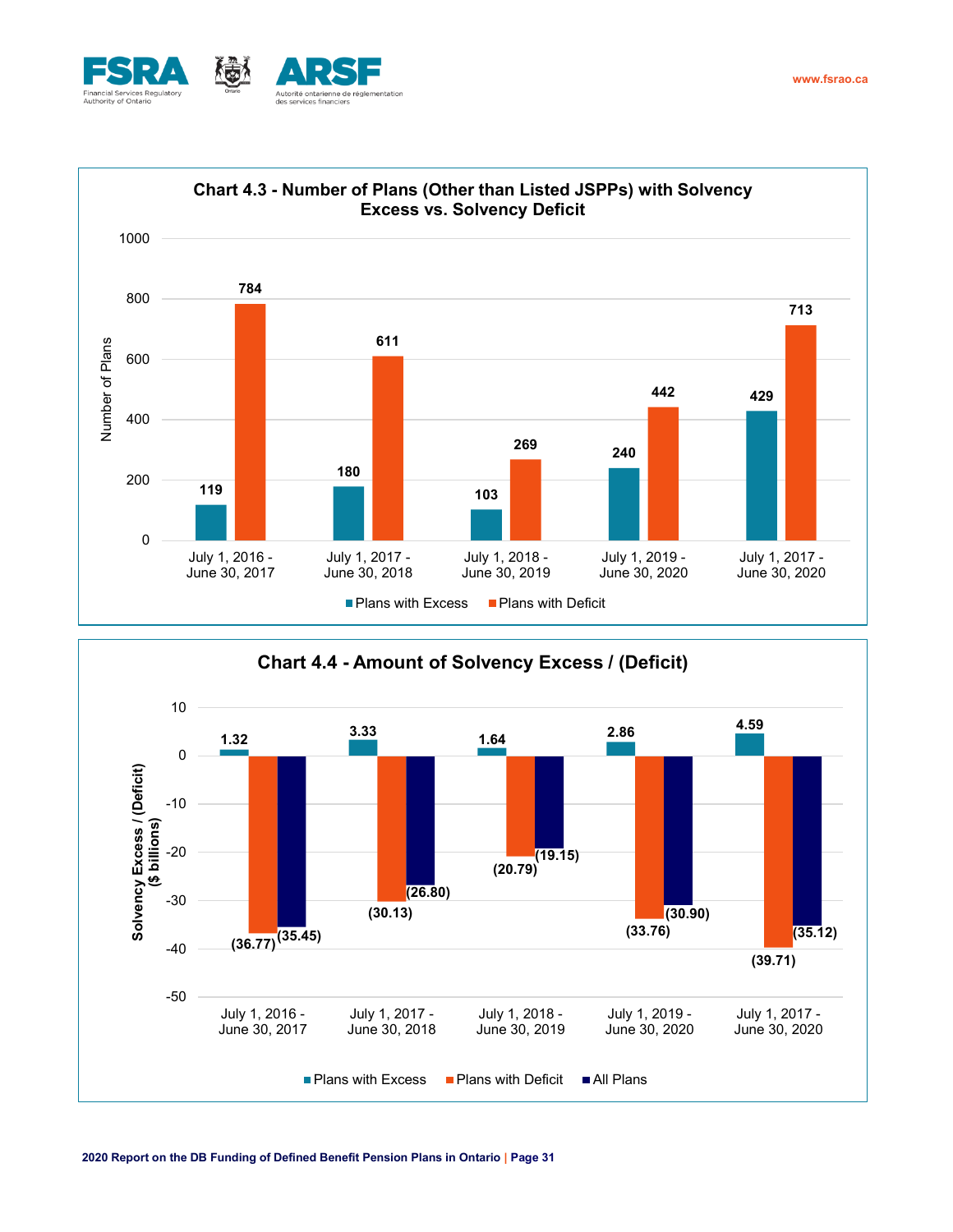**Chart 4.3 - Number of Plans (Other than Listed JSPPs) with Solvency Excess vs. Solvency Deficit**

| Period | Plans with Excess | Plans with Deficit |
|---|---|---|
| July 1, 2016 - June 30, 2017 | 119 | 784 |
| July 1, 2017 - June 30, 2018 | 180 | 611 |
| July 1, 2018 - June 30, 2019 | 103 | 269 |
| July 1, 2019 - June 30, 2020 | 240 | 442 |
| July 1, 2017 - June 30, 2020 | 429 | 713 |

**Chart 4.4 - Amount of Solvency Excess / (Deficit)**

Solvency Excess / (Deficit) ($ billions)

| Period | Plans with Excess | Plans with Deficit | All Plans |
|---|---|---|---|
| July 1, 2016 - June 30, 2017 | 1.32 | (36.77) | (35.45) |
| July 1, 2017 - June 30, 2018 | 3.33 | (30.13) | (26.80) |
| July 1, 2018 - June 30, 2019 | 1.64 | (20.79) | (19.15) |
| July 1, 2019 - June 30, 2020 | 2.86 | (33.76) | (30.90) |
| July 1, 2017 - June 30, 2020 | 4.59 | (39.71) | (35.12) |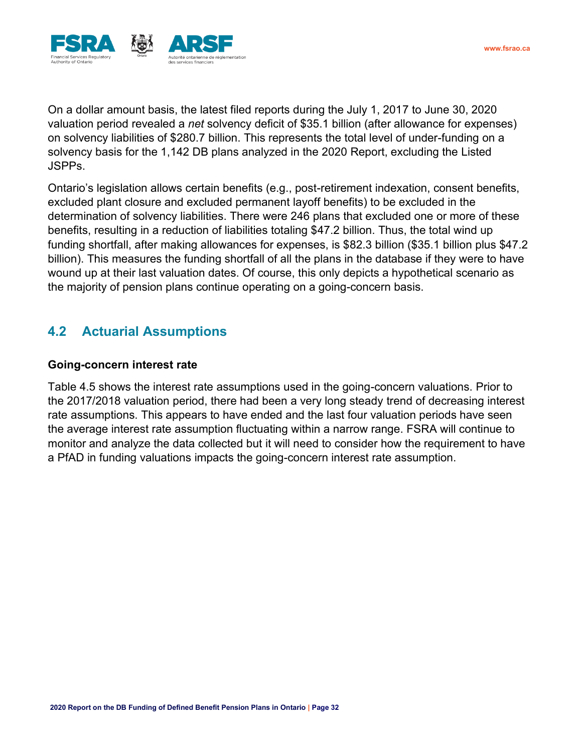On a dollar amount basis, the latest filed reports during the July 1, 2017 to June 30, 2020 valuation period revealed a *net* solvency deficit of $35.1 billion (after allowance for expenses) on solvency liabilities of $280.7 billion. This represents the total level of under-funding on a solvency basis for the 1,142 DB plans analyzed in the 2020 Report, excluding the Listed JSPPs.

Ontario's legislation allows certain benefits (e.g., post-retirement indexation, consent benefits, excluded plant closure and excluded permanent layoff benefits) to be excluded in the determination of solvency liabilities. There were 246 plans that excluded one or more of these benefits, resulting in a reduction of liabilities totaling $47.2 billion. Thus, the total wind up funding shortfall, after making allowances for expenses, is $82.3 billion ($35.1 billion plus $47.2 billion). This measures the funding shortfall of all the plans in the database if they were to have wound up at their last valuation dates. Of course, this only depicts a hypothetical scenario as the majority of pension plans continue operating on a going-concern basis.

## 4.2 Actuarial Assumptions

**Going-concern interest rate**

Table 4.5 shows the interest rate assumptions used in the going-concern valuations. Prior to the 2017/2018 valuation period, there had been a very long steady trend of decreasing interest rate assumptions. This appears to have ended and the last four valuation periods have seen the average interest rate assumption fluctuating within a narrow range. FSRA will continue to monitor and analyze the data collected but it will need to consider how the requirement to have a PfAD in funding valuations impacts the going-concern interest rate assumption.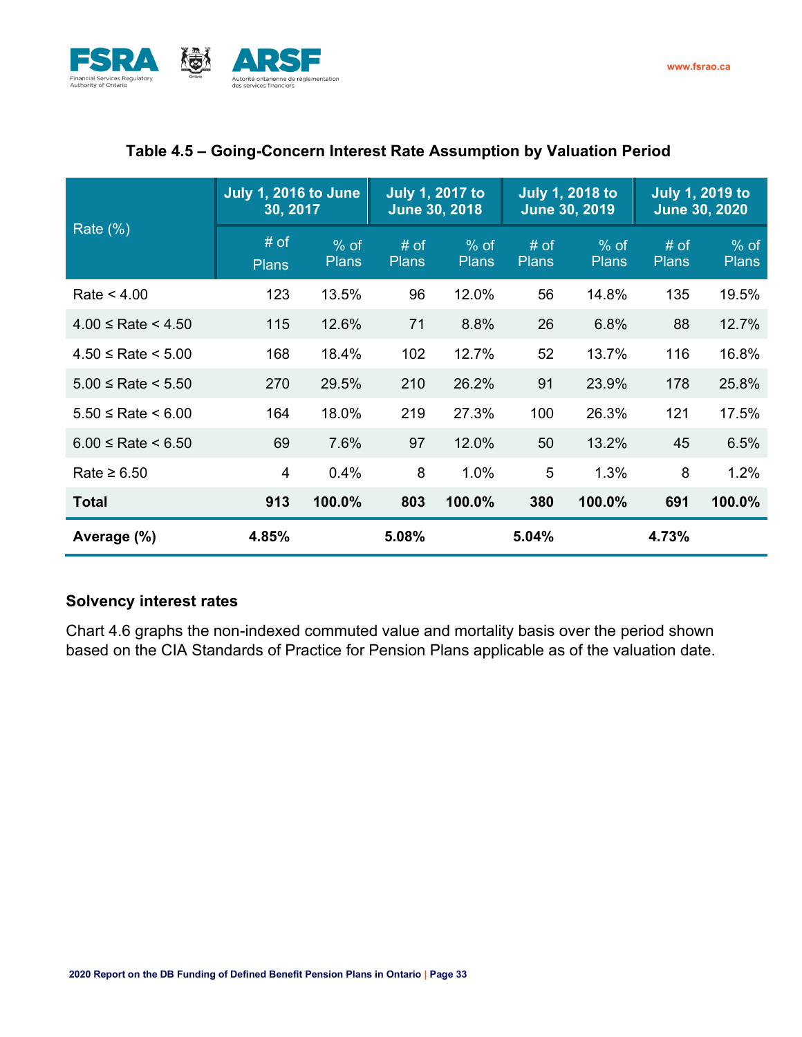**Table 4.5 – Going-Concern Interest Rate Assumption by Valuation Period**

| Rate (%) | July 1, 2016 to June 30, 2017 | | July 1, 2017 to June 30, 2018 | | July 1, 2018 to June 30, 2019 | | July 1, 2019 to June 30, 2020 | |
|---|---|---|---|---|---|---|---|---|
| | # of Plans | % of Plans | # of Plans | % of Plans | # of Plans | % of Plans | # of Plans | % of Plans |
| Rate < 4.00 | 123 | 13.5% | 96 | 12.0% | 56 | 14.8% | 135 | 19.5% |
| 4.00 ≤ Rate < 4.50 | 115 | 12.6% | 71 | 8.8% | 26 | 6.8% | 88 | 12.7% |
| 4.50 ≤ Rate < 5.00 | 168 | 18.4% | 102 | 12.7% | 52 | 13.7% | 116 | 16.8% |
| 5.00 ≤ Rate < 5.50 | 270 | 29.5% | 210 | 26.2% | 91 | 23.9% | 178 | 25.8% |
| 5.50 ≤ Rate < 6.00 | 164 | 18.0% | 219 | 27.3% | 100 | 26.3% | 121 | 17.5% |
| 6.00 ≤ Rate < 6.50 | 69 | 7.6% | 97 | 12.0% | 50 | 13.2% | 45 | 6.5% |
| Rate ≥ 6.50 | 4 | 0.4% | 8 | 1.0% | 5 | 1.3% | 8 | 1.2% |
| **Total** | **913** | **100.0%** | **803** | **100.0%** | **380** | **100.0%** | **691** | **100.0%** |
| **Average (%)** | **4.85%** | | **5.08%** | | **5.04%** | | **4.73%** | |

### Solvency interest rates

Chart 4.6 graphs the non-indexed commuted value and mortality basis over the period shown based on the CIA Standards of Practice for Pension Plans applicable as of the valuation date.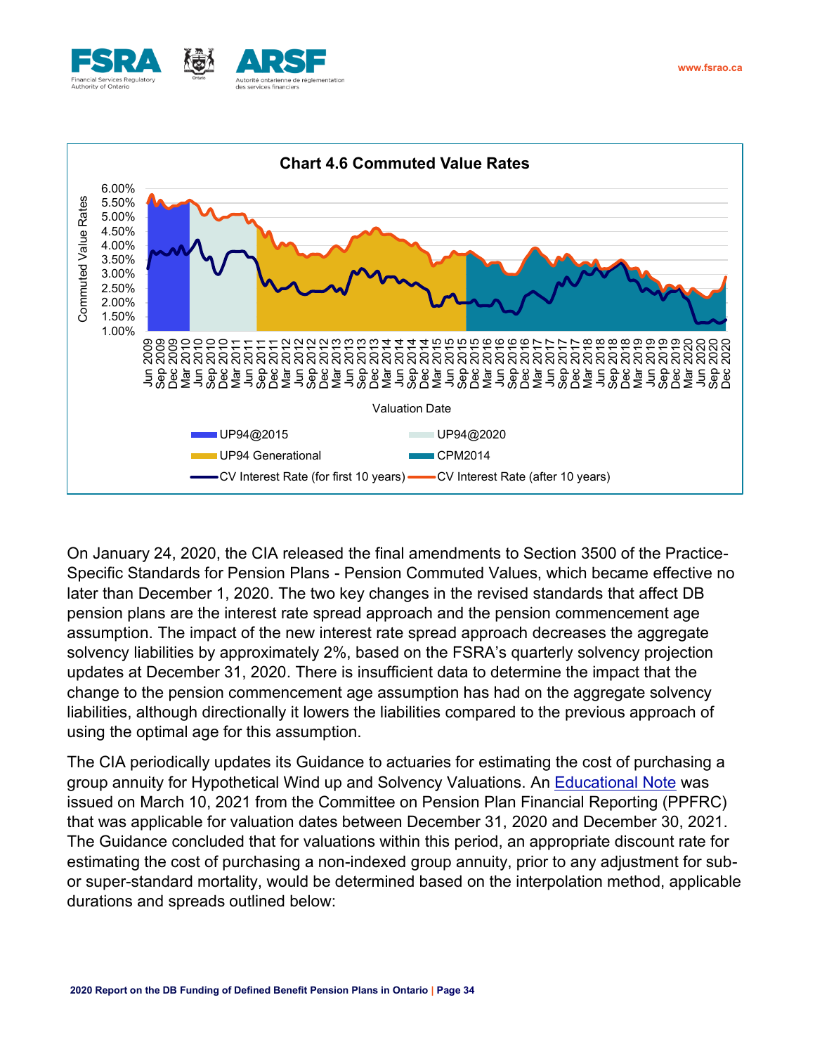**Chart 4.6 Commuted Value Rates**

On January 24, 2020, the CIA released the final amendments to Section 3500 of the Practice-Specific Standards for Pension Plans - Pension Commuted Values, which became effective no later than December 1, 2020. The two key changes in the revised standards that affect DB pension plans are the interest rate spread approach and the pension commencement age assumption. The impact of the new interest rate spread approach decreases the aggregate solvency liabilities by approximately 2%, based on the FSRA's quarterly solvency projection updates at December 31, 2020. There is insufficient data to determine the impact that the change to the pension commencement age assumption has had on the aggregate solvency liabilities, although directionally it lowers the liabilities compared to the previous approach of using the optimal age for this assumption.

The CIA periodically updates its Guidance to actuaries for estimating the cost of purchasing a group annuity for Hypothetical Wind up and Solvency Valuations. An Educational Note was issued on March 10, 2021 from the Committee on Pension Plan Financial Reporting (PPFRC) that was applicable for valuation dates between December 31, 2020 and December 30, 2021. The Guidance concluded that for valuations within this period, an appropriate discount rate for estimating the cost of purchasing a non-indexed group annuity, prior to any adjustment for sub- or super-standard mortality, would be determined based on the interpolation method, applicable durations and spreads outlined below: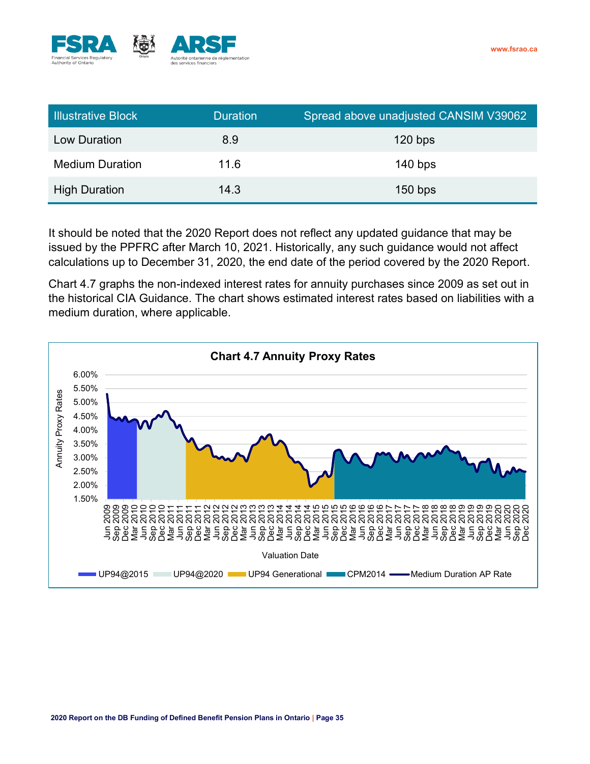| Illustrative Block | Duration | Spread above unadjusted CANSIM V39062 |
|---|---|---|
| Low Duration | 8.9 | 120 bps |
| Medium Duration | 11.6 | 140 bps |
| High Duration | 14.3 | 150 bps |

It should be noted that the 2020 Report does not reflect any updated guidance that may be issued by the PPFRC after March 10, 2021. Historically, any such guidance would not affect calculations up to December 31, 2020, the end date of the period covered by the 2020 Report.

Chart 4.7 graphs the non-indexed interest rates for annuity purchases since 2009 as set out in the historical CIA Guidance. The chart shows estimated interest rates based on liabilities with a medium duration, where applicable.

**Chart 4.7 Annuity Proxy Rates**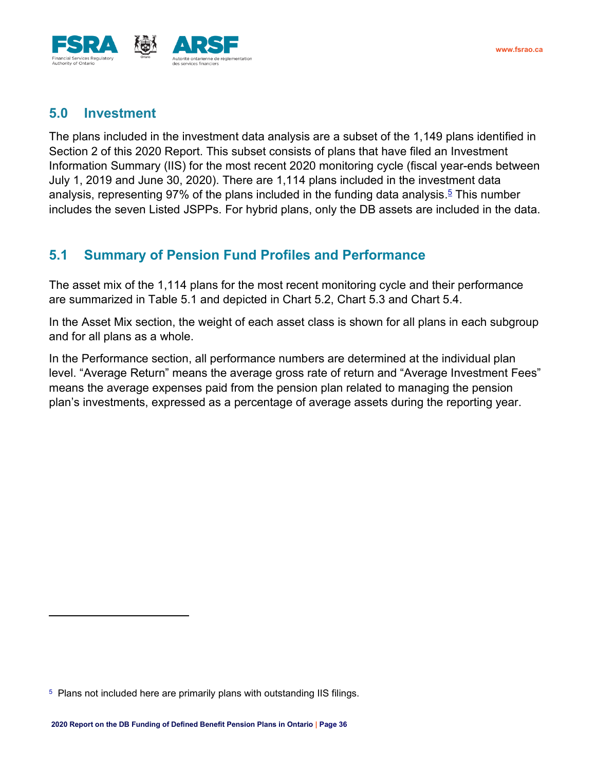## 5.0 Investment

The plans included in the investment data analysis are a subset of the 1,149 plans identified in Section 2 of this 2020 Report. This subset consists of plans that have filed an Investment Information Summary (IIS) for the most recent 2020 monitoring cycle (fiscal year-ends between July 1, 2019 and June 30, 2020). There are 1,114 plans included in the investment data analysis, representing 97% of the plans included in the funding data analysis.[5] This number includes the seven Listed JSPPs. For hybrid plans, only the DB assets are included in the data.

## 5.1 Summary of Pension Fund Profiles and Performance

The asset mix of the 1,114 plans for the most recent monitoring cycle and their performance are summarized in Table 5.1 and depicted in Chart 5.2, Chart 5.3 and Chart 5.4.

In the Asset Mix section, the weight of each asset class is shown for all plans in each subgroup and for all plans as a whole.

In the Performance section, all performance numbers are determined at the individual plan level. “Average Return” means the average gross rate of return and “Average Investment Fees” means the average expenses paid from the pension plan related to managing the pension plan’s investments, expressed as a percentage of average assets during the reporting year.

---

[5] Plans not included here are primarily plans with outstanding IIS filings.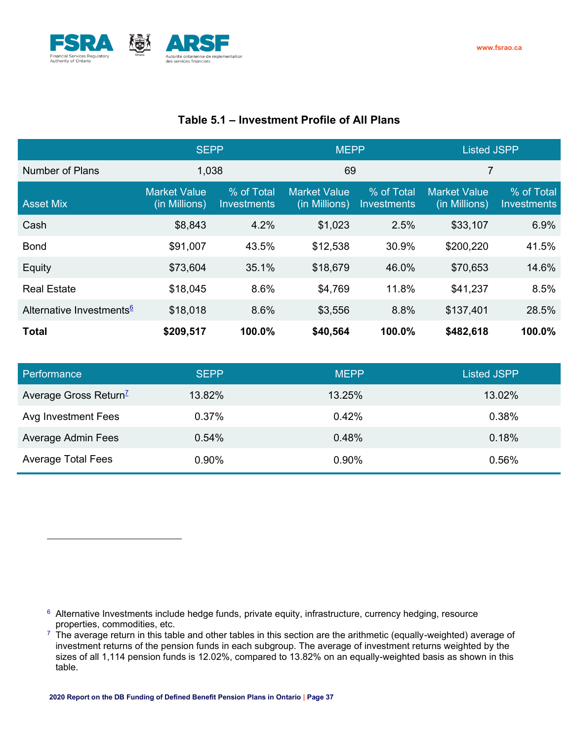### Table 5.1 – Investment Profile of All Plans

| | SEPP | | MEPP | | Listed JSPP | |
|---|---|---|---|---|---|---|
| Number of Plans | 1,038 | | 69 | | 7 | |
| Asset Mix | Market Value (in Millions) | % of Total Investments | Market Value (in Millions) | % of Total Investments | Market Value (in Millions) | % of Total Investments |
| Cash | $8,843 | 4.2% | $1,023 | 2.5% | $33,107 | 6.9% |
| Bond | $91,007 | 43.5% | $12,538 | 30.9% | $200,220 | 41.5% |
| Equity | $73,604 | 35.1% | $18,679 | 46.0% | $70,653 | 14.6% |
| Real Estate | $18,045 | 8.6% | $4,769 | 11.8% | $41,237 | 8.5% |
| Alternative Investments[6] | $18,018 | 8.6% | $3,556 | 8.8% | $137,401 | 28.5% |
| **Total** | **$209,517** | **100.0%** | **$40,564** | **100.0%** | **$482,618** | **100.0%** |

| Performance | SEPP | MEPP | Listed JSPP |
|---|---|---|---|
| Average Gross Return[7] | 13.82% | 13.25% | 13.02% |
| Avg Investment Fees | 0.37% | 0.42% | 0.38% |
| Average Admin Fees | 0.54% | 0.48% | 0.18% |
| Average Total Fees | 0.90% | 0.90% | 0.56% |

[6] Alternative Investments include hedge funds, private equity, infrastructure, currency hedging, resource properties, commodities, etc.

[7] The average return in this table and other tables in this section are the arithmetic (equally-weighted) average of investment returns of the pension funds in each subgroup. The average of investment returns weighted by the sizes of all 1,114 pension funds is 12.02%, compared to 13.82% on an equally-weighted basis as shown in this table.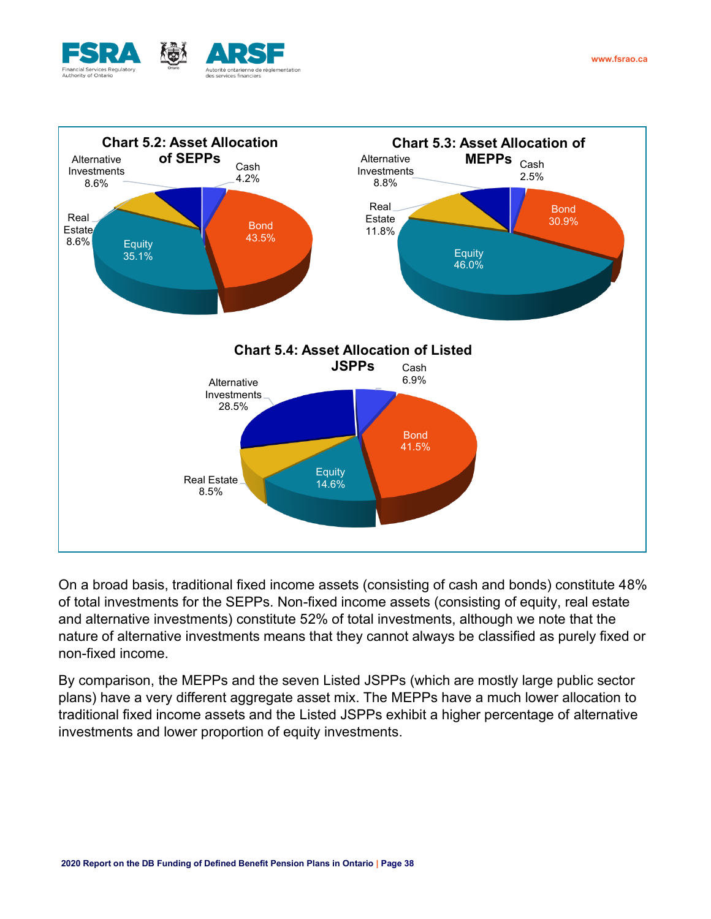**Chart 5.2: Asset Allocation of SEPPs**

- Cash 4.2%
- Bond 43.5%
- Equity 35.1%
- Real Estate 8.6%
- Alternative Investments 8.6%

**Chart 5.3: Asset Allocation of MEPPs**

- Cash 2.5%
- Bond 30.9%
- Equity 46.0%
- Real Estate 11.8%
- Alternative Investments 8.8%

**Chart 5.4: Asset Allocation of Listed JSPPs**

- Cash 6.9%
- Bond 41.5%
- Equity 14.6%
- Real Estate 8.5%
- Alternative Investments 28.5%

On a broad basis, traditional fixed income assets (consisting of cash and bonds) constitute 48% of total investments for the SEPPs. Non-fixed income assets (consisting of equity, real estate and alternative investments) constitute 52% of total investments, although we note that the nature of alternative investments means that they cannot always be classified as purely fixed or non-fixed income.

By comparison, the MEPPs and the seven Listed JSPPs (which are mostly large public sector plans) have a very different aggregate asset mix. The MEPPs have a much lower allocation to traditional fixed income assets and the Listed JSPPs exhibit a higher percentage of alternative investments and lower proportion of equity investments.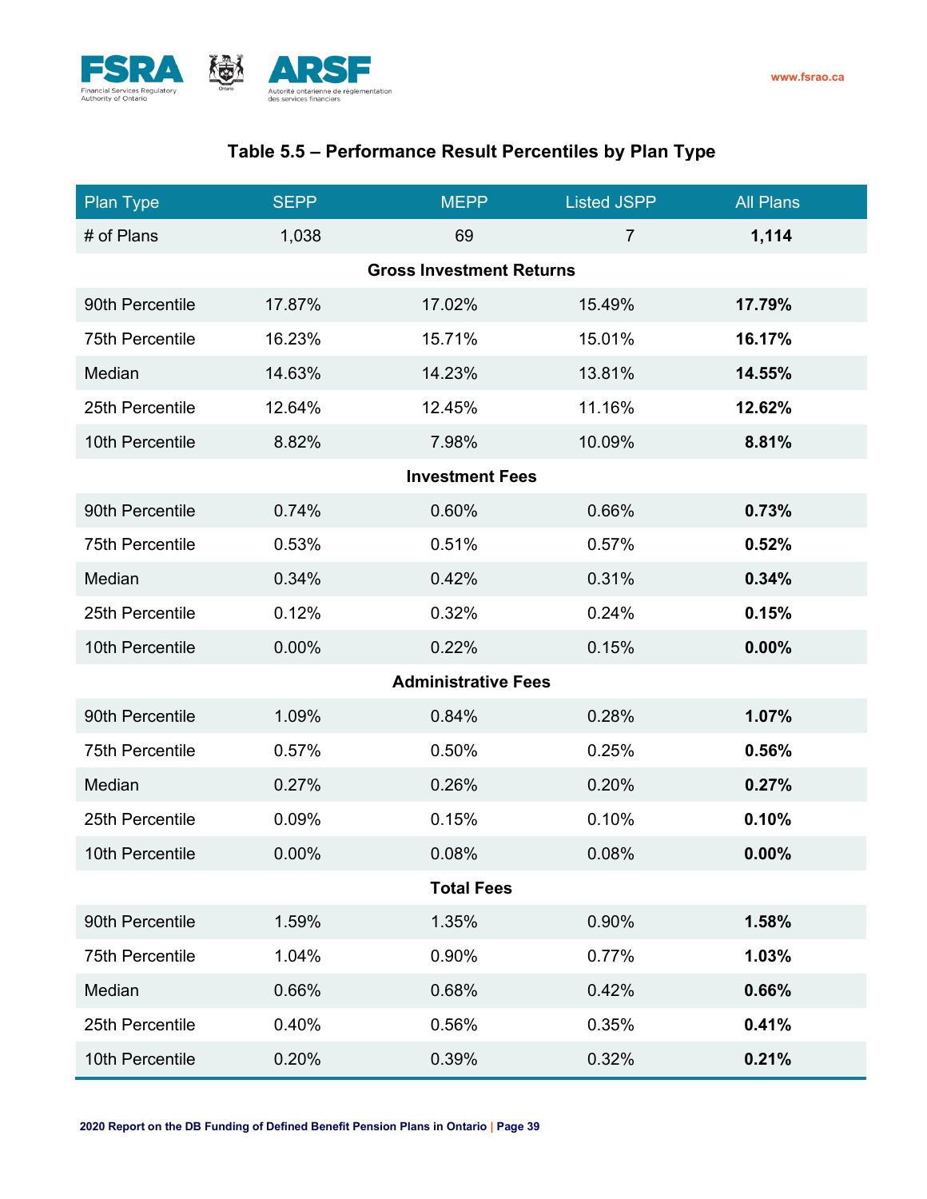### Table 5.5 – Performance Result Percentiles by Plan Type

| Plan Type | SEPP | MEPP | Listed JSPP | All Plans |
|---|---|---|---|---|
| # of Plans | 1,038 | 69 | 7 | **1,114** |
| **Gross Investment Returns** | | | | |
| 90th Percentile | 17.87% | 17.02% | 15.49% | **17.79%** |
| 75th Percentile | 16.23% | 15.71% | 15.01% | **16.17%** |
| Median | 14.63% | 14.23% | 13.81% | **14.55%** |
| 25th Percentile | 12.64% | 12.45% | 11.16% | **12.62%** |
| 10th Percentile | 8.82% | 7.98% | 10.09% | **8.81%** |
| **Investment Fees** | | | | |
| 90th Percentile | 0.74% | 0.60% | 0.66% | **0.73%** |
| 75th Percentile | 0.53% | 0.51% | 0.57% | **0.52%** |
| Median | 0.34% | 0.42% | 0.31% | **0.34%** |
| 25th Percentile | 0.12% | 0.32% | 0.24% | **0.15%** |
| 10th Percentile | 0.00% | 0.22% | 0.15% | **0.00%** |
| **Administrative Fees** | | | | |
| 90th Percentile | 1.09% | 0.84% | 0.28% | **1.07%** |
| 75th Percentile | 0.57% | 0.50% | 0.25% | **0.56%** |
| Median | 0.27% | 0.26% | 0.20% | **0.27%** |
| 25th Percentile | 0.09% | 0.15% | 0.10% | **0.10%** |
| 10th Percentile | 0.00% | 0.08% | 0.08% | **0.00%** |
| **Total Fees** | | | | |
| 90th Percentile | 1.59% | 1.35% | 0.90% | **1.58%** |
| 75th Percentile | 1.04% | 0.90% | 0.77% | **1.03%** |
| Median | 0.66% | 0.68% | 0.42% | **0.66%** |
| 25th Percentile | 0.40% | 0.56% | 0.35% | **0.41%** |
| 10th Percentile | 0.20% | 0.39% | 0.32% | **0.21%** |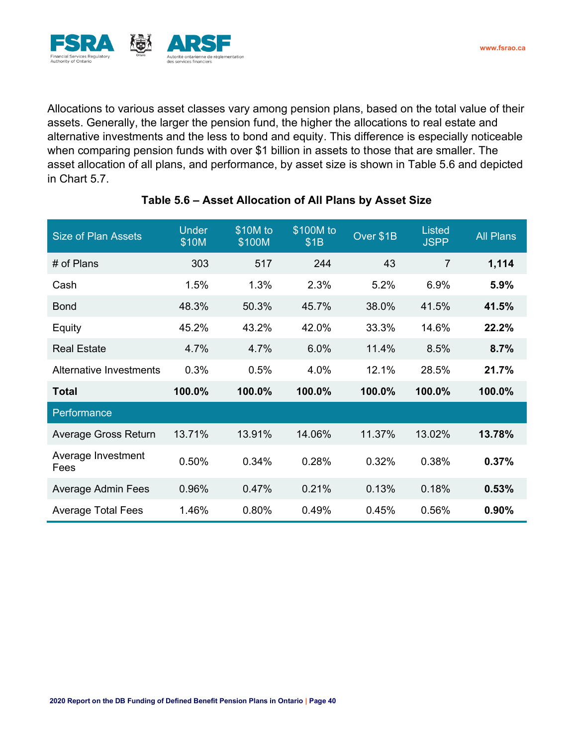Allocations to various asset classes vary among pension plans, based on the total value of their assets. Generally, the larger the pension fund, the higher the allocations to real estate and alternative investments and the less to bond and equity. This difference is especially noticeable when comparing pension funds with over $1 billion in assets to those that are smaller. The asset allocation of all plans, and performance, by asset size is shown in Table 5.6 and depicted in Chart 5.7.

**Table 5.6 – Asset Allocation of All Plans by Asset Size**

| Size of Plan Assets | Under $10M | $10M to $100M | $100M to $1B | Over $1B | Listed JSPP | All Plans |
|---|---|---|---|---|---|---|
| # of Plans | 303 | 517 | 244 | 43 | 7 | **1,114** |
| Cash | 1.5% | 1.3% | 2.3% | 5.2% | 6.9% | **5.9%** |
| Bond | 48.3% | 50.3% | 45.7% | 38.0% | 41.5% | **41.5%** |
| Equity | 45.2% | 43.2% | 42.0% | 33.3% | 14.6% | **22.2%** |
| Real Estate | 4.7% | 4.7% | 6.0% | 11.4% | 8.5% | **8.7%** |
| Alternative Investments | 0.3% | 0.5% | 4.0% | 12.1% | 28.5% | **21.7%** |
| **Total** | **100.0%** | **100.0%** | **100.0%** | **100.0%** | **100.0%** | **100.0%** |
| Performance | | | | | | |
| Average Gross Return | 13.71% | 13.91% | 14.06% | 11.37% | 13.02% | **13.78%** |
| Average Investment Fees | 0.50% | 0.34% | 0.28% | 0.32% | 0.38% | **0.37%** |
| Average Admin Fees | 0.96% | 0.47% | 0.21% | 0.13% | 0.18% | **0.53%** |
| Average Total Fees | 1.46% | 0.80% | 0.49% | 0.45% | 0.56% | **0.90%** |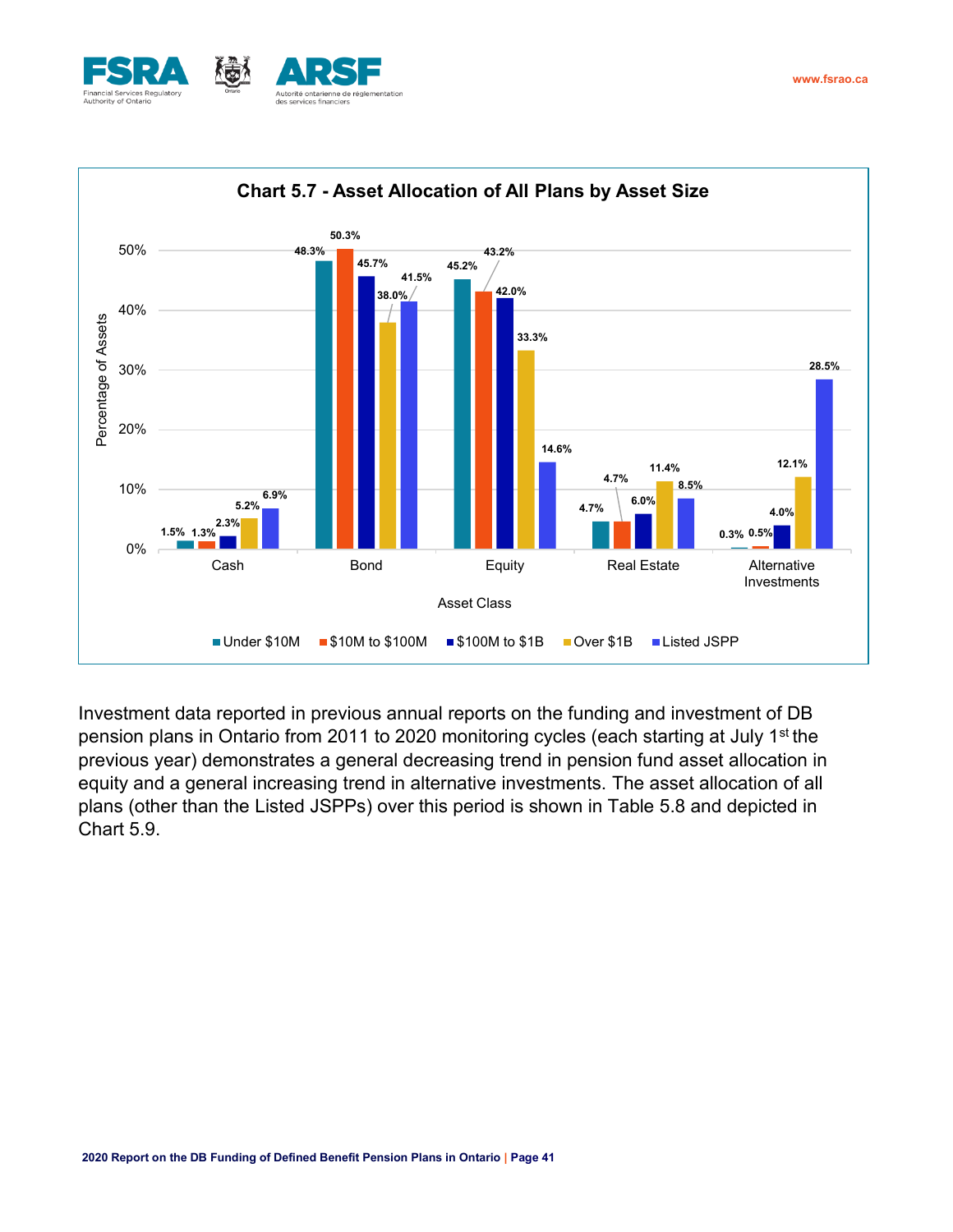**Chart 5.7 - Asset Allocation of All Plans by Asset Size**

| Asset Class | Under $10M | $10M to $100M | $100M to $1B | Over $1B | Listed JSPP |
|---|---|---|---|---|---|
| Cash | 1.5% | 1.3% | 2.3% | 5.2% | 6.9% |
| Bond | 48.3% | 50.3% | 45.7% | 38.0% | 41.5% |
| Equity | 45.2% | 43.2% | 42.0% | 33.3% | 14.6% |
| Real Estate | 4.7% | 4.7% | 6.0% | 11.4% | 8.5% |
| Alternative Investments | 0.3% | 0.5% | 4.0% | 12.1% | 28.5% |

Investment data reported in previous annual reports on the funding and investment of DB pension plans in Ontario from 2011 to 2020 monitoring cycles (each starting at July 1st the previous year) demonstrates a general decreasing trend in pension fund asset allocation in equity and a general increasing trend in alternative investments. The asset allocation of all plans (other than the Listed JSPPs) over this period is shown in Table 5.8 and depicted in Chart 5.9.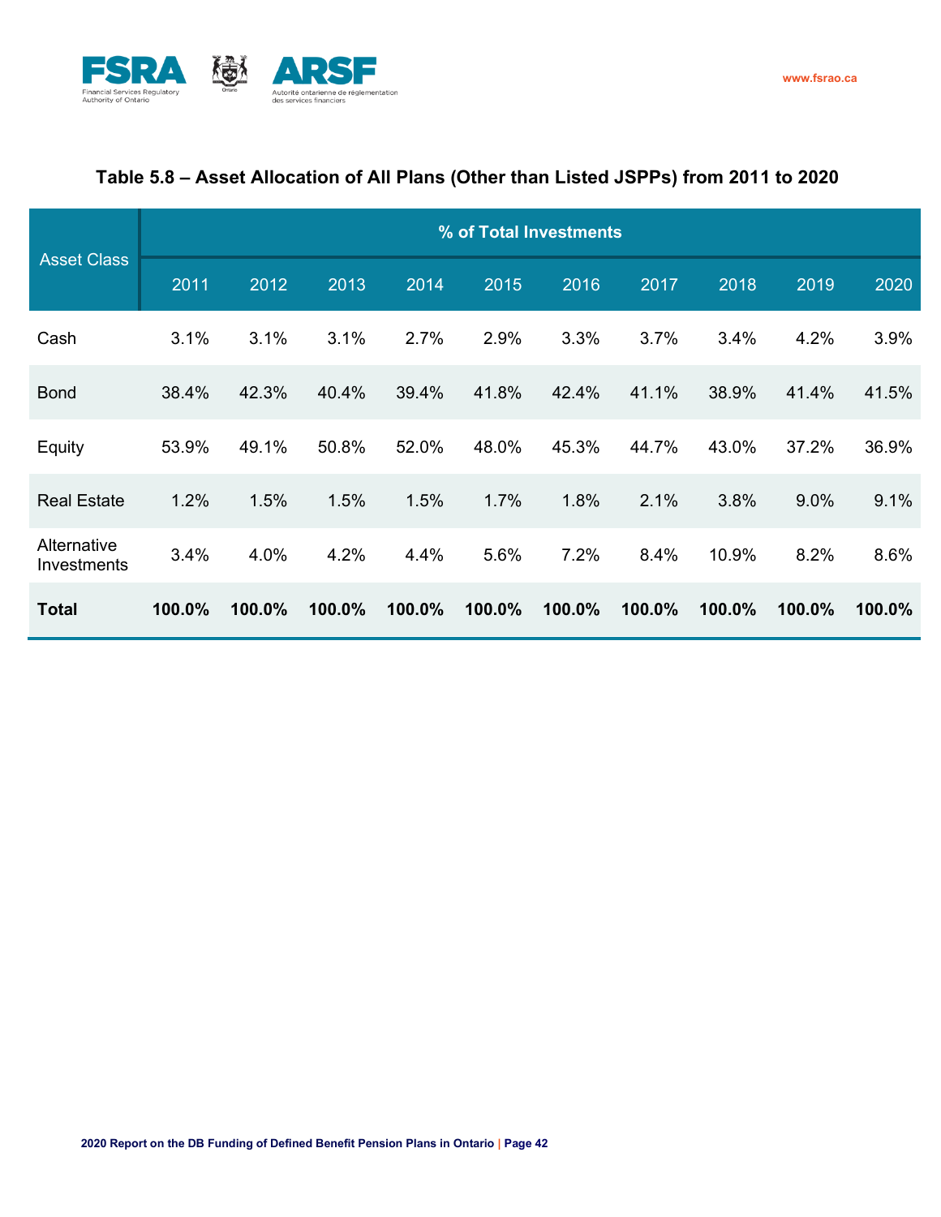### Table 5.8 – Asset Allocation of All Plans (Other than Listed JSPPs) from 2011 to 2020

| Asset Class | % of Total Investments | | | | | | | | | |
|---|---|---|---|---|---|---|---|---|---|---|
| | 2011 | 2012 | 2013 | 2014 | 2015 | 2016 | 2017 | 2018 | 2019 | 2020 |
| Cash | 3.1% | 3.1% | 3.1% | 2.7% | 2.9% | 3.3% | 3.7% | 3.4% | 4.2% | 3.9% |
| Bond | 38.4% | 42.3% | 40.4% | 39.4% | 41.8% | 42.4% | 41.1% | 38.9% | 41.4% | 41.5% |
| Equity | 53.9% | 49.1% | 50.8% | 52.0% | 48.0% | 45.3% | 44.7% | 43.0% | 37.2% | 36.9% |
| Real Estate | 1.2% | 1.5% | 1.5% | 1.5% | 1.7% | 1.8% | 2.1% | 3.8% | 9.0% | 9.1% |
| Alternative Investments | 3.4% | 4.0% | 4.2% | 4.4% | 5.6% | 7.2% | 8.4% | 10.9% | 8.2% | 8.6% |
| **Total** | **100.0%** | **100.0%** | **100.0%** | **100.0%** | **100.0%** | **100.0%** | **100.0%** | **100.0%** | **100.0%** | **100.0%** |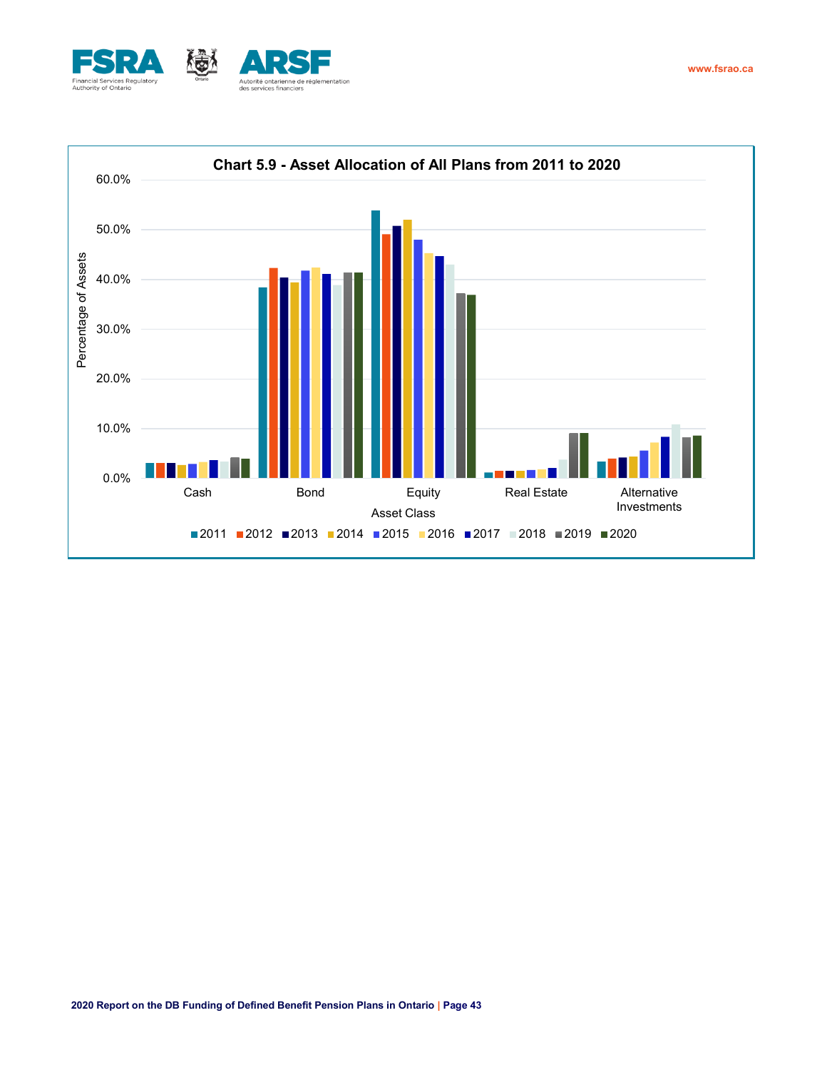Chart 5.9 - Asset Allocation of All Plans from 2011 to 2020

Percentage of Assets

60.0%
50.0%
40.0%
30.0%
20.0%
10.0%
0.0%

Cash | Bond | Equity | Real Estate | Alternative Investments

Asset Class

2011 2012 2013 2014 2015 2016 2017 2018 2019 2020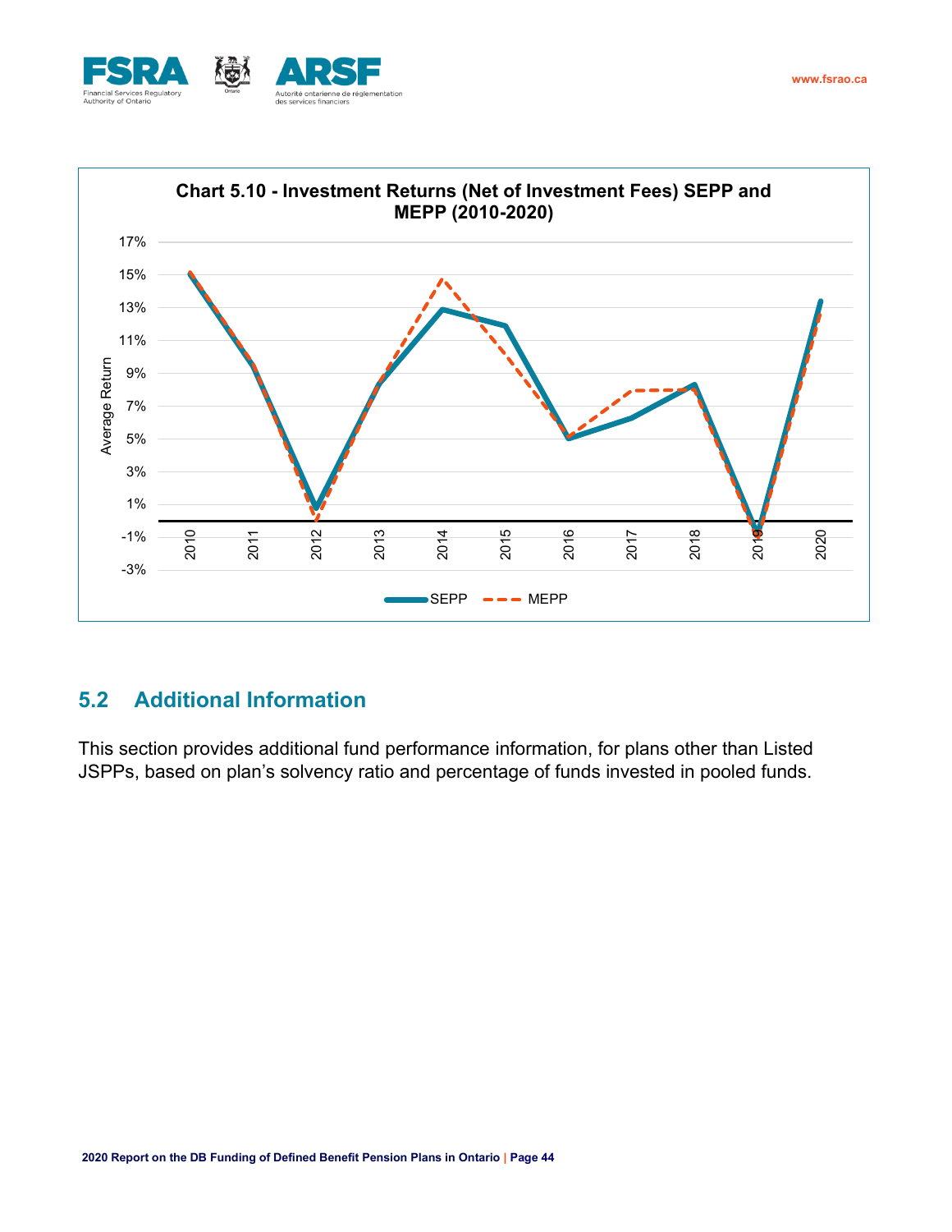**Chart 5.10 - Investment Returns (Net of Investment Fees) SEPP and MEPP (2010-2020)**

## 5.2 Additional Information

This section provides additional fund performance information, for plans other than Listed JSPPs, based on plan's solvency ratio and percentage of funds invested in pooled funds.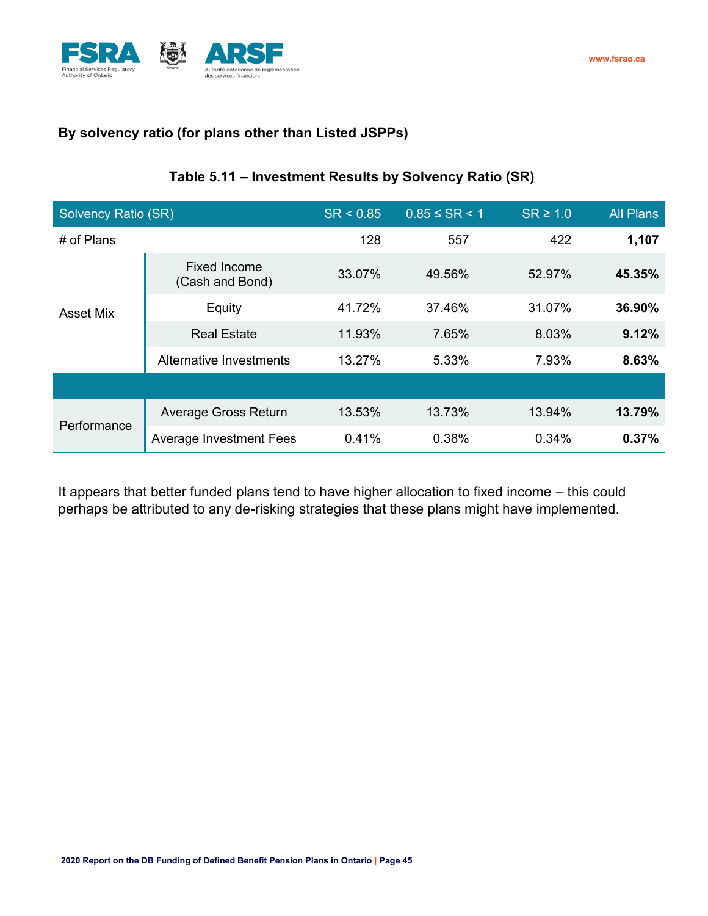### By solvency ratio (for plans other than Listed JSPPs)

**Table 5.11 – Investment Results by Solvency Ratio (SR)**

| Solvency Ratio (SR) | | SR < 0.85 | 0.85 ≤ SR < 1 | SR ≥ 1.0 | All Plans |
|---|---|---|---|---|---|
| # of Plans | | 128 | 557 | 422 | **1,107** |
| Asset Mix | Fixed Income (Cash and Bond) | 33.07% | 49.56% | 52.97% | **45.35%** |
| | Equity | 41.72% | 37.46% | 31.07% | **36.90%** |
| | Real Estate | 11.93% | 7.65% | 8.03% | **9.12%** |
| | Alternative Investments | 13.27% | 5.33% | 7.93% | **8.63%** |
| Performance | Average Gross Return | 13.53% | 13.73% | 13.94% | **13.79%** |
| | Average Investment Fees | 0.41% | 0.38% | 0.34% | **0.37%** |

It appears that better funded plans tend to have higher allocation to fixed income – this could perhaps be attributed to any de-risking strategies that these plans might have implemented.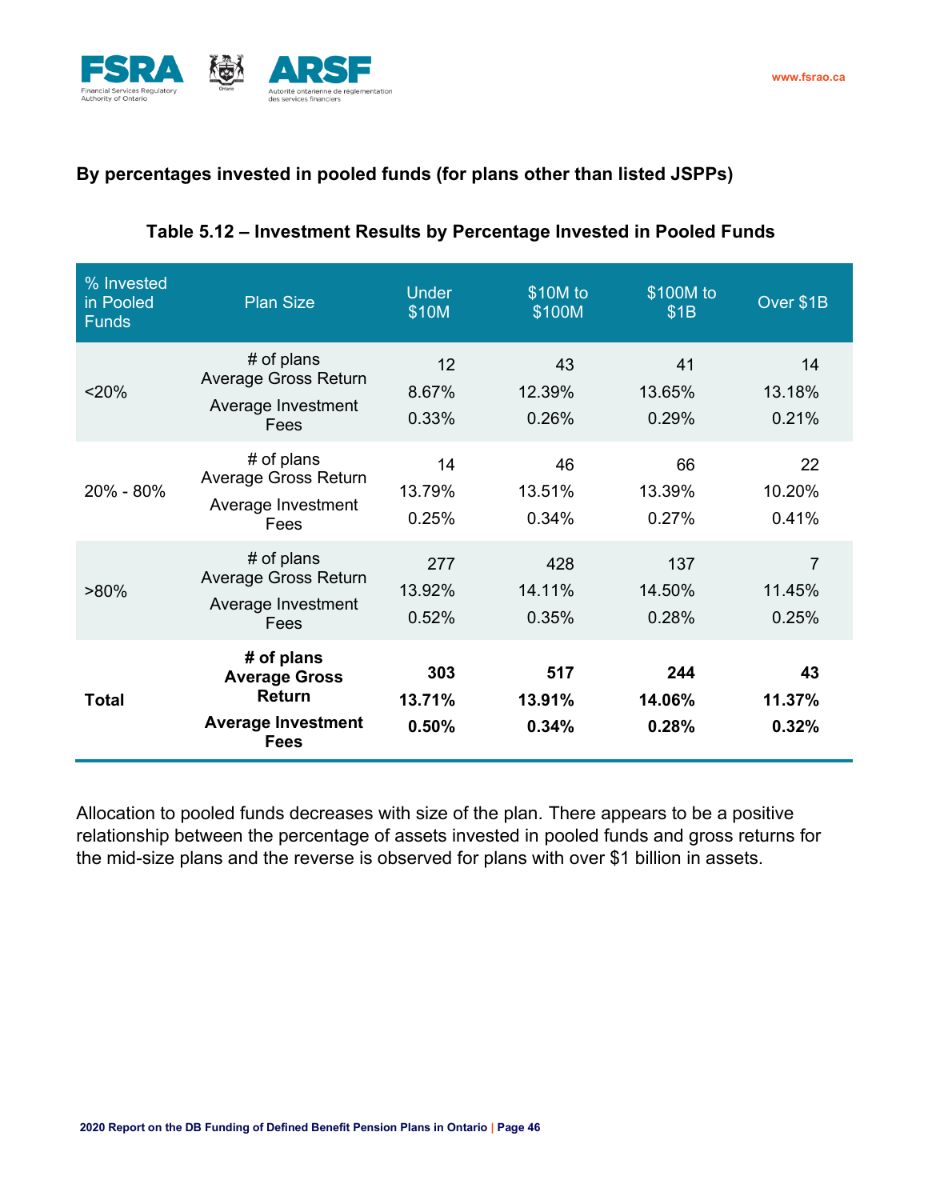### By percentages invested in pooled funds (for plans other than listed JSPPs)

**Table 5.12 – Investment Results by Percentage Invested in Pooled Funds**

| % Invested in Pooled Funds | Plan Size | Under $10M | $10M to $100M | $100M to $1B | Over $1B |
|---|---|---|---|---|---|
| <20% | # of plans | 12 | 43 | 41 | 14 |
| | Average Gross Return | 8.67% | 12.39% | 13.65% | 13.18% |
| | Average Investment Fees | 0.33% | 0.26% | 0.29% | 0.21% |
| 20% - 80% | # of plans | 14 | 46 | 66 | 22 |
| | Average Gross Return | 13.79% | 13.51% | 13.39% | 10.20% |
| | Average Investment Fees | 0.25% | 0.34% | 0.27% | 0.41% |
| >80% | # of plans | 277 | 428 | 137 | 7 |
| | Average Gross Return | 13.92% | 14.11% | 14.50% | 11.45% |
| | Average Investment Fees | 0.52% | 0.35% | 0.28% | 0.25% |
| **Total** | **# of plans** | **303** | **517** | **244** | **43** |
| | **Average Gross Return** | **13.71%** | **13.91%** | **14.06%** | **11.37%** |
| | **Average Investment Fees** | **0.50%** | **0.34%** | **0.28%** | **0.32%** |

Allocation to pooled funds decreases with size of the plan. There appears to be a positive relationship between the percentage of assets invested in pooled funds and gross returns for the mid-size plans and the reverse is observed for plans with over $1 billion in assets.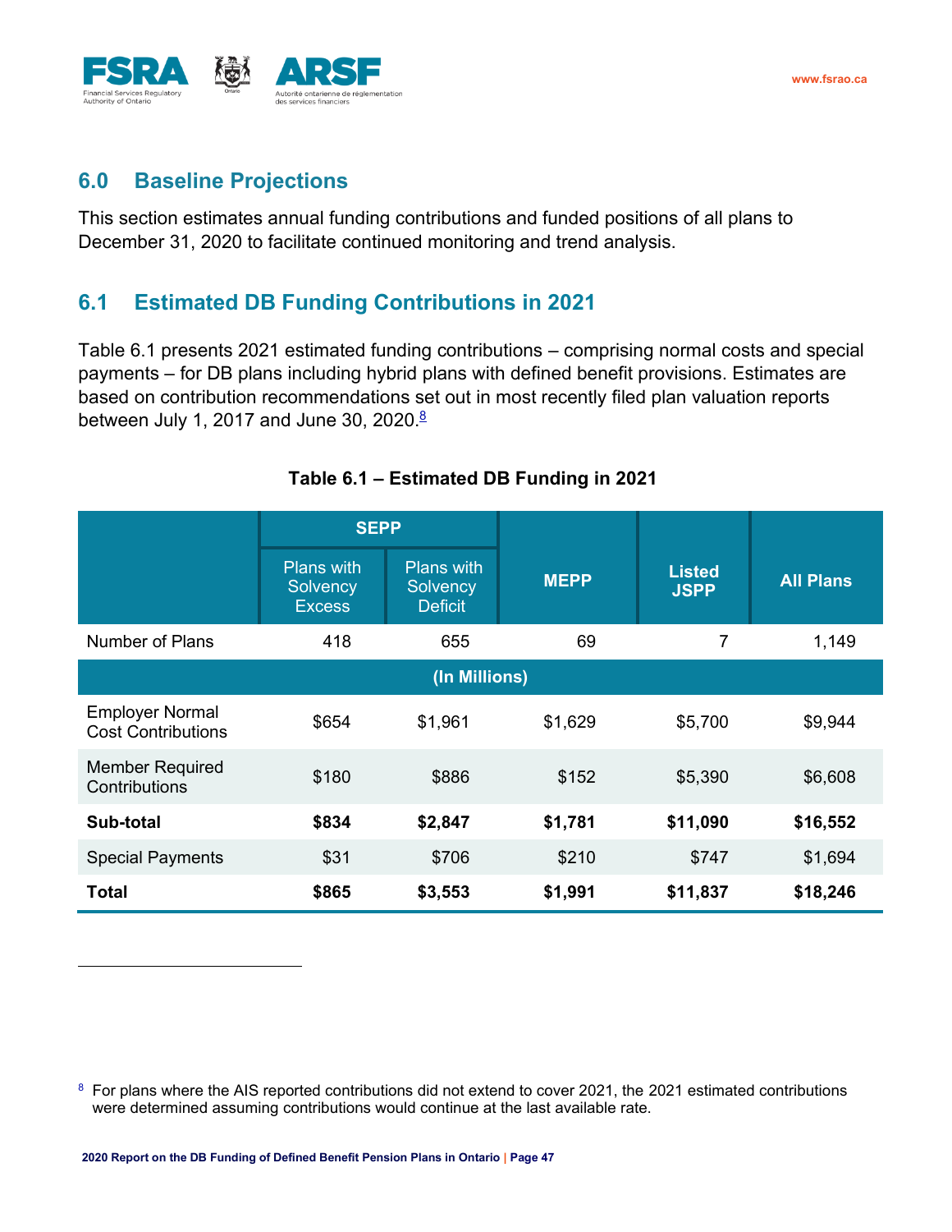## 6.0 Baseline Projections

This section estimates annual funding contributions and funded positions of all plans to December 31, 2020 to facilitate continued monitoring and trend analysis.

## 6.1 Estimated DB Funding Contributions in 2021

Table 6.1 presents 2021 estimated funding contributions – comprising normal costs and special payments – for DB plans including hybrid plans with defined benefit provisions. Estimates are based on contribution recommendations set out in most recently filed plan valuation reports between July 1, 2017 and June 30, 2020.[8]

**Table 6.1 – Estimated DB Funding in 2021**

| | SEPP | | MEPP | Listed JSPP | All Plans |
|---|---|---|---|---|---|
| | Plans with Solvency Excess | Plans with Solvency Deficit | | | |
| Number of Plans | 418 | 655 | 69 | 7 | 1,149 |
| **(In Millions)** | | | | | |
| Employer Normal Cost Contributions | $654 | $1,961 | $1,629 | $5,700 | $9,944 |
| Member Required Contributions | $180 | $886 | $152 | $5,390 | $6,608 |
| **Sub-total** | **$834** | **$2,847** | **$1,781** | **$11,090** | **$16,552** |
| Special Payments | $31 | $706 | $210 | $747 | $1,694 |
| **Total** | **$865** | **$3,553** | **$1,991** | **$11,837** | **$18,246** |

[8] For plans where the AIS reported contributions did not extend to cover 2021, the 2021 estimated contributions were determined assuming contributions would continue at the last available rate.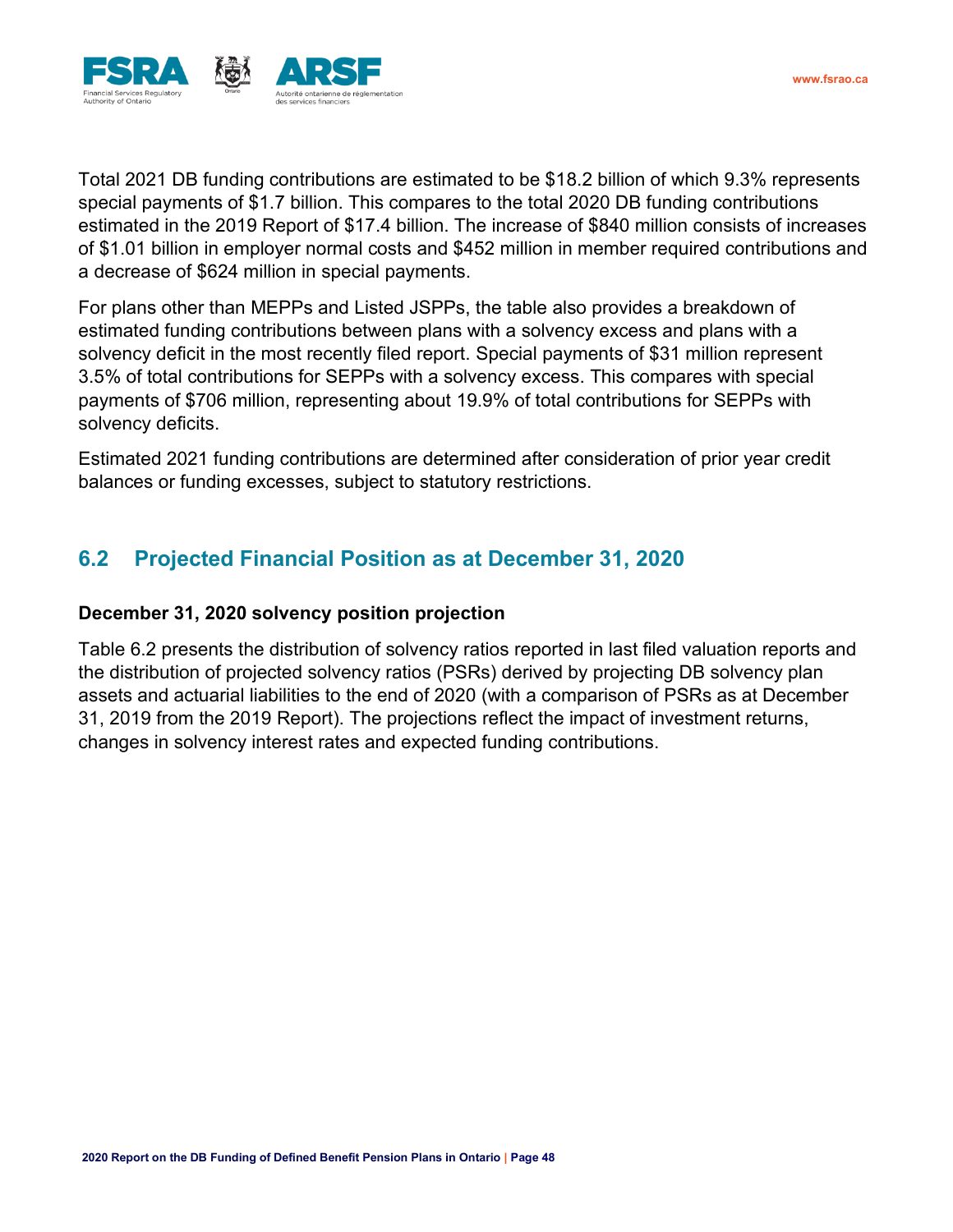Total 2021 DB funding contributions are estimated to be $18.2 billion of which 9.3% represents special payments of $1.7 billion. This compares to the total 2020 DB funding contributions estimated in the 2019 Report of $17.4 billion. The increase of $840 million consists of increases of $1.01 billion in employer normal costs and $452 million in member required contributions and a decrease of $624 million in special payments.

For plans other than MEPPs and Listed JSPPs, the table also provides a breakdown of estimated funding contributions between plans with a solvency excess and plans with a solvency deficit in the most recently filed report. Special payments of $31 million represent 3.5% of total contributions for SEPPs with a solvency excess. This compares with special payments of $706 million, representing about 19.9% of total contributions for SEPPs with solvency deficits.

Estimated 2021 funding contributions are determined after consideration of prior year credit balances or funding excesses, subject to statutory restrictions.

## 6.2 Projected Financial Position as at December 31, 2020

### December 31, 2020 solvency position projection

Table 6.2 presents the distribution of solvency ratios reported in last filed valuation reports and the distribution of projected solvency ratios (PSRs) derived by projecting DB solvency plan assets and actuarial liabilities to the end of 2020 (with a comparison of PSRs as at December 31, 2019 from the 2019 Report). The projections reflect the impact of investment returns, changes in solvency interest rates and expected funding contributions.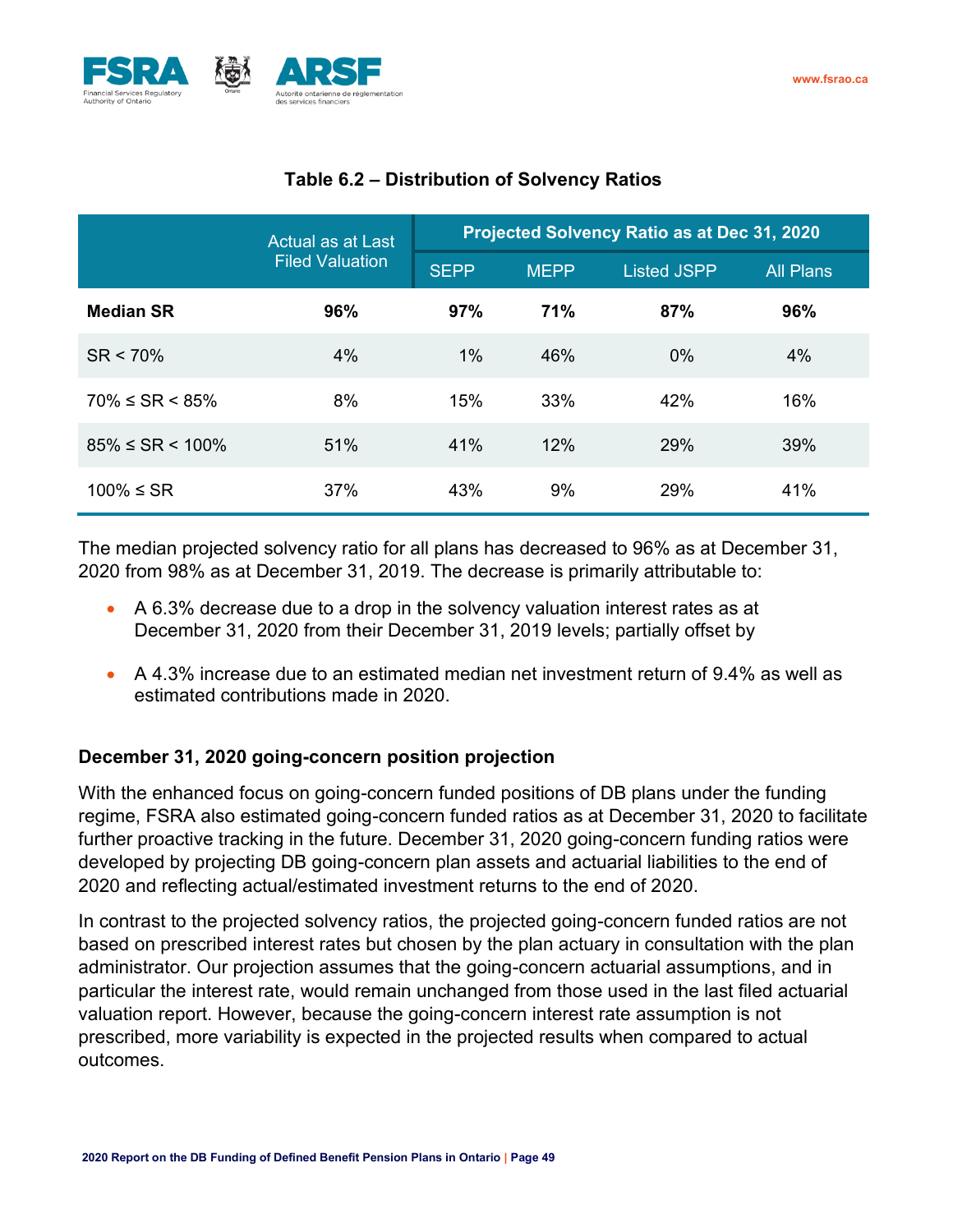### Table 6.2 – Distribution of Solvency Ratios

| | Actual as at Last Filed Valuation | Projected Solvency Ratio as at Dec 31, 2020 | | | |
|---|---|---|---|---|---|
| | | SEPP | MEPP | Listed JSPP | All Plans |
| **Median SR** | **96%** | **97%** | **71%** | **87%** | **96%** |
| SR < 70% | 4% | 1% | 46% | 0% | 4% |
| 70% ≤ SR < 85% | 8% | 15% | 33% | 42% | 16% |
| 85% ≤ SR < 100% | 51% | 41% | 12% | 29% | 39% |
| 100% ≤ SR | 37% | 43% | 9% | 29% | 41% |

The median projected solvency ratio for all plans has decreased to 96% as at December 31, 2020 from 98% as at December 31, 2019. The decrease is primarily attributable to:

- A 6.3% decrease due to a drop in the solvency valuation interest rates as at December 31, 2020 from their December 31, 2019 levels; partially offset by
- A 4.3% increase due to an estimated median net investment return of 9.4% as well as estimated contributions made in 2020.

### December 31, 2020 going-concern position projection

With the enhanced focus on going-concern funded positions of DB plans under the funding regime, FSRA also estimated going-concern funded ratios as at December 31, 2020 to facilitate further proactive tracking in the future. December 31, 2020 going-concern funding ratios were developed by projecting DB going-concern plan assets and actuarial liabilities to the end of 2020 and reflecting actual/estimated investment returns to the end of 2020.

In contrast to the projected solvency ratios, the projected going-concern funded ratios are not based on prescribed interest rates but chosen by the plan actuary in consultation with the plan administrator. Our projection assumes that the going-concern actuarial assumptions, and in particular the interest rate, would remain unchanged from those used in the last filed actuarial valuation report. However, because the going-concern interest rate assumption is not prescribed, more variability is expected in the projected results when compared to actual outcomes.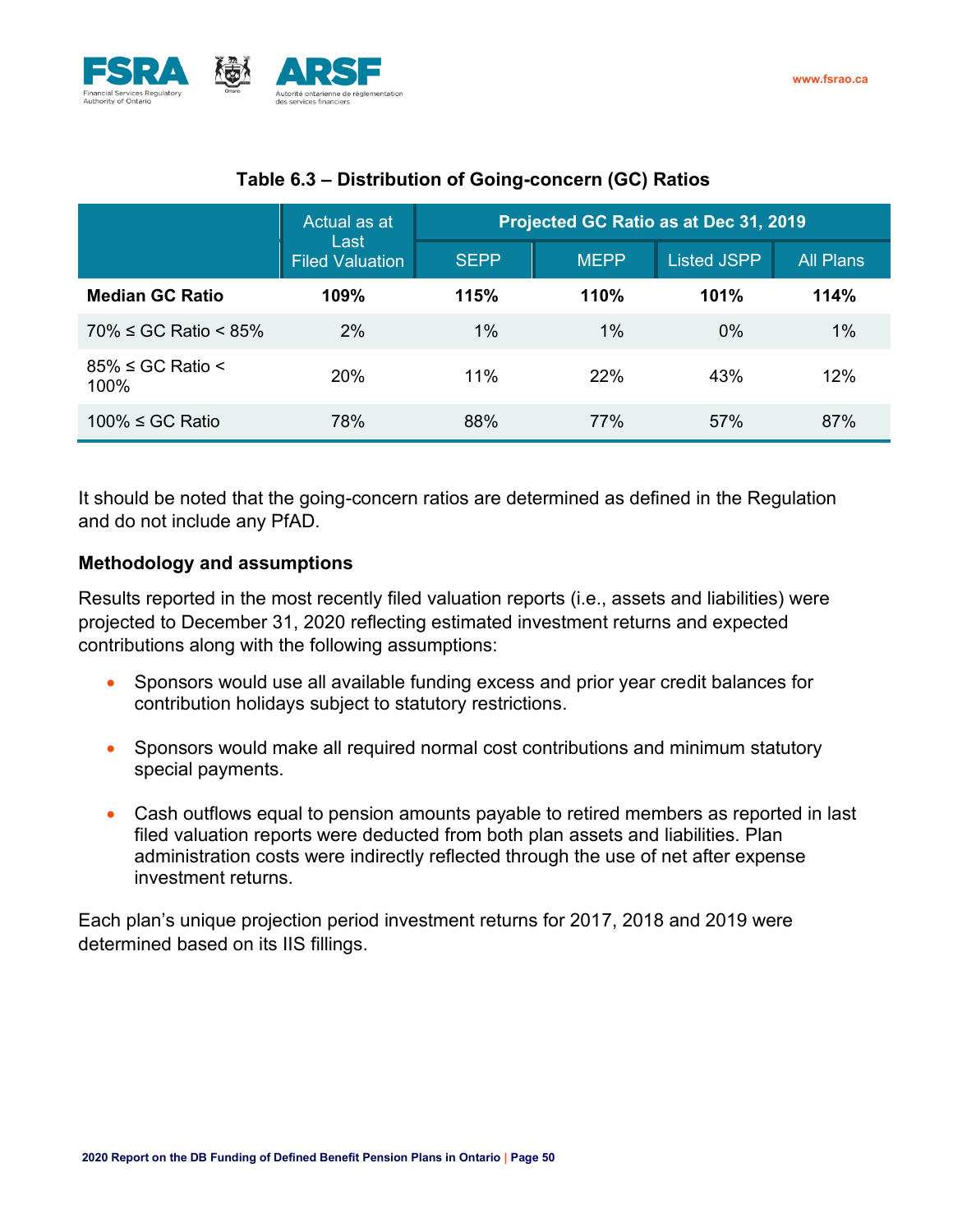**Table 6.3 – Distribution of Going-concern (GC) Ratios**

| | Actual as at Last Filed Valuation | Projected GC Ratio as at Dec 31, 2019 | | | |
|---|---|---|---|---|---|
| | | SEPP | MEPP | Listed JSPP | All Plans |
| **Median GC Ratio** | **109%** | **115%** | **110%** | **101%** | **114%** |
| 70% ≤ GC Ratio < 85% | 2% | 1% | 1% | 0% | 1% |
| 85% ≤ GC Ratio < 100% | 20% | 11% | 22% | 43% | 12% |
| 100% ≤ GC Ratio | 78% | 88% | 77% | 57% | 87% |

It should be noted that the going-concern ratios are determined as defined in the Regulation and do not include any PfAD.

### Methodology and assumptions

Results reported in the most recently filed valuation reports (i.e., assets and liabilities) were projected to December 31, 2020 reflecting estimated investment returns and expected contributions along with the following assumptions:

- Sponsors would use all available funding excess and prior year credit balances for contribution holidays subject to statutory restrictions.
- Sponsors would make all required normal cost contributions and minimum statutory special payments.
- Cash outflows equal to pension amounts payable to retired members as reported in last filed valuation reports were deducted from both plan assets and liabilities. Plan administration costs were indirectly reflected through the use of net after expense investment returns.

Each plan's unique projection period investment returns for 2017, 2018 and 2019 were determined based on its IIS fillings.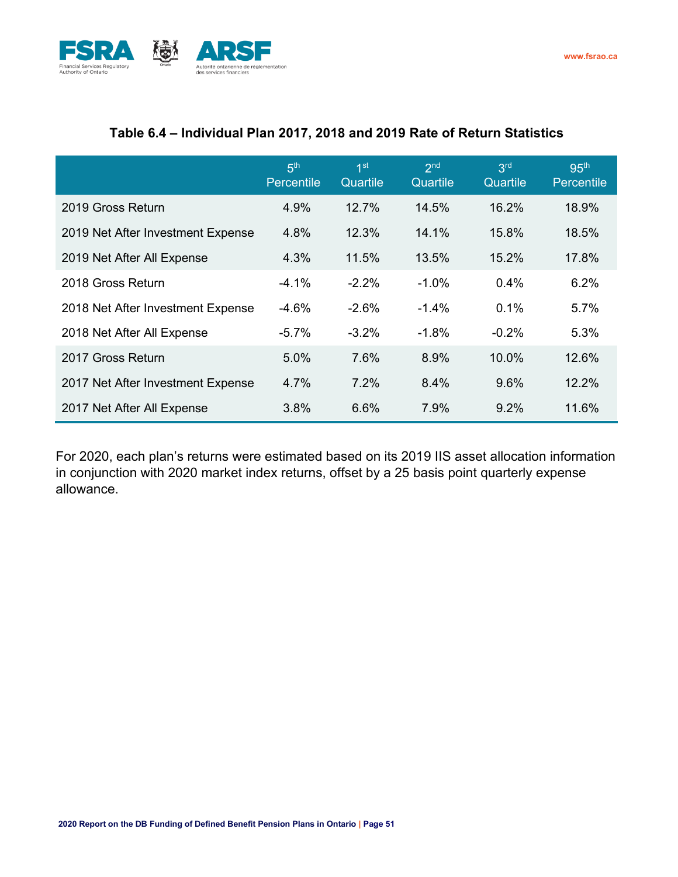**Table 6.4 – Individual Plan 2017, 2018 and 2019 Rate of Return Statistics**

| | 5th Percentile | 1st Quartile | 2nd Quartile | 3rd Quartile | 95th Percentile |
|---|---|---|---|---|---|
| 2019 Gross Return | 4.9% | 12.7% | 14.5% | 16.2% | 18.9% |
| 2019 Net After Investment Expense | 4.8% | 12.3% | 14.1% | 15.8% | 18.5% |
| 2019 Net After All Expense | 4.3% | 11.5% | 13.5% | 15.2% | 17.8% |
| 2018 Gross Return | -4.1% | -2.2% | -1.0% | 0.4% | 6.2% |
| 2018 Net After Investment Expense | -4.6% | -2.6% | -1.4% | 0.1% | 5.7% |
| 2018 Net After All Expense | -5.7% | -3.2% | -1.8% | -0.2% | 5.3% |
| 2017 Gross Return | 5.0% | 7.6% | 8.9% | 10.0% | 12.6% |
| 2017 Net After Investment Expense | 4.7% | 7.2% | 8.4% | 9.6% | 12.2% |
| 2017 Net After All Expense | 3.8% | 6.6% | 7.9% | 9.2% | 11.6% |

For 2020, each plan's returns were estimated based on its 2019 IIS asset allocation information in conjunction with 2020 market index returns, offset by a 25 basis point quarterly expense allowance.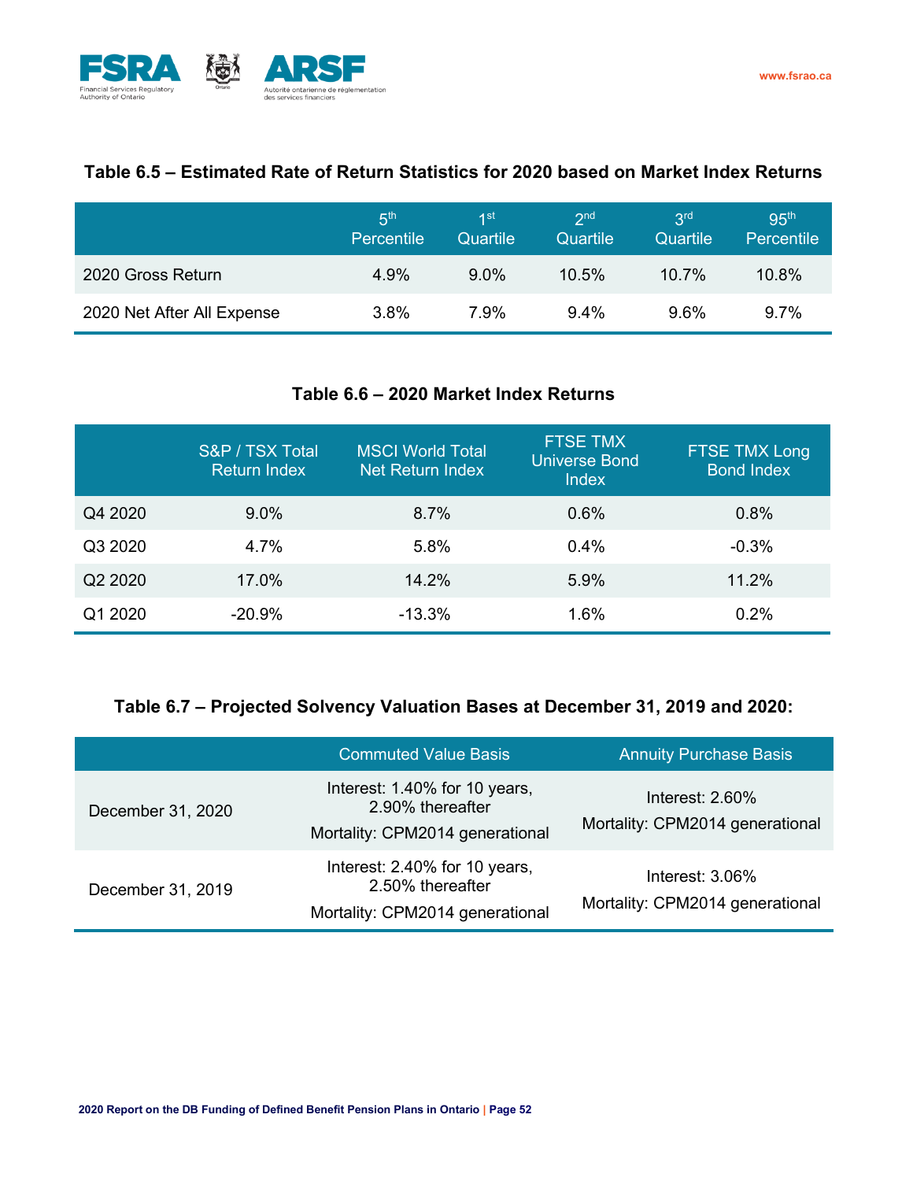### Table 6.5 – Estimated Rate of Return Statistics for 2020 based on Market Index Returns

| | 5th Percentile | 1st Quartile | 2nd Quartile | 3rd Quartile | 95th Percentile |
|---|---|---|---|---|---|
| 2020 Gross Return | 4.9% | 9.0% | 10.5% | 10.7% | 10.8% |
| 2020 Net After All Expense | 3.8% | 7.9% | 9.4% | 9.6% | 9.7% |

### Table 6.6 – 2020 Market Index Returns

| | S&P / TSX Total Return Index | MSCI World Total Net Return Index | FTSE TMX Universe Bond Index | FTSE TMX Long Bond Index |
|---|---|---|---|---|
| Q4 2020 | 9.0% | 8.7% | 0.6% | 0.8% |
| Q3 2020 | 4.7% | 5.8% | 0.4% | -0.3% |
| Q2 2020 | 17.0% | 14.2% | 5.9% | 11.2% |
| Q1 2020 | -20.9% | -13.3% | 1.6% | 0.2% |

### Table 6.7 – Projected Solvency Valuation Bases at December 31, 2019 and 2020:

| | Commuted Value Basis | Annuity Purchase Basis |
|---|---|---|
| December 31, 2020 | Interest: 1.40% for 10 years, 2.90% thereafter<br>Mortality: CPM2014 generational | Interest: 2.60%<br>Mortality: CPM2014 generational |
| December 31, 2019 | Interest: 2.40% for 10 years, 2.50% thereafter<br>Mortality: CPM2014 generational | Interest: 3.06%<br>Mortality: CPM2014 generational |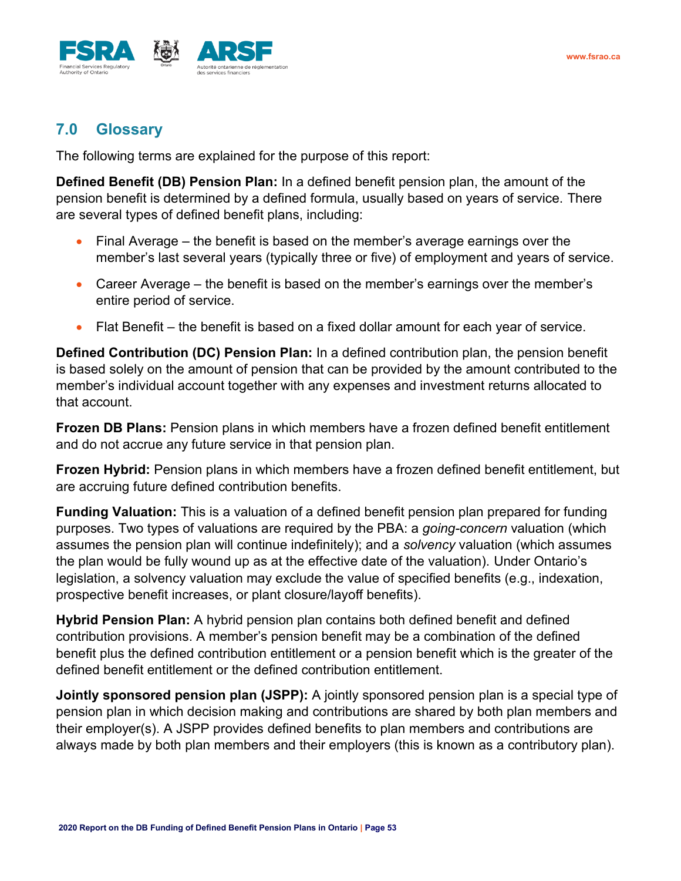## 7.0 Glossary

The following terms are explained for the purpose of this report:

**Defined Benefit (DB) Pension Plan:** In a defined benefit pension plan, the amount of the pension benefit is determined by a defined formula, usually based on years of service. There are several types of defined benefit plans, including:

- Final Average – the benefit is based on the member's average earnings over the member's last several years (typically three or five) of employment and years of service.
- Career Average – the benefit is based on the member's earnings over the member's entire period of service.
- Flat Benefit – the benefit is based on a fixed dollar amount for each year of service.

**Defined Contribution (DC) Pension Plan:** In a defined contribution plan, the pension benefit is based solely on the amount of pension that can be provided by the amount contributed to the member's individual account together with any expenses and investment returns allocated to that account.

**Frozen DB Plans:** Pension plans in which members have a frozen defined benefit entitlement and do not accrue any future service in that pension plan.

**Frozen Hybrid:** Pension plans in which members have a frozen defined benefit entitlement, but are accruing future defined contribution benefits.

**Funding Valuation:** This is a valuation of a defined benefit pension plan prepared for funding purposes. Two types of valuations are required by the PBA: a *going-concern* valuation (which assumes the pension plan will continue indefinitely); and a *solvency* valuation (which assumes the plan would be fully wound up as at the effective date of the valuation). Under Ontario's legislation, a solvency valuation may exclude the value of specified benefits (e.g., indexation, prospective benefit increases, or plant closure/layoff benefits).

**Hybrid Pension Plan:** A hybrid pension plan contains both defined benefit and defined contribution provisions. A member's pension benefit may be a combination of the defined benefit plus the defined contribution entitlement or a pension benefit which is the greater of the defined benefit entitlement or the defined contribution entitlement.

**Jointly sponsored pension plan (JSPP):** A jointly sponsored pension plan is a special type of pension plan in which decision making and contributions are shared by both plan members and their employer(s). A JSPP provides defined benefits to plan members and contributions are always made by both plan members and their employers (this is known as a contributory plan).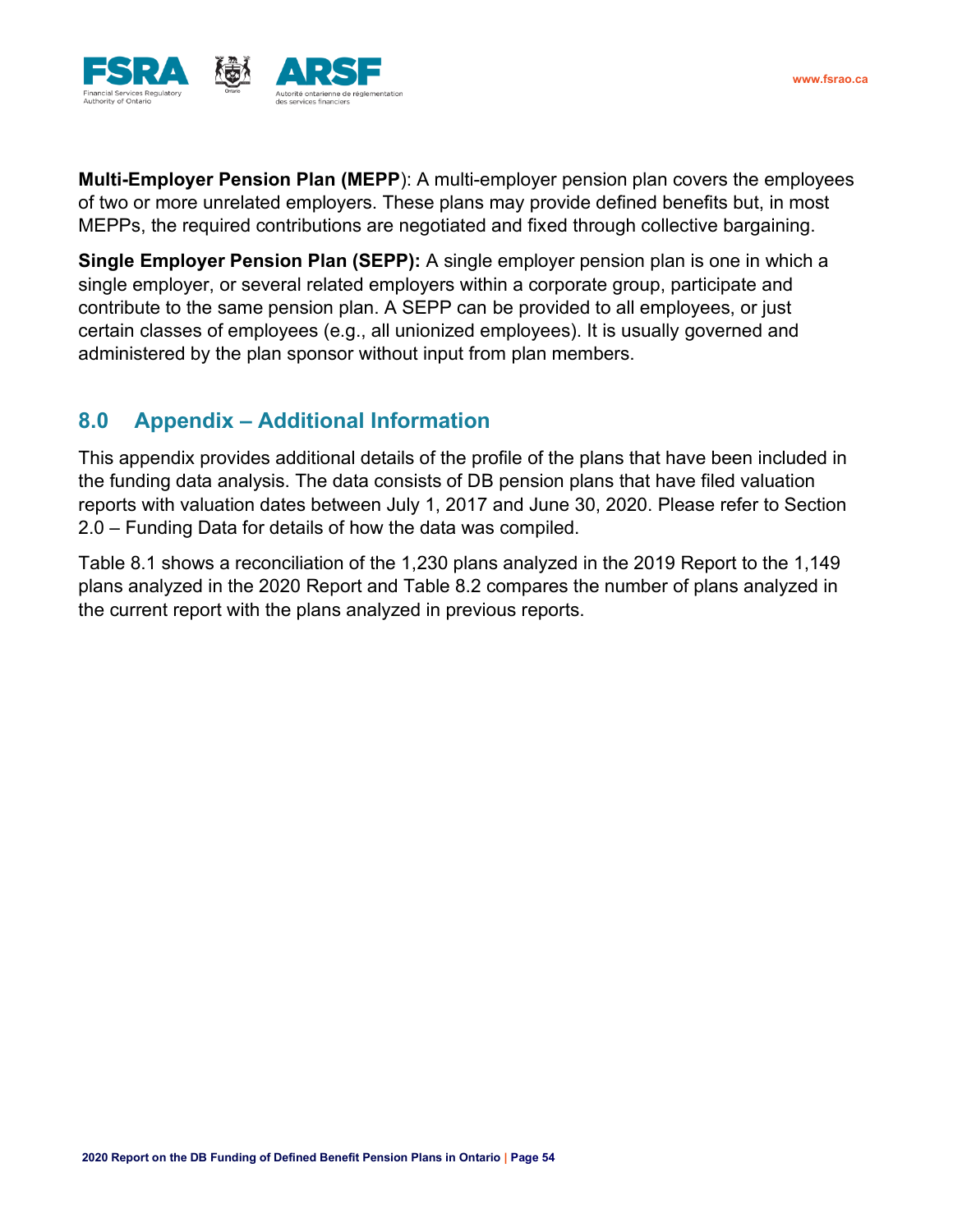**Multi-Employer Pension Plan (MEPP**): A multi-employer pension plan covers the employees of two or more unrelated employers. These plans may provide defined benefits but, in most MEPPs, the required contributions are negotiated and fixed through collective bargaining.

**Single Employer Pension Plan (SEPP):** A single employer pension plan is one in which a single employer, or several related employers within a corporate group, participate and contribute to the same pension plan. A SEPP can be provided to all employees, or just certain classes of employees (e.g., all unionized employees). It is usually governed and administered by the plan sponsor without input from plan members.

## 8.0 Appendix – Additional Information

This appendix provides additional details of the profile of the plans that have been included in the funding data analysis. The data consists of DB pension plans that have filed valuation reports with valuation dates between July 1, 2017 and June 30, 2020. Please refer to Section 2.0 – Funding Data for details of how the data was compiled.

Table 8.1 shows a reconciliation of the 1,230 plans analyzed in the 2019 Report to the 1,149 plans analyzed in the 2020 Report and Table 8.2 compares the number of plans analyzed in the current report with the plans analyzed in previous reports.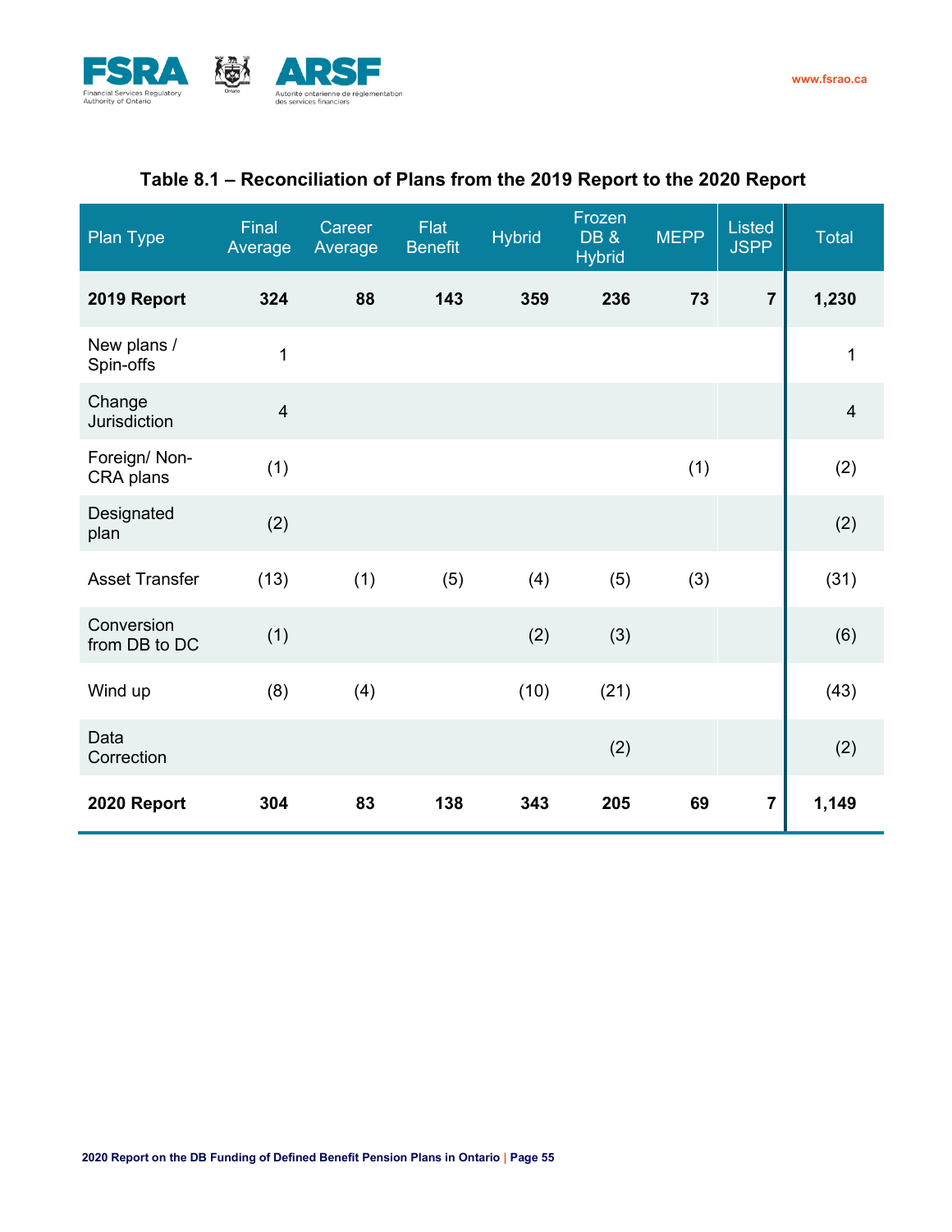### Table 8.1 – Reconciliation of Plans from the 2019 Report to the 2020 Report

| Plan Type | Final Average | Career Average | Flat Benefit | Hybrid | Frozen DB & Hybrid | MEPP | Listed JSPP | Total |
|---|---|---|---|---|---|---|---|---|
| **2019 Report** | **324** | **88** | **143** | **359** | **236** | **73** | **7** | **1,230** |
| New plans / Spin-offs | 1 | | | | | | | 1 |
| Change Jurisdiction | 4 | | | | | | | 4 |
| Foreign/ Non-CRA plans | (1) | | | | | (1) | | (2) |
| Designated plan | (2) | | | | | | | (2) |
| Asset Transfer | (13) | (1) | (5) | (4) | (5) | (3) | | (31) |
| Conversion from DB to DC | (1) | | | (2) | (3) | | | (6) |
| Wind up | (8) | (4) | | (10) | (21) | | | (43) |
| Data Correction | | | | | (2) | | | (2) |
| **2020 Report** | **304** | **83** | **138** | **343** | **205** | **69** | **7** | **1,149** |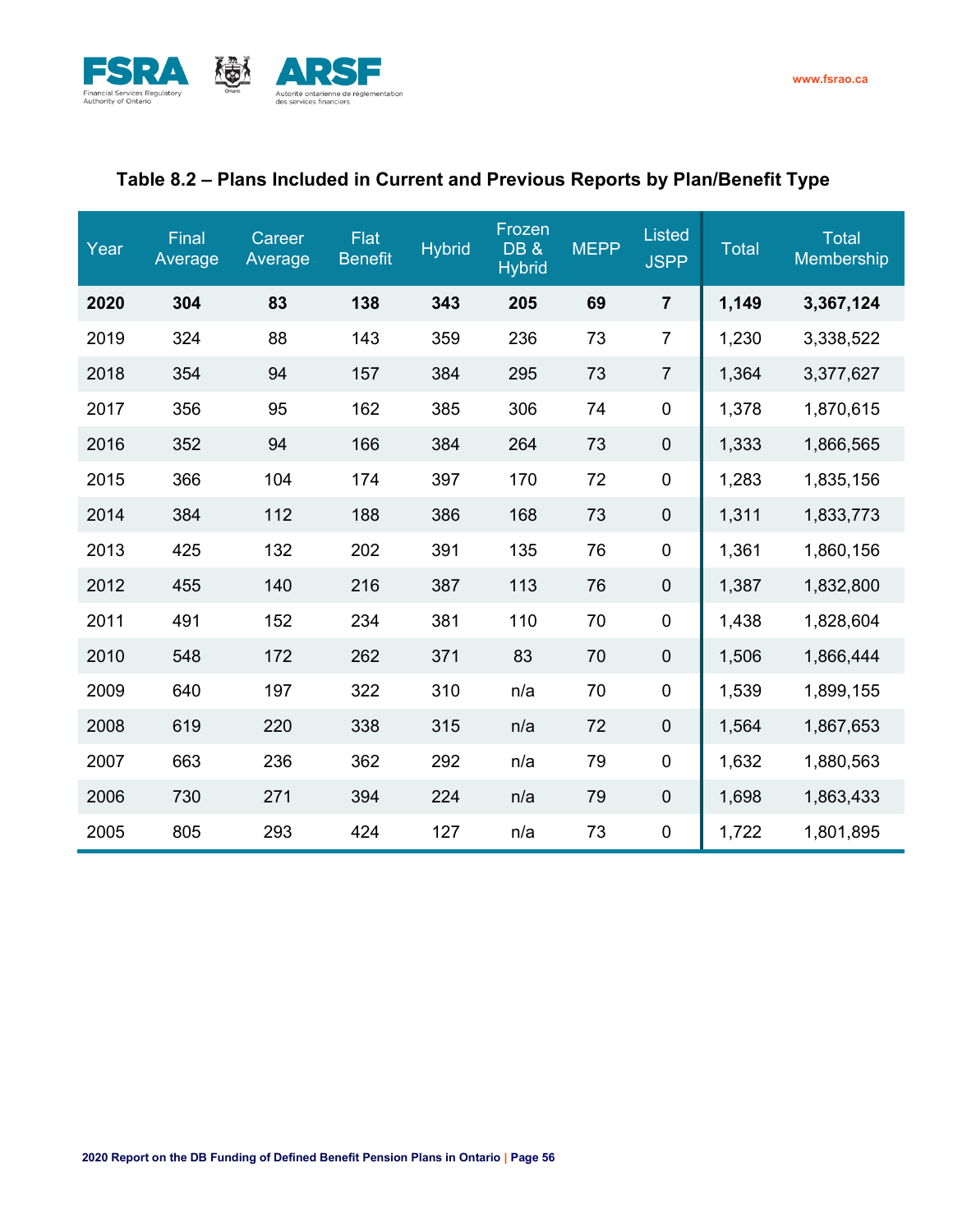### Table 8.2 – Plans Included in Current and Previous Reports by Plan/Benefit Type

| Year | Final Average | Career Average | Flat Benefit | Hybrid | Frozen DB & Hybrid | MEPP | Listed JSPP | Total | Total Membership |
|---|---|---|---|---|---|---|---|---|---|
| **2020** | **304** | **83** | **138** | **343** | **205** | **69** | **7** | **1,149** | **3,367,124** |
| 2019 | 324 | 88 | 143 | 359 | 236 | 73 | 7 | 1,230 | 3,338,522 |
| 2018 | 354 | 94 | 157 | 384 | 295 | 73 | 7 | 1,364 | 3,377,627 |
| 2017 | 356 | 95 | 162 | 385 | 306 | 74 | 0 | 1,378 | 1,870,615 |
| 2016 | 352 | 94 | 166 | 384 | 264 | 73 | 0 | 1,333 | 1,866,565 |
| 2015 | 366 | 104 | 174 | 397 | 170 | 72 | 0 | 1,283 | 1,835,156 |
| 2014 | 384 | 112 | 188 | 386 | 168 | 73 | 0 | 1,311 | 1,833,773 |
| 2013 | 425 | 132 | 202 | 391 | 135 | 76 | 0 | 1,361 | 1,860,156 |
| 2012 | 455 | 140 | 216 | 387 | 113 | 76 | 0 | 1,387 | 1,832,800 |
| 2011 | 491 | 152 | 234 | 381 | 110 | 70 | 0 | 1,438 | 1,828,604 |
| 2010 | 548 | 172 | 262 | 371 | 83 | 70 | 0 | 1,506 | 1,866,444 |
| 2009 | 640 | 197 | 322 | 310 | n/a | 70 | 0 | 1,539 | 1,899,155 |
| 2008 | 619 | 220 | 338 | 315 | n/a | 72 | 0 | 1,564 | 1,867,653 |
| 2007 | 663 | 236 | 362 | 292 | n/a | 79 | 0 | 1,632 | 1,880,563 |
| 2006 | 730 | 271 | 394 | 224 | n/a | 79 | 0 | 1,698 | 1,863,433 |
| 2005 | 805 | 293 | 424 | 127 | n/a | 73 | 0 | 1,722 | 1,801,895 |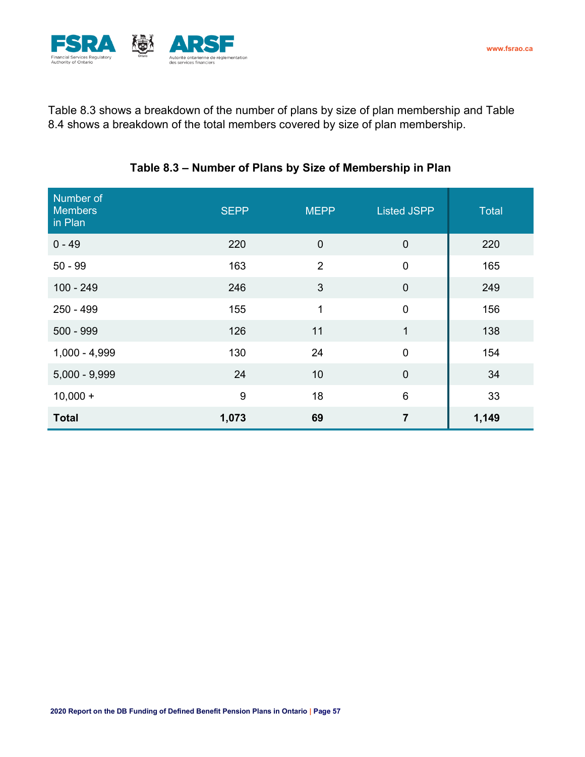Table 8.3 shows a breakdown of the number of plans by size of plan membership and Table 8.4 shows a breakdown of the total members covered by size of plan membership.

### Table 8.3 – Number of Plans by Size of Membership in Plan

| Number of Members in Plan | SEPP | MEPP | Listed JSPP | Total |
|---|---|---|---|---|
| 0 - 49 | 220 | 0 | 0 | 220 |
| 50 - 99 | 163 | 2 | 0 | 165 |
| 100 - 249 | 246 | 3 | 0 | 249 |
| 250 - 499 | 155 | 1 | 0 | 156 |
| 500 - 999 | 126 | 11 | 1 | 138 |
| 1,000 - 4,999 | 130 | 24 | 0 | 154 |
| 5,000 - 9,999 | 24 | 10 | 0 | 34 |
| 10,000 + | 9 | 18 | 6 | 33 |
| **Total** | **1,073** | **69** | **7** | **1,149** |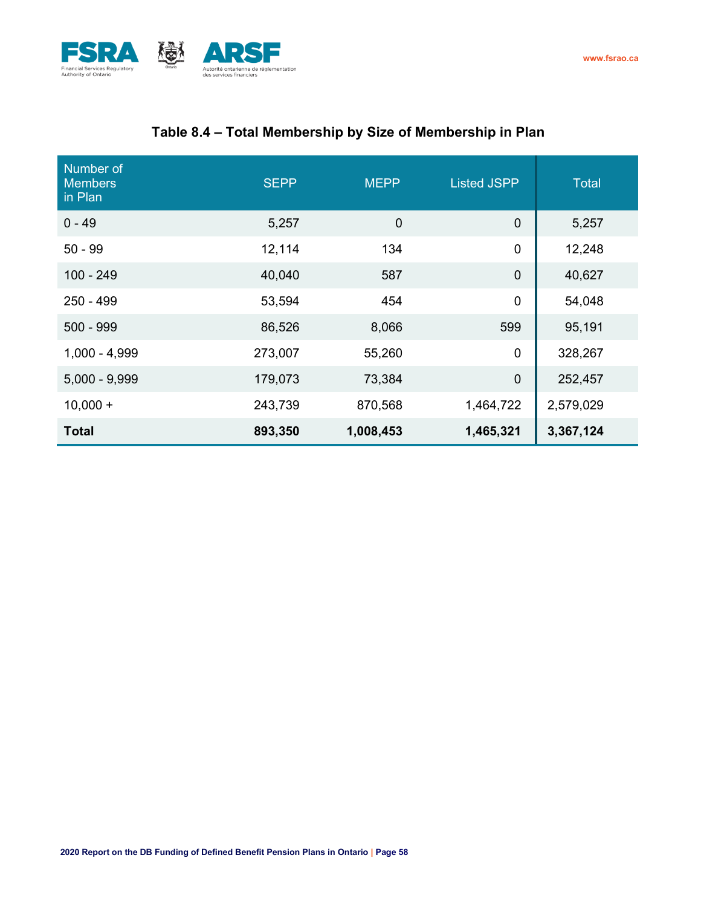### Table 8.4 – Total Membership by Size of Membership in Plan

| Number of Members in Plan | SEPP | MEPP | Listed JSPP | Total |
|---|---|---|---|---|
| 0 - 49 | 5,257 | 0 | 0 | 5,257 |
| 50 - 99 | 12,114 | 134 | 0 | 12,248 |
| 100 - 249 | 40,040 | 587 | 0 | 40,627 |
| 250 - 499 | 53,594 | 454 | 0 | 54,048 |
| 500 - 999 | 86,526 | 8,066 | 599 | 95,191 |
| 1,000 - 4,999 | 273,007 | 55,260 | 0 | 328,267 |
| 5,000 - 9,999 | 179,073 | 73,384 | 0 | 252,457 |
| 10,000 + | 243,739 | 870,568 | 1,464,722 | 2,579,029 |
| **Total** | **893,350** | **1,008,453** | **1,465,321** | **3,367,124** |